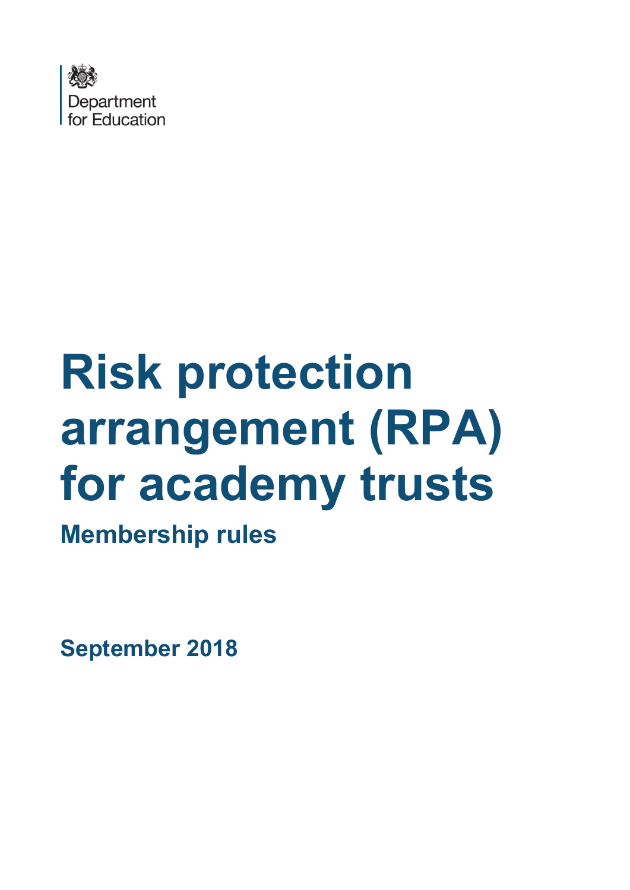Department for Education

# Risk protection arrangement (RPA) for academy trusts

## Membership rules

**September 2018**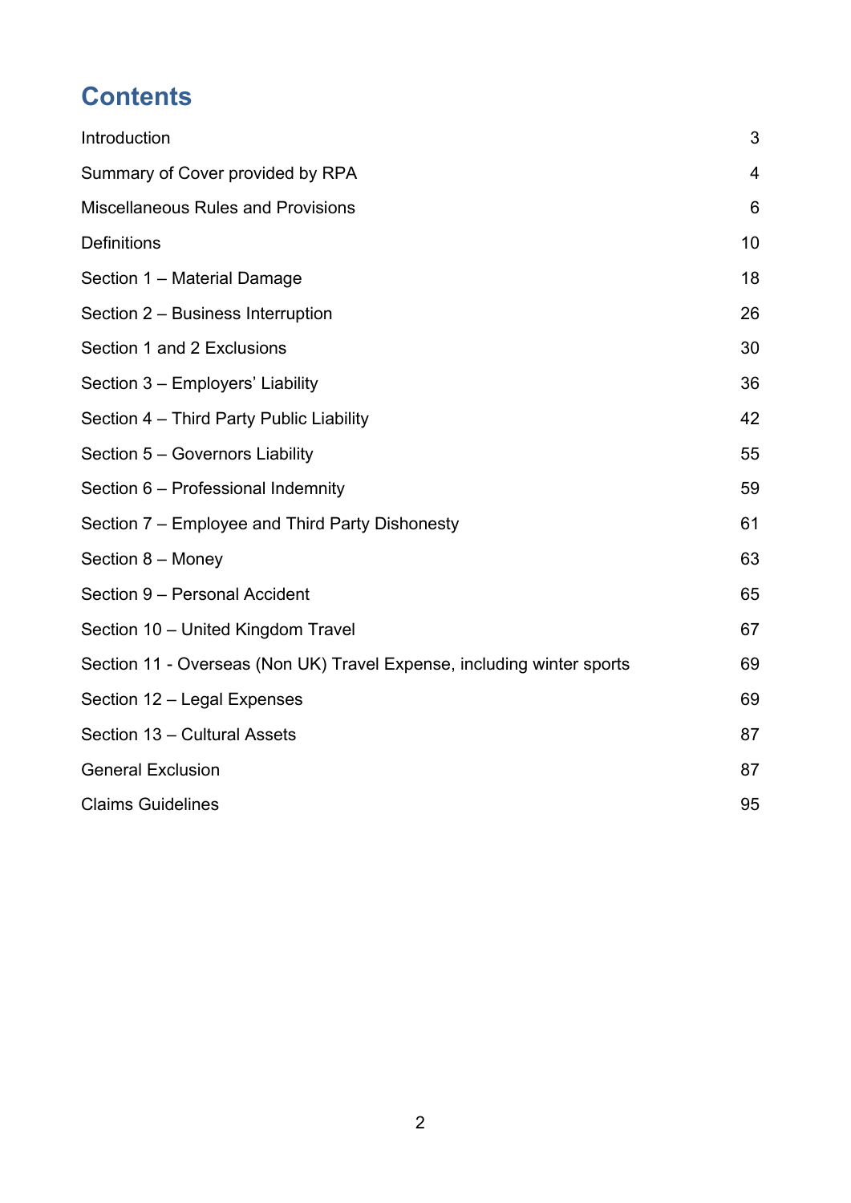# Contents

| | |
|---|---|
| Introduction | 3 |
| Summary of Cover provided by RPA | 4 |
| Miscellaneous Rules and Provisions | 6 |
| Definitions | 10 |
| Section 1 – Material Damage | 18 |
| Section 2 – Business Interruption | 26 |
| Section 1 and 2 Exclusions | 30 |
| Section 3 – Employers' Liability | 36 |
| Section 4 – Third Party Public Liability | 42 |
| Section 5 – Governors Liability | 55 |
| Section 6 – Professional Indemnity | 59 |
| Section 7 – Employee and Third Party Dishonesty | 61 |
| Section 8 – Money | 63 |
| Section 9 – Personal Accident | 65 |
| Section 10 – United Kingdom Travel | 67 |
| Section 11 - Overseas (Non UK) Travel Expense, including winter sports | 69 |
| Section 12 – Legal Expenses | 69 |
| Section 13 – Cultural Assets | 87 |
| General Exclusion | 87 |
| Claims Guidelines | 95 |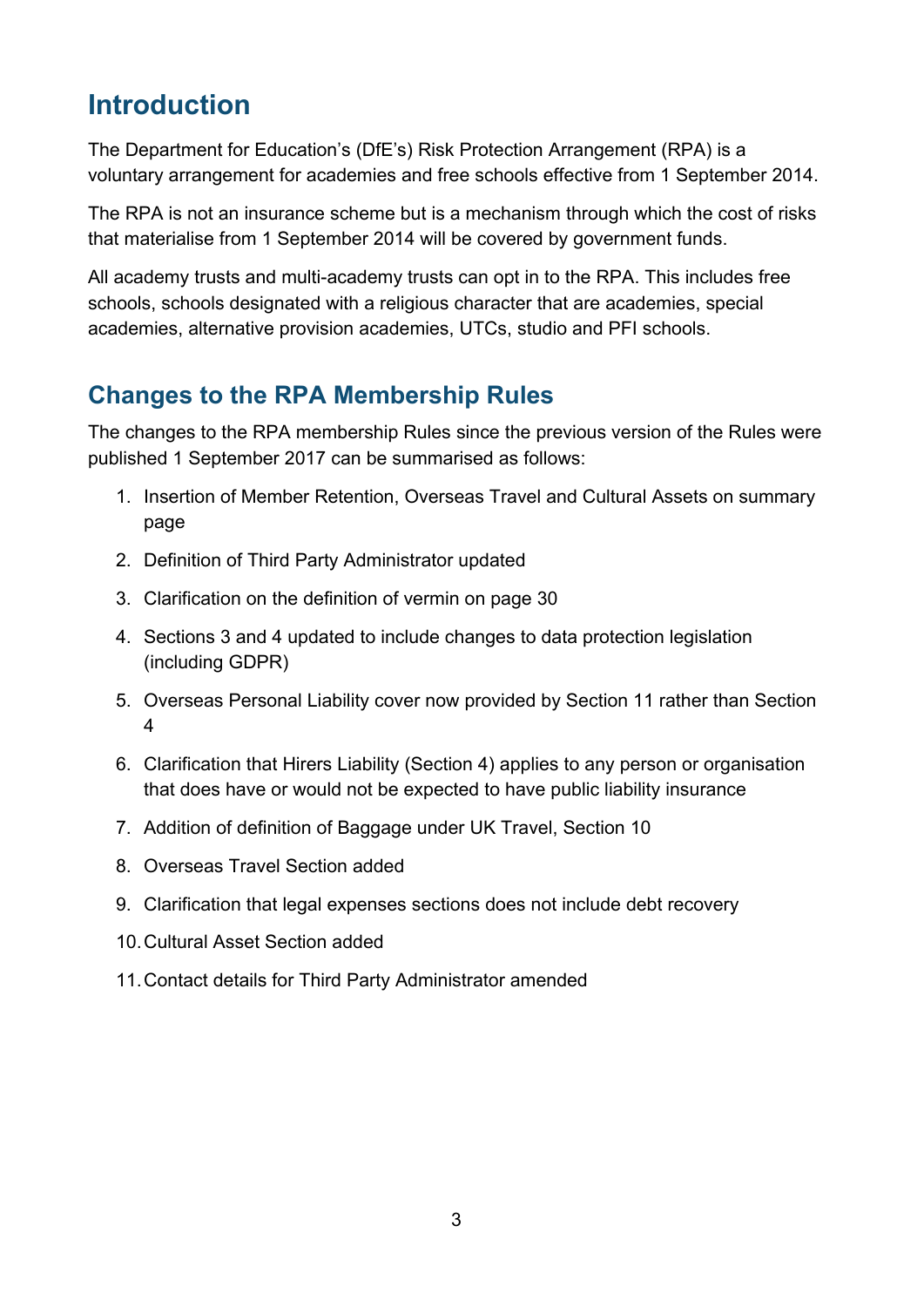## Introduction

The Department for Education's (DfE's) Risk Protection Arrangement (RPA) is a voluntary arrangement for academies and free schools effective from 1 September 2014.

The RPA is not an insurance scheme but is a mechanism through which the cost of risks that materialise from 1 September 2014 will be covered by government funds.

All academy trusts and multi-academy trusts can opt in to the RPA. This includes free schools, schools designated with a religious character that are academies, special academies, alternative provision academies, UTCs, studio and PFI schools.

## Changes to the RPA Membership Rules

The changes to the RPA membership Rules since the previous version of the Rules were published 1 September 2017 can be summarised as follows:

1. Insertion of Member Retention, Overseas Travel and Cultural Assets on summary page
2. Definition of Third Party Administrator updated
3. Clarification on the definition of vermin on page 30
4. Sections 3 and 4 updated to include changes to data protection legislation (including GDPR)
5. Overseas Personal Liability cover now provided by Section 11 rather than Section 4
6. Clarification that Hirers Liability (Section 4) applies to any person or organisation that does have or would not be expected to have public liability insurance
7. Addition of definition of Baggage under UK Travel, Section 10
8. Overseas Travel Section added
9. Clarification that legal expenses sections does not include debt recovery
10. Cultural Asset Section added
11. Contact details for Third Party Administrator amended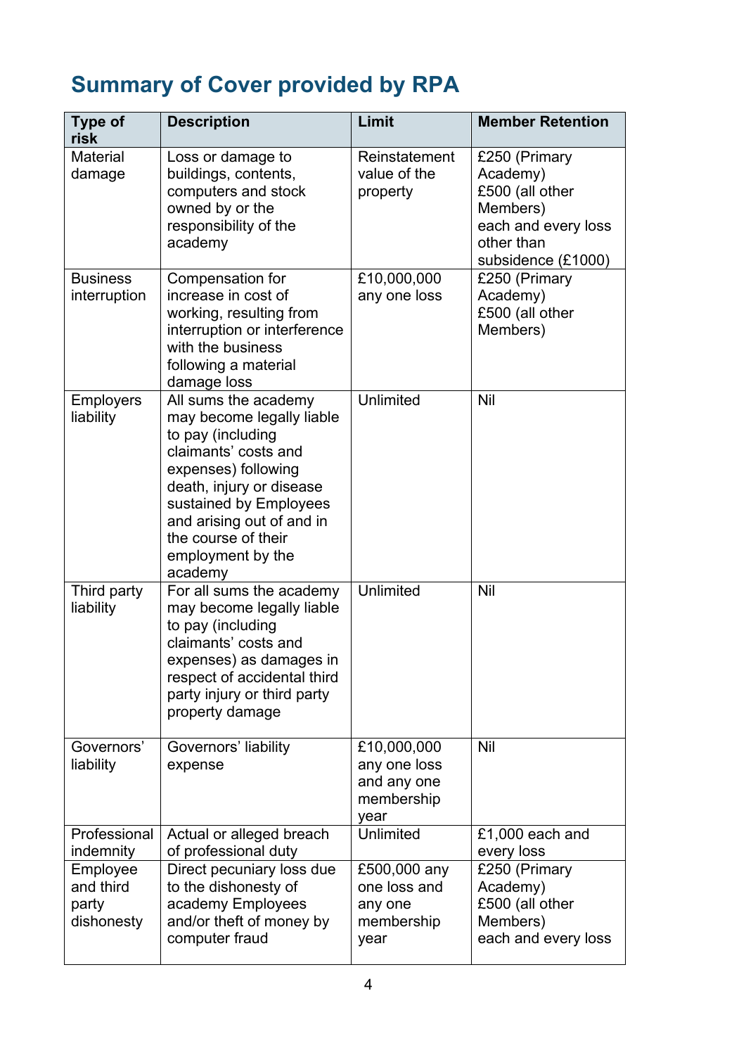## Summary of Cover provided by RPA

| Type of risk | Description | Limit | Member Retention |
|---|---|---|---|
| Material damage | Loss or damage to buildings, contents, computers and stock owned by or the responsibility of the academy | Reinstatement value of the property | £250 (Primary Academy) £500 (all other Members) each and every loss other than subsidence (£1000) |
| Business interruption | Compensation for increase in cost of working, resulting from interruption or interference with the business following a material damage loss | £10,000,000 any one loss | £250 (Primary Academy) £500 (all other Members) |
| Employers liability | All sums the academy may become legally liable to pay (including claimants' costs and expenses) following death, injury or disease sustained by Employees and arising out of and in the course of their employment by the academy | Unlimited | Nil |
| Third party liability | For all sums the academy may become legally liable to pay (including claimants' costs and expenses) as damages in respect of accidental third party injury or third party property damage | Unlimited | Nil |
| Governors' liability | Governors' liability expense | £10,000,000 any one loss and any one membership year | Nil |
| Professional indemnity | Actual or alleged breach of professional duty | Unlimited | £1,000 each and every loss |
| Employee and third party dishonesty | Direct pecuniary loss due to the dishonesty of academy Employees and/or theft of money by computer fraud | £500,000 any one loss and any one membership year | £250 (Primary Academy) £500 (all other Members) each and every loss |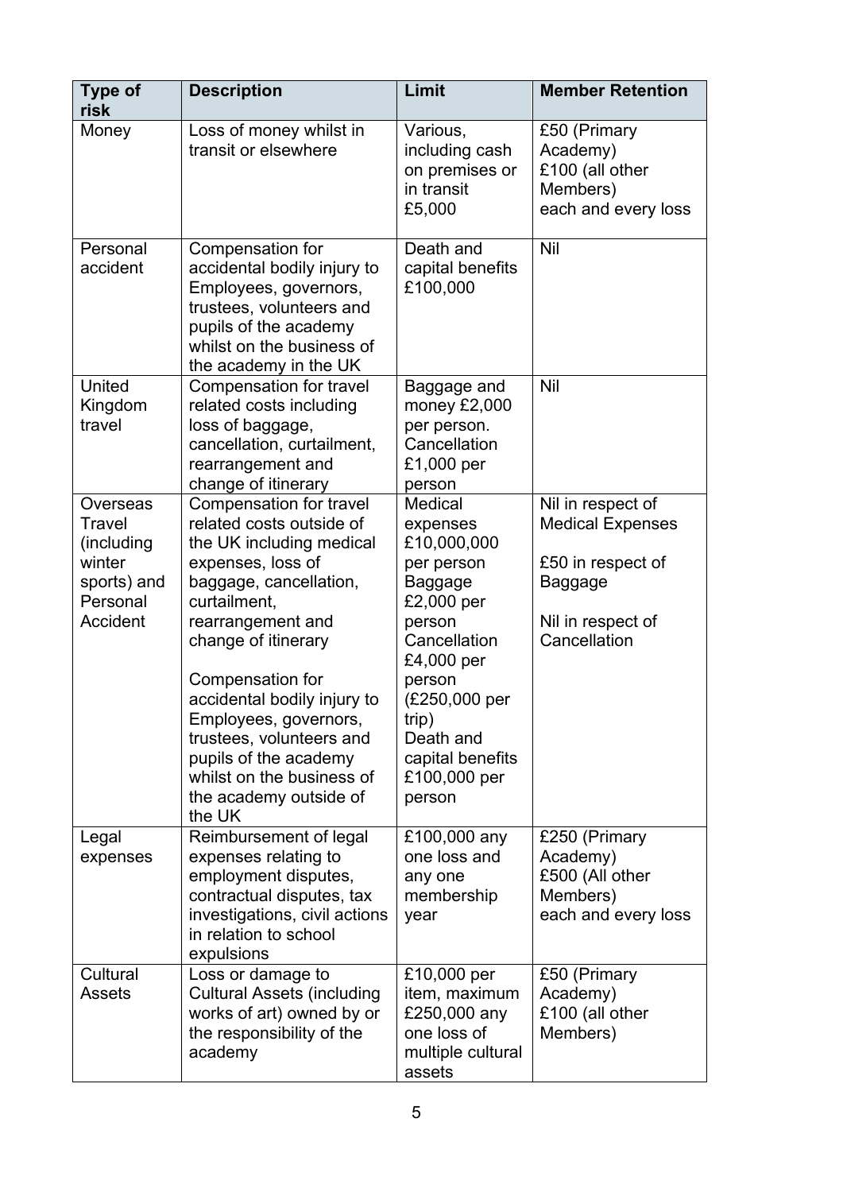| Type of risk | Description | Limit | Member Retention |
|---|---|---|---|
| Money | Loss of money whilst in transit or elsewhere | Various, including cash on premises or in transit £5,000 | £50 (Primary Academy) £100 (all other Members) each and every loss |
| Personal accident | Compensation for accidental bodily injury to Employees, governors, trustees, volunteers and pupils of the academy whilst on the business of the academy in the UK | Death and capital benefits £100,000 | Nil |
| United Kingdom travel | Compensation for travel related costs including loss of baggage, cancellation, curtailment, rearrangement and change of itinerary | Baggage and money £2,000 per person. Cancellation £1,000 per person | Nil |
| Overseas Travel (including winter sports) and Personal Accident | Compensation for travel related costs outside of the UK including medical expenses, loss of baggage, cancellation, curtailment, rearrangement and change of itinerary<br><br>Compensation for accidental bodily injury to Employees, governors, trustees, volunteers and pupils of the academy whilst on the business of the academy outside of the UK | Medical expenses £10,000,000 per person Baggage £2,000 per person Cancellation £4,000 per person (£250,000 per trip) Death and capital benefits £100,000 per person | Nil in respect of Medical Expenses<br><br>£50 in respect of Baggage<br><br>Nil in respect of Cancellation |
| Legal expenses | Reimbursement of legal expenses relating to employment disputes, contractual disputes, tax investigations, civil actions in relation to school expulsions | £100,000 any one loss and any one membership year | £250 (Primary Academy) £500 (All other Members) each and every loss |
| Cultural Assets | Loss or damage to Cultural Assets (including works of art) owned by or the responsibility of the academy | £10,000 per item, maximum £250,000 any one loss of multiple cultural assets | £50 (Primary Academy) £100 (all other Members) |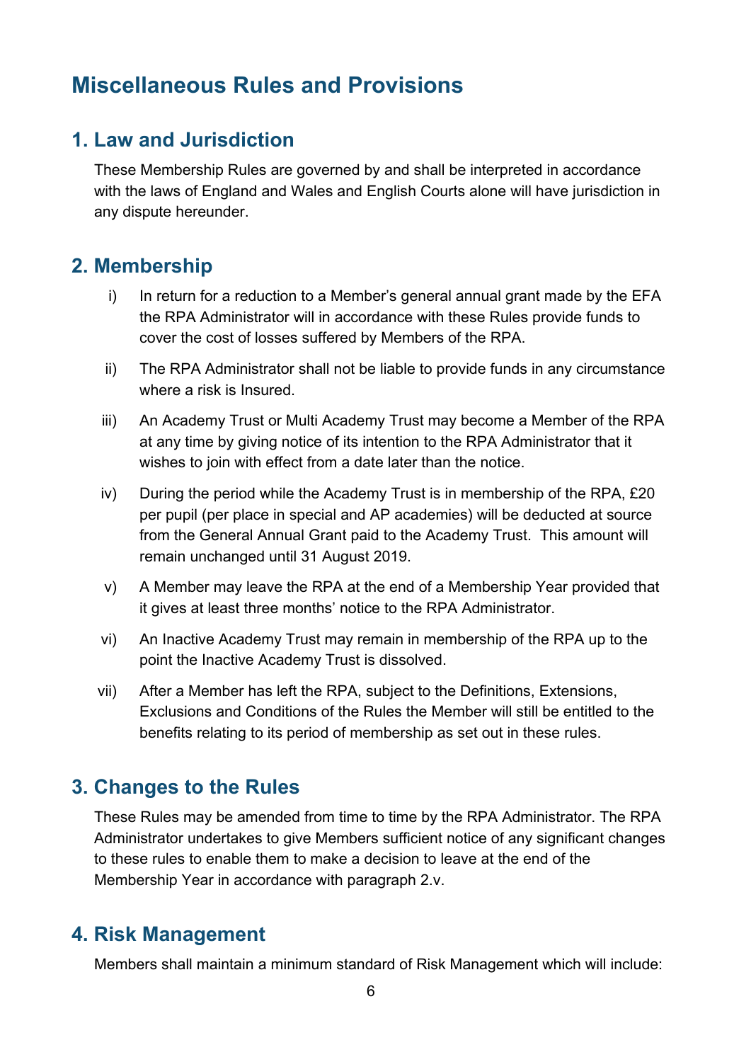# Miscellaneous Rules and Provisions

## 1. Law and Jurisdiction

These Membership Rules are governed by and shall be interpreted in accordance with the laws of England and Wales and English Courts alone will have jurisdiction in any dispute hereunder.

## 2. Membership

i) In return for a reduction to a Member's general annual grant made by the EFA the RPA Administrator will in accordance with these Rules provide funds to cover the cost of losses suffered by Members of the RPA.

ii) The RPA Administrator shall not be liable to provide funds in any circumstance where a risk is Insured.

iii) An Academy Trust or Multi Academy Trust may become a Member of the RPA at any time by giving notice of its intention to the RPA Administrator that it wishes to join with effect from a date later than the notice.

iv) During the period while the Academy Trust is in membership of the RPA, £20 per pupil (per place in special and AP academies) will be deducted at source from the General Annual Grant paid to the Academy Trust. This amount will remain unchanged until 31 August 2019.

v) A Member may leave the RPA at the end of a Membership Year provided that it gives at least three months' notice to the RPA Administrator.

vi) An Inactive Academy Trust may remain in membership of the RPA up to the point the Inactive Academy Trust is dissolved.

vii) After a Member has left the RPA, subject to the Definitions, Extensions, Exclusions and Conditions of the Rules the Member will still be entitled to the benefits relating to its period of membership as set out in these rules.

## 3. Changes to the Rules

These Rules may be amended from time to time by the RPA Administrator. The RPA Administrator undertakes to give Members sufficient notice of any significant changes to these rules to enable them to make a decision to leave at the end of the Membership Year in accordance with paragraph 2.v.

## 4. Risk Management

Members shall maintain a minimum standard of Risk Management which will include: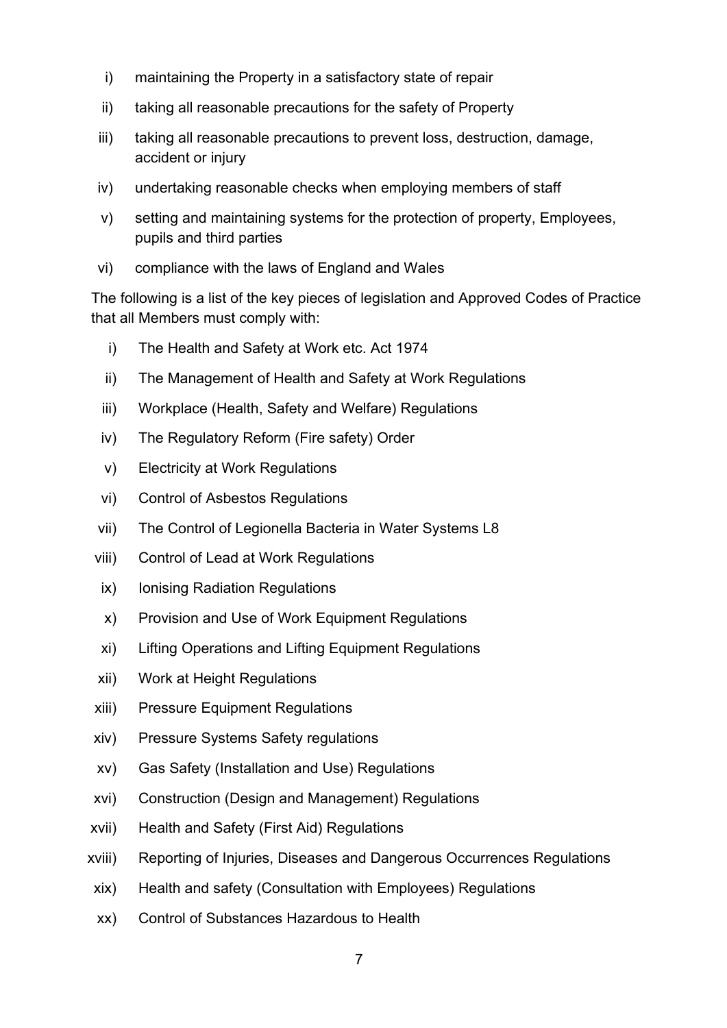i) maintaining the Property in a satisfactory state of repair

ii) taking all reasonable precautions for the safety of Property

iii) taking all reasonable precautions to prevent loss, destruction, damage, accident or injury

iv) undertaking reasonable checks when employing members of staff

v) setting and maintaining systems for the protection of property, Employees, pupils and third parties

vi) compliance with the laws of England and Wales

The following is a list of the key pieces of legislation and Approved Codes of Practice that all Members must comply with:

i) The Health and Safety at Work etc. Act 1974

ii) The Management of Health and Safety at Work Regulations

iii) Workplace (Health, Safety and Welfare) Regulations

iv) The Regulatory Reform (Fire safety) Order

v) Electricity at Work Regulations

vi) Control of Asbestos Regulations

vii) The Control of Legionella Bacteria in Water Systems L8

viii) Control of Lead at Work Regulations

ix) Ionising Radiation Regulations

x) Provision and Use of Work Equipment Regulations

xi) Lifting Operations and Lifting Equipment Regulations

xii) Work at Height Regulations

xiii) Pressure Equipment Regulations

xiv) Pressure Systems Safety regulations

xv) Gas Safety (Installation and Use) Regulations

xvi) Construction (Design and Management) Regulations

xvii) Health and Safety (First Aid) Regulations

xviii) Reporting of Injuries, Diseases and Dangerous Occurrences Regulations

xix) Health and safety (Consultation with Employees) Regulations

xx) Control of Substances Hazardous to Health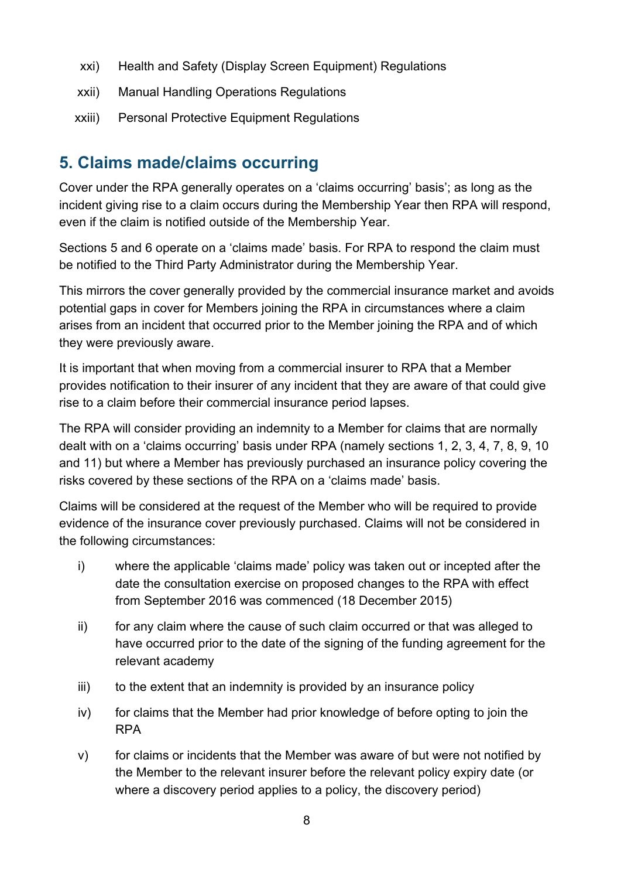xxi) Health and Safety (Display Screen Equipment) Regulations

xxii) Manual Handling Operations Regulations

xxiii) Personal Protective Equipment Regulations

## 5. Claims made/claims occurring

Cover under the RPA generally operates on a 'claims occurring' basis'; as long as the incident giving rise to a claim occurs during the Membership Year then RPA will respond, even if the claim is notified outside of the Membership Year.

Sections 5 and 6 operate on a 'claims made' basis. For RPA to respond the claim must be notified to the Third Party Administrator during the Membership Year.

This mirrors the cover generally provided by the commercial insurance market and avoids potential gaps in cover for Members joining the RPA in circumstances where a claim arises from an incident that occurred prior to the Member joining the RPA and of which they were previously aware.

It is important that when moving from a commercial insurer to RPA that a Member provides notification to their insurer of any incident that they are aware of that could give rise to a claim before their commercial insurance period lapses.

The RPA will consider providing an indemnity to a Member for claims that are normally dealt with on a 'claims occurring' basis under RPA (namely sections 1, 2, 3, 4, 7, 8, 9, 10 and 11) but where a Member has previously purchased an insurance policy covering the risks covered by these sections of the RPA on a 'claims made' basis.

Claims will be considered at the request of the Member who will be required to provide evidence of the insurance cover previously purchased. Claims will not be considered in the following circumstances:

i) where the applicable 'claims made' policy was taken out or incepted after the date the consultation exercise on proposed changes to the RPA with effect from September 2016 was commenced (18 December 2015)

ii) for any claim where the cause of such claim occurred or that was alleged to have occurred prior to the date of the signing of the funding agreement for the relevant academy

iii) to the extent that an indemnity is provided by an insurance policy

iv) for claims that the Member had prior knowledge of before opting to join the RPA

v) for claims or incidents that the Member was aware of but were not notified by the Member to the relevant insurer before the relevant policy expiry date (or where a discovery period applies to a policy, the discovery period)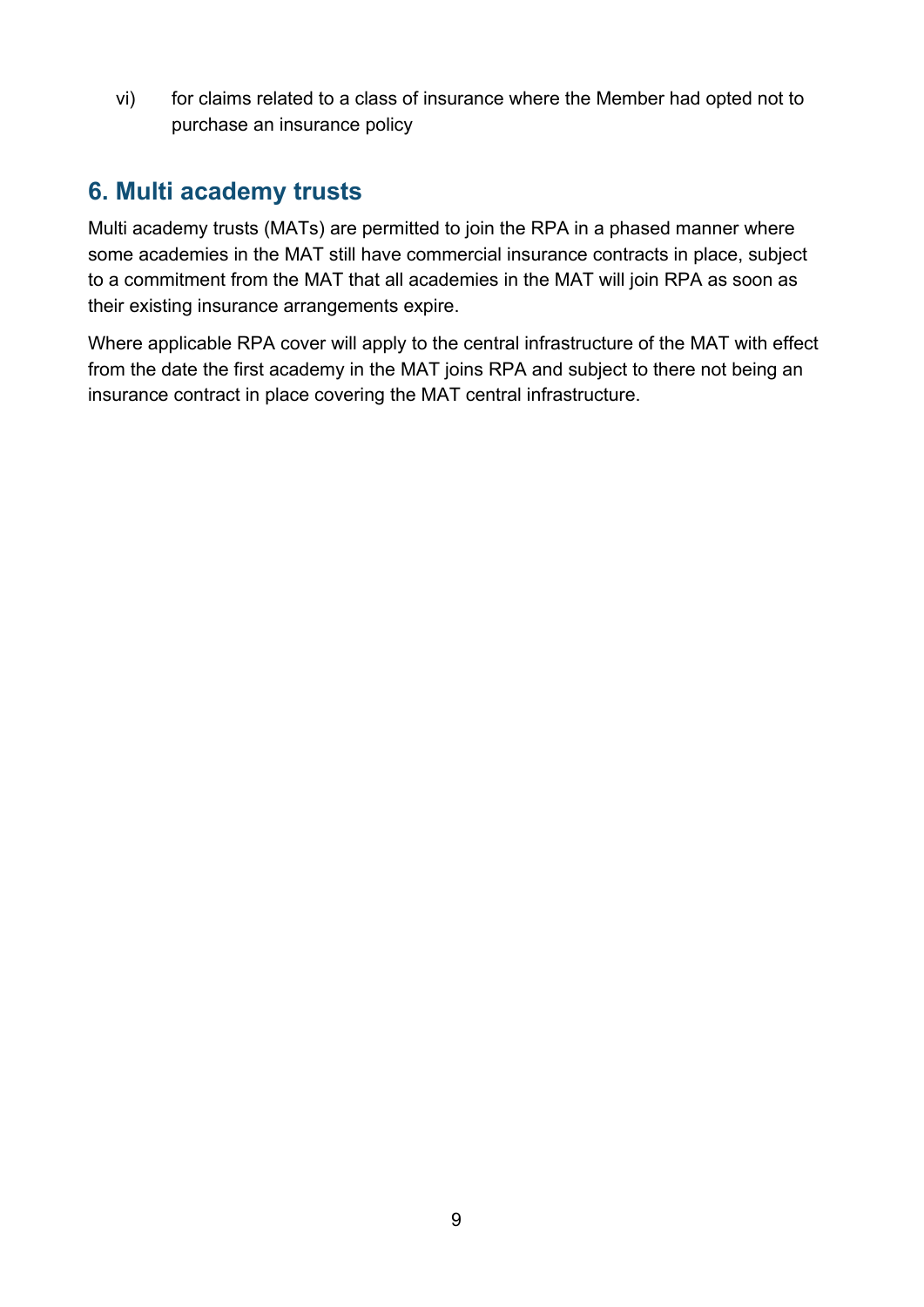vi) for claims related to a class of insurance where the Member had opted not to purchase an insurance policy

## 6. Multi academy trusts

Multi academy trusts (MATs) are permitted to join the RPA in a phased manner where some academies in the MAT still have commercial insurance contracts in place, subject to a commitment from the MAT that all academies in the MAT will join RPA as soon as their existing insurance arrangements expire.

Where applicable RPA cover will apply to the central infrastructure of the MAT with effect from the date the first academy in the MAT joins RPA and subject to there not being an insurance contract in place covering the MAT central infrastructure.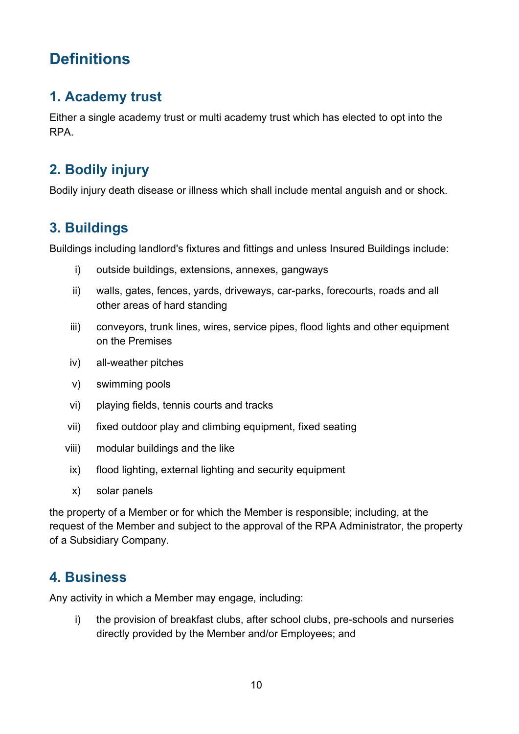# Definitions

## 1. Academy trust

Either a single academy trust or multi academy trust which has elected to opt into the RPA.

## 2. Bodily injury

Bodily injury death disease or illness which shall include mental anguish and or shock.

## 3. Buildings

Buildings including landlord's fixtures and fittings and unless Insured Buildings include:

i) outside buildings, extensions, annexes, gangways

ii) walls, gates, fences, yards, driveways, car-parks, forecourts, roads and all other areas of hard standing

iii) conveyors, trunk lines, wires, service pipes, flood lights and other equipment on the Premises

iv) all-weather pitches

v) swimming pools

vi) playing fields, tennis courts and tracks

vii) fixed outdoor play and climbing equipment, fixed seating

viii) modular buildings and the like

ix) flood lighting, external lighting and security equipment

x) solar panels

the property of a Member or for which the Member is responsible; including, at the request of the Member and subject to the approval of the RPA Administrator, the property of a Subsidiary Company.

## 4. Business

Any activity in which a Member may engage, including:

i) the provision of breakfast clubs, after school clubs, pre-schools and nurseries directly provided by the Member and/or Employees; and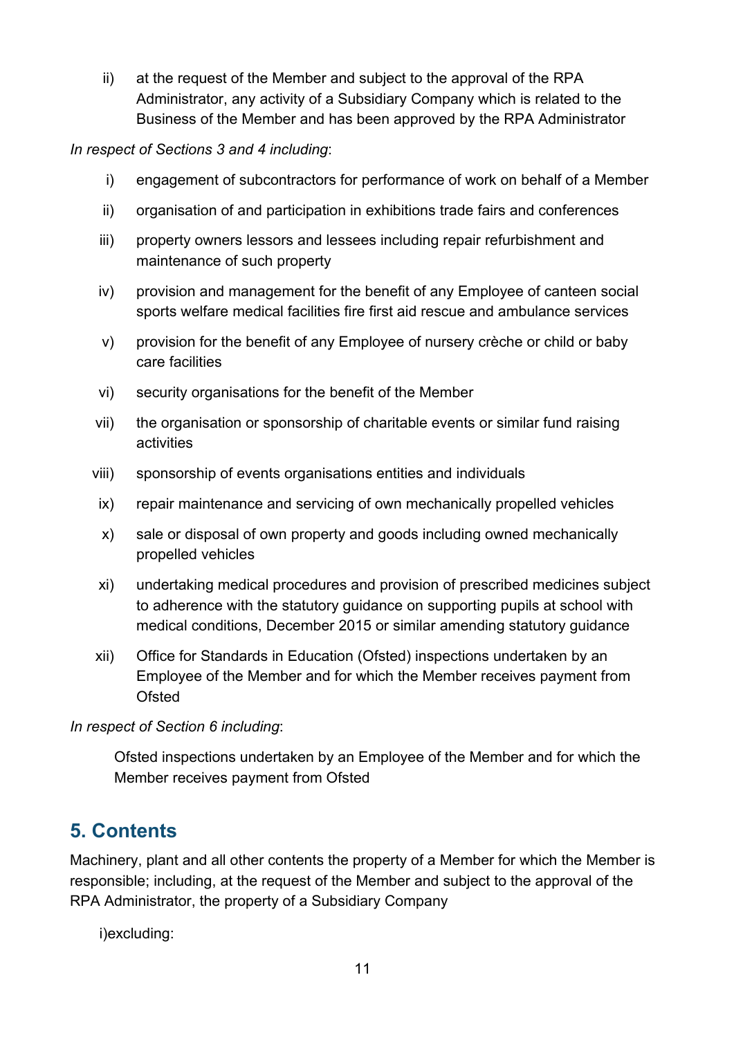ii) at the request of the Member and subject to the approval of the RPA Administrator, any activity of a Subsidiary Company which is related to the Business of the Member and has been approved by the RPA Administrator

*In respect of Sections 3 and 4 including*:

i) engagement of subcontractors for performance of work on behalf of a Member

ii) organisation of and participation in exhibitions trade fairs and conferences

iii) property owners lessors and lessees including repair refurbishment and maintenance of such property

iv) provision and management for the benefit of any Employee of canteen social sports welfare medical facilities fire first aid rescue and ambulance services

v) provision for the benefit of any Employee of nursery crèche or child or baby care facilities

vi) security organisations for the benefit of the Member

vii) the organisation or sponsorship of charitable events or similar fund raising activities

viii) sponsorship of events organisations entities and individuals

ix) repair maintenance and servicing of own mechanically propelled vehicles

x) sale or disposal of own property and goods including owned mechanically propelled vehicles

xi) undertaking medical procedures and provision of prescribed medicines subject to adherence with the statutory guidance on supporting pupils at school with medical conditions, December 2015 or similar amending statutory guidance

xii) Office for Standards in Education (Ofsted) inspections undertaken by an Employee of the Member and for which the Member receives payment from Ofsted

*In respect of Section 6 including*:

Ofsted inspections undertaken by an Employee of the Member and for which the Member receives payment from Ofsted

## 5. Contents

Machinery, plant and all other contents the property of a Member for which the Member is responsible; including, at the request of the Member and subject to the approval of the RPA Administrator, the property of a Subsidiary Company

i)excluding: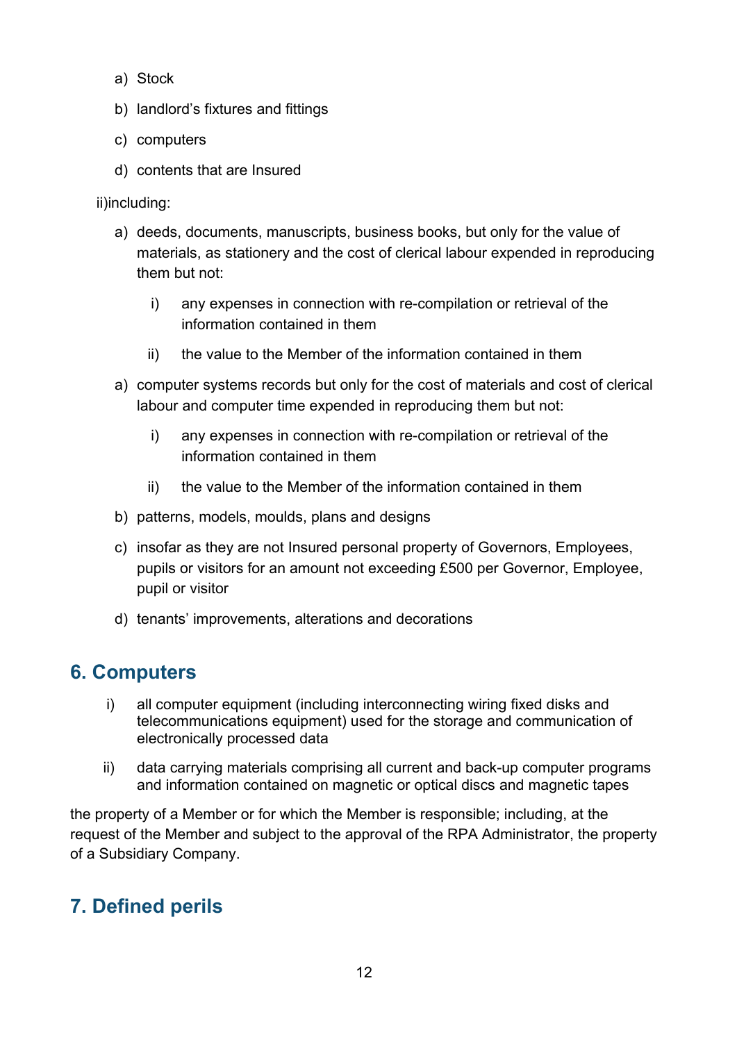a) Stock

b) landlord's fixtures and fittings

c) computers

d) contents that are Insured

ii)including:

a) deeds, documents, manuscripts, business books, but only for the value of materials, as stationery and the cost of clerical labour expended in reproducing them but not:

    i) any expenses in connection with re-compilation or retrieval of the information contained in them

    ii) the value to the Member of the information contained in them

a) computer systems records but only for the cost of materials and cost of clerical labour and computer time expended in reproducing them but not:

    i) any expenses in connection with re-compilation or retrieval of the information contained in them

    ii) the value to the Member of the information contained in them

b) patterns, models, moulds, plans and designs

c) insofar as they are not Insured personal property of Governors, Employees, pupils or visitors for an amount not exceeding £500 per Governor, Employee, pupil or visitor

d) tenants' improvements, alterations and decorations

## 6. Computers

i) all computer equipment (including interconnecting wiring fixed disks and telecommunications equipment) used for the storage and communication of electronically processed data

ii) data carrying materials comprising all current and back-up computer programs and information contained on magnetic or optical discs and magnetic tapes

the property of a Member or for which the Member is responsible; including, at the request of the Member and subject to the approval of the RPA Administrator, the property of a Subsidiary Company.

## 7. Defined perils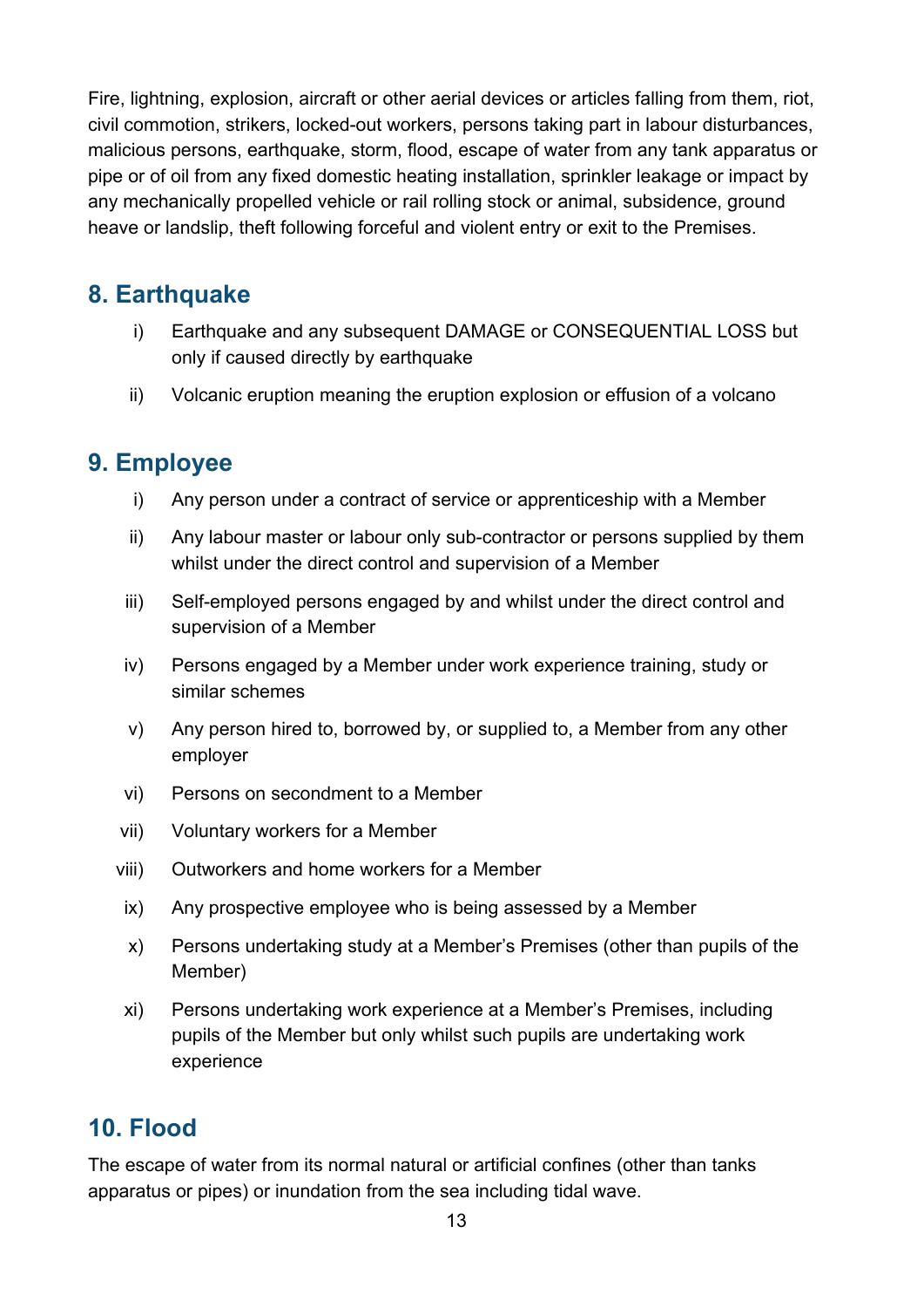Fire, lightning, explosion, aircraft or other aerial devices or articles falling from them, riot, civil commotion, strikers, locked-out workers, persons taking part in labour disturbances, malicious persons, earthquake, storm, flood, escape of water from any tank apparatus or pipe or of oil from any fixed domestic heating installation, sprinkler leakage or impact by any mechanically propelled vehicle or rail rolling stock or animal, subsidence, ground heave or landslip, theft following forceful and violent entry or exit to the Premises.

## 8. Earthquake

i) Earthquake and any subsequent DAMAGE or CONSEQUENTIAL LOSS but only if caused directly by earthquake

ii) Volcanic eruption meaning the eruption explosion or effusion of a volcano

## 9. Employee

i) Any person under a contract of service or apprenticeship with a Member

ii) Any labour master or labour only sub-contractor or persons supplied by them whilst under the direct control and supervision of a Member

iii) Self-employed persons engaged by and whilst under the direct control and supervision of a Member

iv) Persons engaged by a Member under work experience training, study or similar schemes

v) Any person hired to, borrowed by, or supplied to, a Member from any other employer

vi) Persons on secondment to a Member

vii) Voluntary workers for a Member

viii) Outworkers and home workers for a Member

ix) Any prospective employee who is being assessed by a Member

x) Persons undertaking study at a Member's Premises (other than pupils of the Member)

xi) Persons undertaking work experience at a Member's Premises, including pupils of the Member but only whilst such pupils are undertaking work experience

## 10. Flood

The escape of water from its normal natural or artificial confines (other than tanks apparatus or pipes) or inundation from the sea including tidal wave.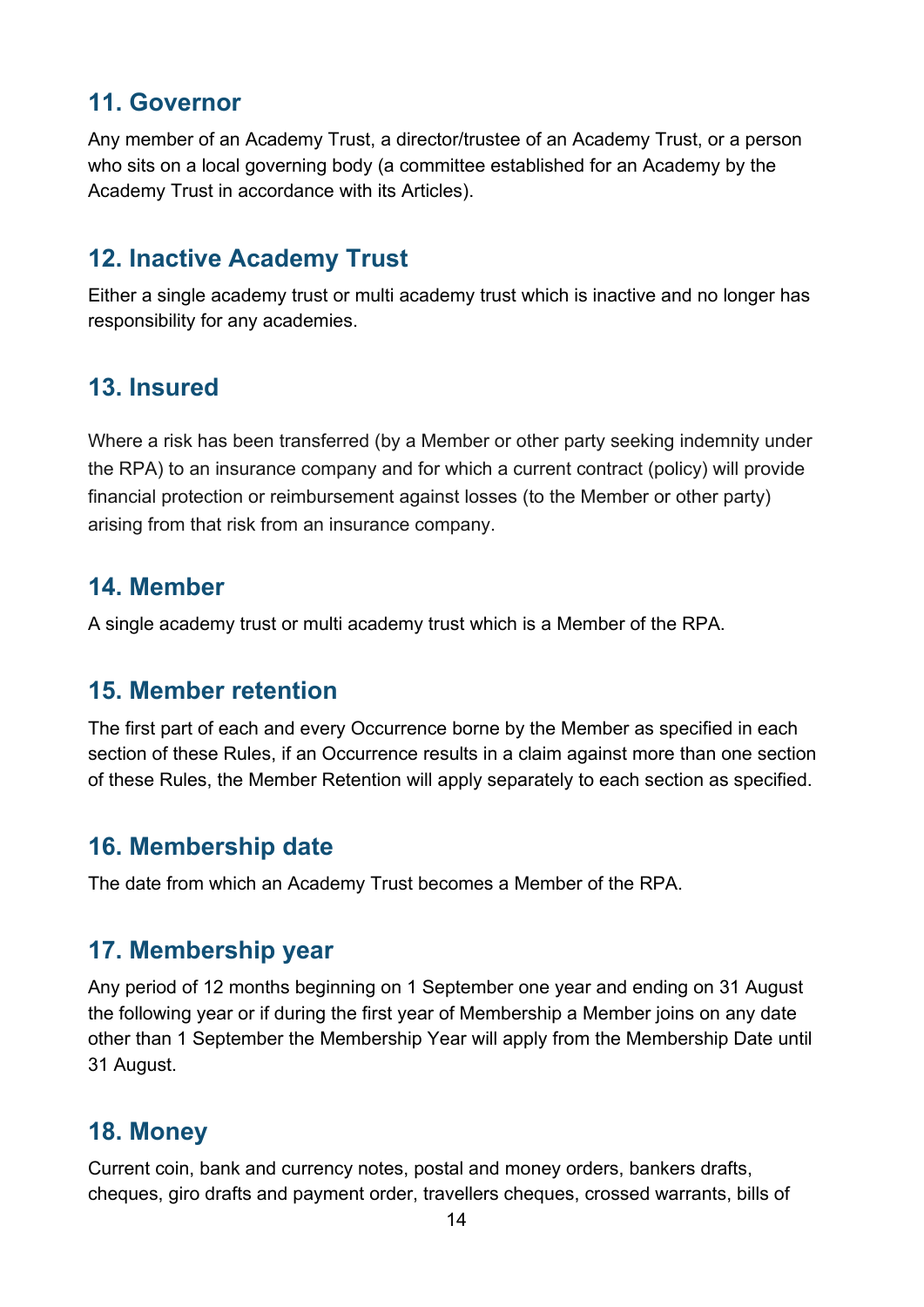## 11. Governor

Any member of an Academy Trust, a director/trustee of an Academy Trust, or a person who sits on a local governing body (a committee established for an Academy by the Academy Trust in accordance with its Articles).

## 12. Inactive Academy Trust

Either a single academy trust or multi academy trust which is inactive and no longer has responsibility for any academies.

## 13. Insured

Where a risk has been transferred (by a Member or other party seeking indemnity under the RPA) to an insurance company and for which a current contract (policy) will provide financial protection or reimbursement against losses (to the Member or other party) arising from that risk from an insurance company.

## 14. Member

A single academy trust or multi academy trust which is a Member of the RPA.

## 15. Member retention

The first part of each and every Occurrence borne by the Member as specified in each section of these Rules, if an Occurrence results in a claim against more than one section of these Rules, the Member Retention will apply separately to each section as specified.

## 16. Membership date

The date from which an Academy Trust becomes a Member of the RPA.

## 17. Membership year

Any period of 12 months beginning on 1 September one year and ending on 31 August the following year or if during the first year of Membership a Member joins on any date other than 1 September the Membership Year will apply from the Membership Date until 31 August.

## 18. Money

Current coin, bank and currency notes, postal and money orders, bankers drafts, cheques, giro drafts and payment order, travellers cheques, crossed warrants, bills of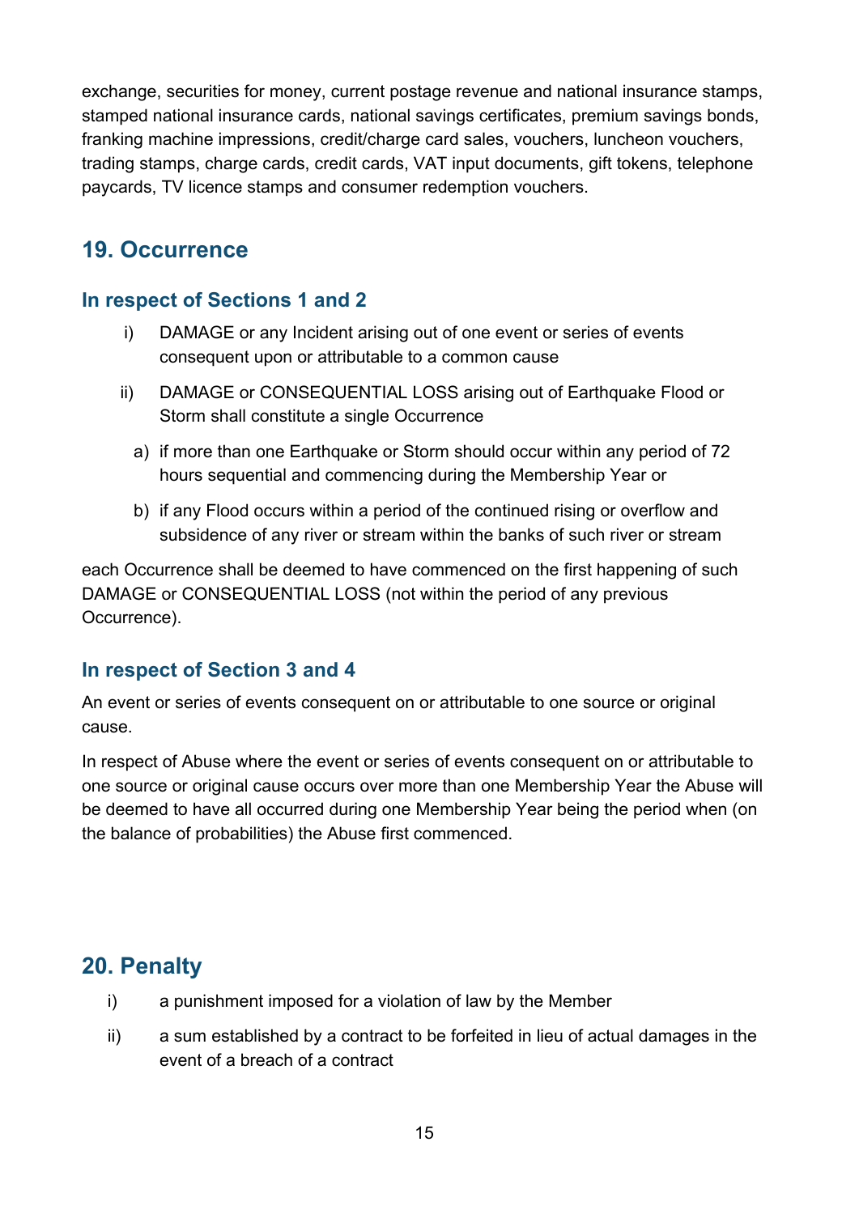exchange, securities for money, current postage revenue and national insurance stamps, stamped national insurance cards, national savings certificates, premium savings bonds, franking machine impressions, credit/charge card sales, vouchers, luncheon vouchers, trading stamps, charge cards, credit cards, VAT input documents, gift tokens, telephone paycards, TV licence stamps and consumer redemption vouchers.

## 19. Occurrence

### In respect of Sections 1 and 2

i) DAMAGE or any Incident arising out of one event or series of events consequent upon or attributable to a common cause

ii) DAMAGE or CONSEQUENTIAL LOSS arising out of Earthquake Flood or Storm shall constitute a single Occurrence

a) if more than one Earthquake or Storm should occur within any period of 72 hours sequential and commencing during the Membership Year or

b) if any Flood occurs within a period of the continued rising or overflow and subsidence of any river or stream within the banks of such river or stream

each Occurrence shall be deemed to have commenced on the first happening of such DAMAGE or CONSEQUENTIAL LOSS (not within the period of any previous Occurrence).

### In respect of Section 3 and 4

An event or series of events consequent on or attributable to one source or original cause.

In respect of Abuse where the event or series of events consequent on or attributable to one source or original cause occurs over more than one Membership Year the Abuse will be deemed to have all occurred during one Membership Year being the period when (on the balance of probabilities) the Abuse first commenced.

## 20. Penalty

i) a punishment imposed for a violation of law by the Member

ii) a sum established by a contract to be forfeited in lieu of actual damages in the event of a breach of a contract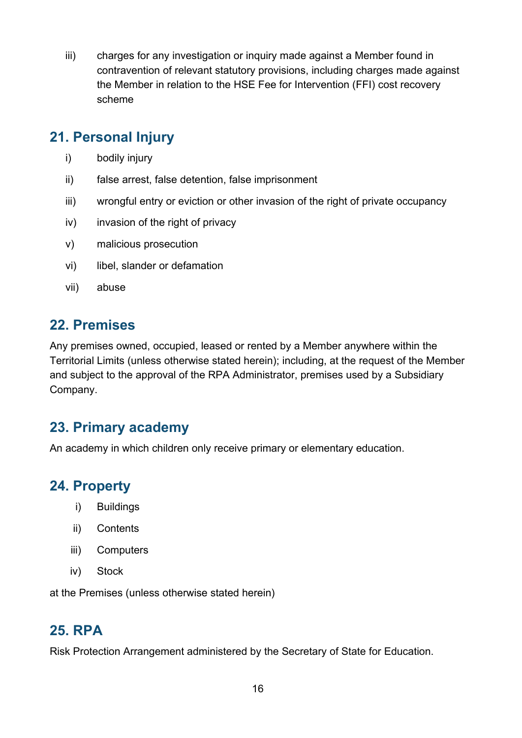iii) charges for any investigation or inquiry made against a Member found in contravention of relevant statutory provisions, including charges made against the Member in relation to the HSE Fee for Intervention (FFI) cost recovery scheme

## 21. Personal Injury

i) bodily injury

ii) false arrest, false detention, false imprisonment

iii) wrongful entry or eviction or other invasion of the right of private occupancy

iv) invasion of the right of privacy

v) malicious prosecution

vi) libel, slander or defamation

vii) abuse

## 22. Premises

Any premises owned, occupied, leased or rented by a Member anywhere within the Territorial Limits (unless otherwise stated herein); including, at the request of the Member and subject to the approval of the RPA Administrator, premises used by a Subsidiary Company.

## 23. Primary academy

An academy in which children only receive primary or elementary education.

## 24. Property

i) Buildings

ii) Contents

iii) Computers

iv) Stock

at the Premises (unless otherwise stated herein)

## 25. RPA

Risk Protection Arrangement administered by the Secretary of State for Education.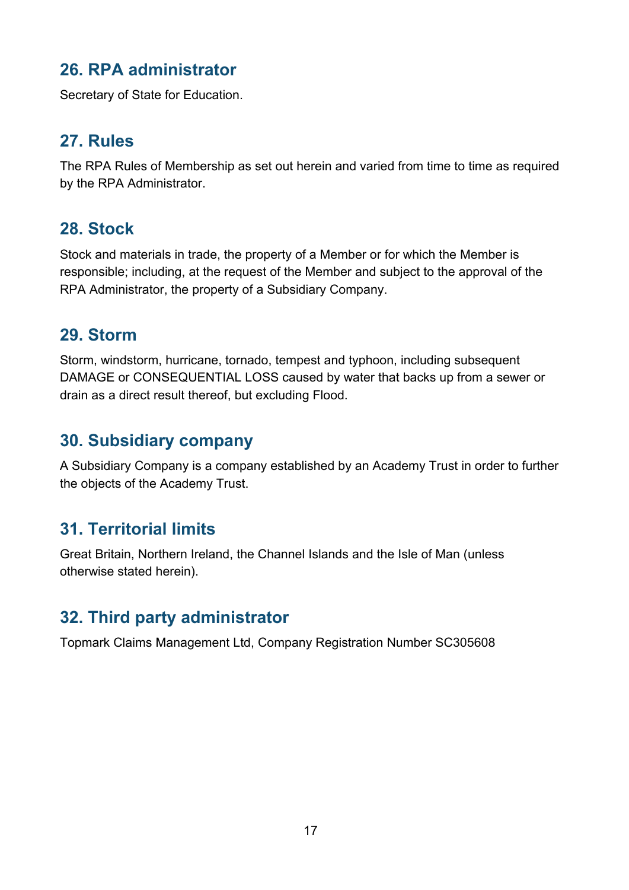## 26. RPA administrator

Secretary of State for Education.

## 27. Rules

The RPA Rules of Membership as set out herein and varied from time to time as required by the RPA Administrator.

## 28. Stock

Stock and materials in trade, the property of a Member or for which the Member is responsible; including, at the request of the Member and subject to the approval of the RPA Administrator, the property of a Subsidiary Company.

## 29. Storm

Storm, windstorm, hurricane, tornado, tempest and typhoon, including subsequent DAMAGE or CONSEQUENTIAL LOSS caused by water that backs up from a sewer or drain as a direct result thereof, but excluding Flood.

## 30. Subsidiary company

A Subsidiary Company is a company established by an Academy Trust in order to further the objects of the Academy Trust.

## 31. Territorial limits

Great Britain, Northern Ireland, the Channel Islands and the Isle of Man (unless otherwise stated herein).

## 32. Third party administrator

Topmark Claims Management Ltd, Company Registration Number SC305608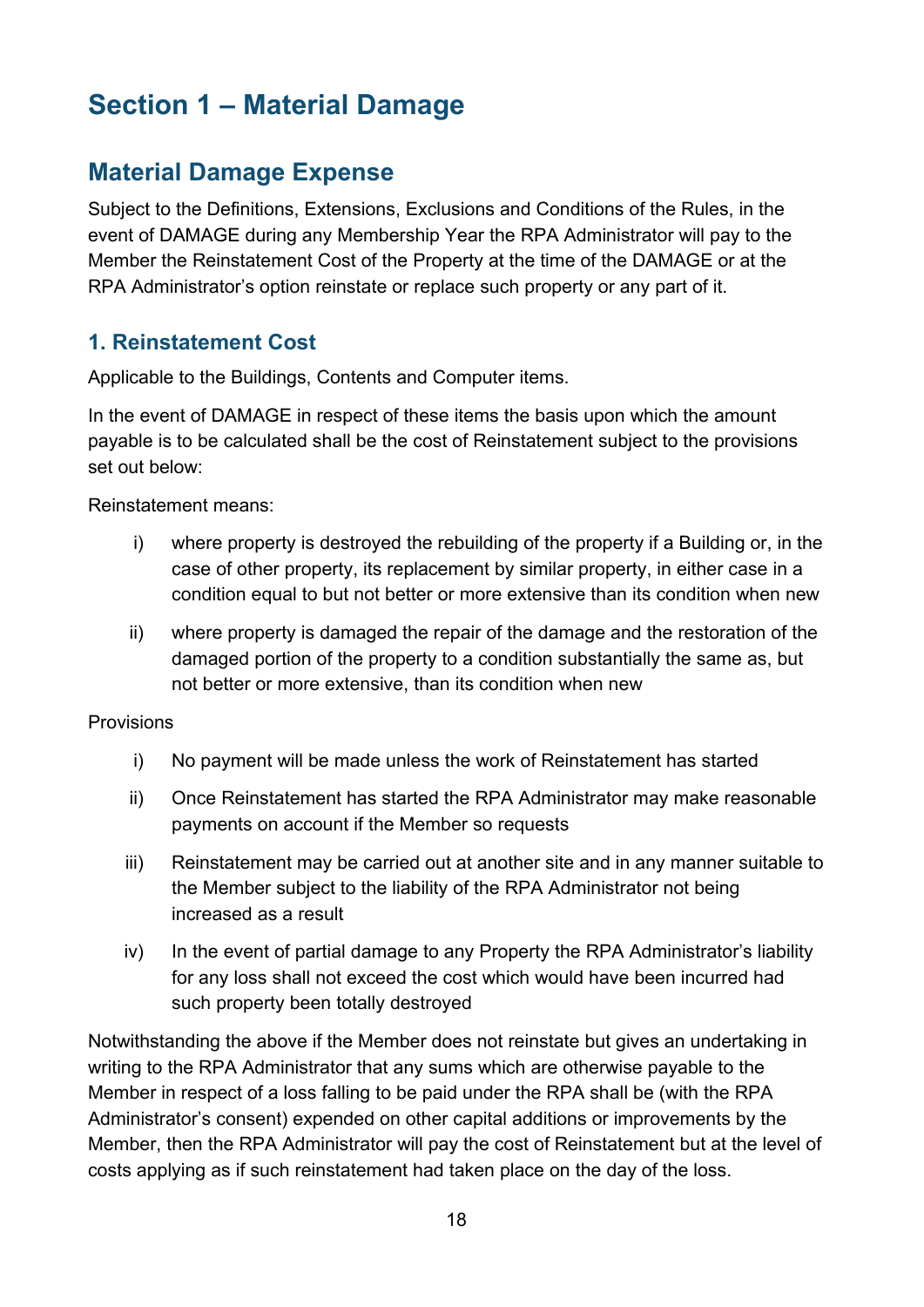# Section 1 – Material Damage

## Material Damage Expense

Subject to the Definitions, Extensions, Exclusions and Conditions of the Rules, in the event of DAMAGE during any Membership Year the RPA Administrator will pay to the Member the Reinstatement Cost of the Property at the time of the DAMAGE or at the RPA Administrator's option reinstate or replace such property or any part of it.

### 1. Reinstatement Cost

Applicable to the Buildings, Contents and Computer items.

In the event of DAMAGE in respect of these items the basis upon which the amount payable is to be calculated shall be the cost of Reinstatement subject to the provisions set out below:

Reinstatement means:

i) where property is destroyed the rebuilding of the property if a Building or, in the case of other property, its replacement by similar property, in either case in a condition equal to but not better or more extensive than its condition when new

ii) where property is damaged the repair of the damage and the restoration of the damaged portion of the property to a condition substantially the same as, but not better or more extensive, than its condition when new

Provisions

i) No payment will be made unless the work of Reinstatement has started

ii) Once Reinstatement has started the RPA Administrator may make reasonable payments on account if the Member so requests

iii) Reinstatement may be carried out at another site and in any manner suitable to the Member subject to the liability of the RPA Administrator not being increased as a result

iv) In the event of partial damage to any Property the RPA Administrator's liability for any loss shall not exceed the cost which would have been incurred had such property been totally destroyed

Notwithstanding the above if the Member does not reinstate but gives an undertaking in writing to the RPA Administrator that any sums which are otherwise payable to the Member in respect of a loss falling to be paid under the RPA shall be (with the RPA Administrator's consent) expended on other capital additions or improvements by the Member, then the RPA Administrator will pay the cost of Reinstatement but at the level of costs applying as if such reinstatement had taken place on the day of the loss.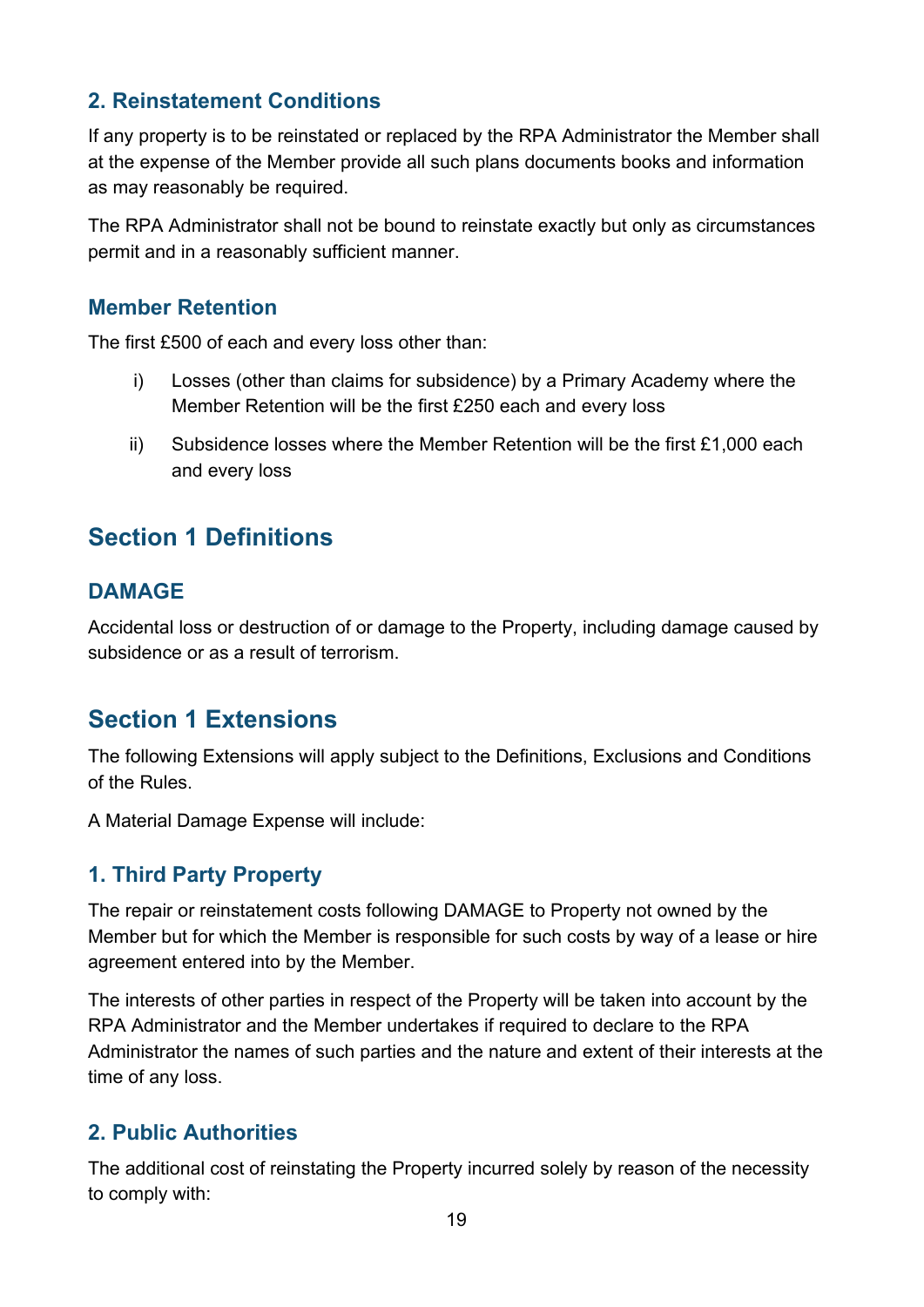### 2. Reinstatement Conditions

If any property is to be reinstated or replaced by the RPA Administrator the Member shall at the expense of the Member provide all such plans documents books and information as may reasonably be required.

The RPA Administrator shall not be bound to reinstate exactly but only as circumstances permit and in a reasonably sufficient manner.

### Member Retention

The first £500 of each and every loss other than:

i) Losses (other than claims for subsidence) by a Primary Academy where the Member Retention will be the first £250 each and every loss

ii) Subsidence losses where the Member Retention will be the first £1,000 each and every loss

## Section 1 Definitions

### DAMAGE

Accidental loss or destruction of or damage to the Property, including damage caused by subsidence or as a result of terrorism.

## Section 1 Extensions

The following Extensions will apply subject to the Definitions, Exclusions and Conditions of the Rules.

A Material Damage Expense will include:

### 1. Third Party Property

The repair or reinstatement costs following DAMAGE to Property not owned by the Member but for which the Member is responsible for such costs by way of a lease or hire agreement entered into by the Member.

The interests of other parties in respect of the Property will be taken into account by the RPA Administrator and the Member undertakes if required to declare to the RPA Administrator the names of such parties and the nature and extent of their interests at the time of any loss.

### 2. Public Authorities

The additional cost of reinstating the Property incurred solely by reason of the necessity to comply with: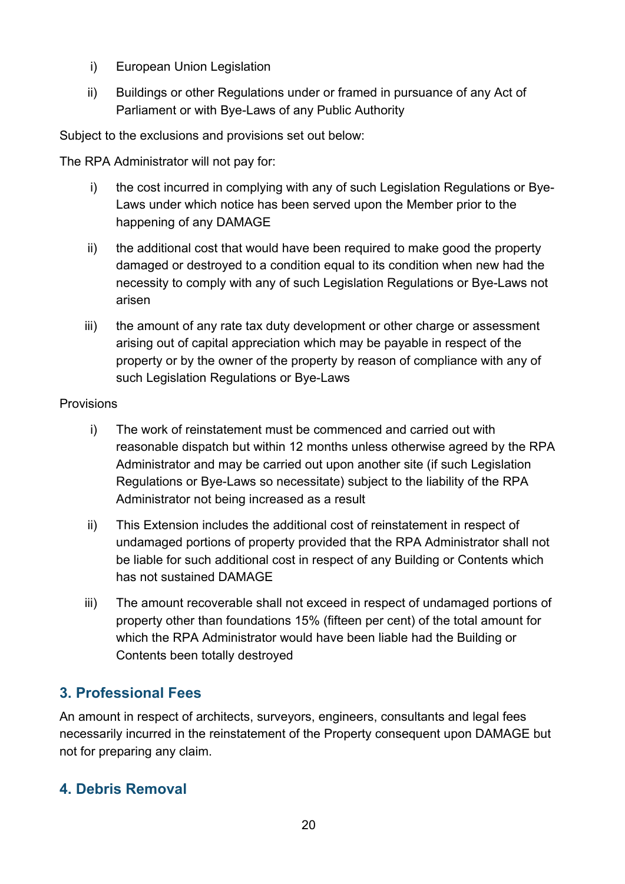i) European Union Legislation

ii) Buildings or other Regulations under or framed in pursuance of any Act of Parliament or with Bye-Laws of any Public Authority

Subject to the exclusions and provisions set out below:

The RPA Administrator will not pay for:

i) the cost incurred in complying with any of such Legislation Regulations or Bye-Laws under which notice has been served upon the Member prior to the happening of any DAMAGE

ii) the additional cost that would have been required to make good the property damaged or destroyed to a condition equal to its condition when new had the necessity to comply with any of such Legislation Regulations or Bye-Laws not arisen

iii) the amount of any rate tax duty development or other charge or assessment arising out of capital appreciation which may be payable in respect of the property or by the owner of the property by reason of compliance with any of such Legislation Regulations or Bye-Laws

Provisions

i) The work of reinstatement must be commenced and carried out with reasonable dispatch but within 12 months unless otherwise agreed by the RPA Administrator and may be carried out upon another site (if such Legislation Regulations or Bye-Laws so necessitate) subject to the liability of the RPA Administrator not being increased as a result

ii) This Extension includes the additional cost of reinstatement in respect of undamaged portions of property provided that the RPA Administrator shall not be liable for such additional cost in respect of any Building or Contents which has not sustained DAMAGE

iii) The amount recoverable shall not exceed in respect of undamaged portions of property other than foundations 15% (fifteen per cent) of the total amount for which the RPA Administrator would have been liable had the Building or Contents been totally destroyed

## 3. Professional Fees

An amount in respect of architects, surveyors, engineers, consultants and legal fees necessarily incurred in the reinstatement of the Property consequent upon DAMAGE but not for preparing any claim.

## 4. Debris Removal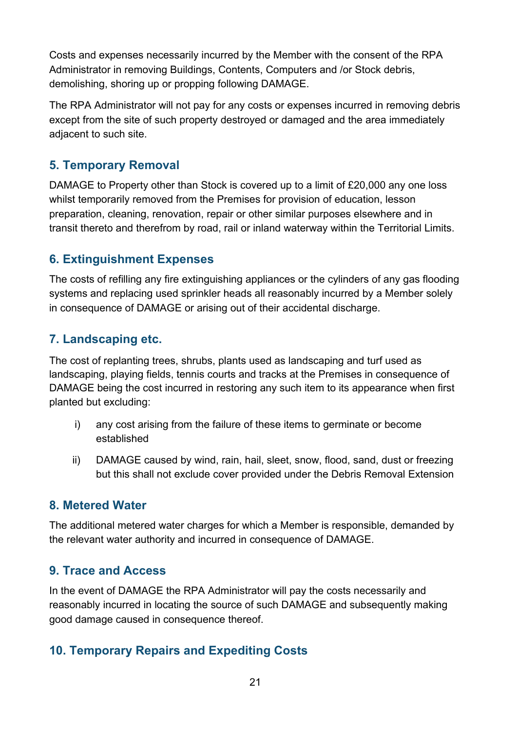Costs and expenses necessarily incurred by the Member with the consent of the RPA Administrator in removing Buildings, Contents, Computers and /or Stock debris, demolishing, shoring up or propping following DAMAGE.

The RPA Administrator will not pay for any costs or expenses incurred in removing debris except from the site of such property destroyed or damaged and the area immediately adjacent to such site.

## 5. Temporary Removal

DAMAGE to Property other than Stock is covered up to a limit of £20,000 any one loss whilst temporarily removed from the Premises for provision of education, lesson preparation, cleaning, renovation, repair or other similar purposes elsewhere and in transit thereto and therefrom by road, rail or inland waterway within the Territorial Limits.

## 6. Extinguishment Expenses

The costs of refilling any fire extinguishing appliances or the cylinders of any gas flooding systems and replacing used sprinkler heads all reasonably incurred by a Member solely in consequence of DAMAGE or arising out of their accidental discharge.

## 7. Landscaping etc.

The cost of replanting trees, shrubs, plants used as landscaping and turf used as landscaping, playing fields, tennis courts and tracks at the Premises in consequence of DAMAGE being the cost incurred in restoring any such item to its appearance when first planted but excluding:

i) any cost arising from the failure of these items to germinate or become established

ii) DAMAGE caused by wind, rain, hail, sleet, snow, flood, sand, dust or freezing but this shall not exclude cover provided under the Debris Removal Extension

## 8. Metered Water

The additional metered water charges for which a Member is responsible, demanded by the relevant water authority and incurred in consequence of DAMAGE.

## 9. Trace and Access

In the event of DAMAGE the RPA Administrator will pay the costs necessarily and reasonably incurred in locating the source of such DAMAGE and subsequently making good damage caused in consequence thereof.

## 10. Temporary Repairs and Expediting Costs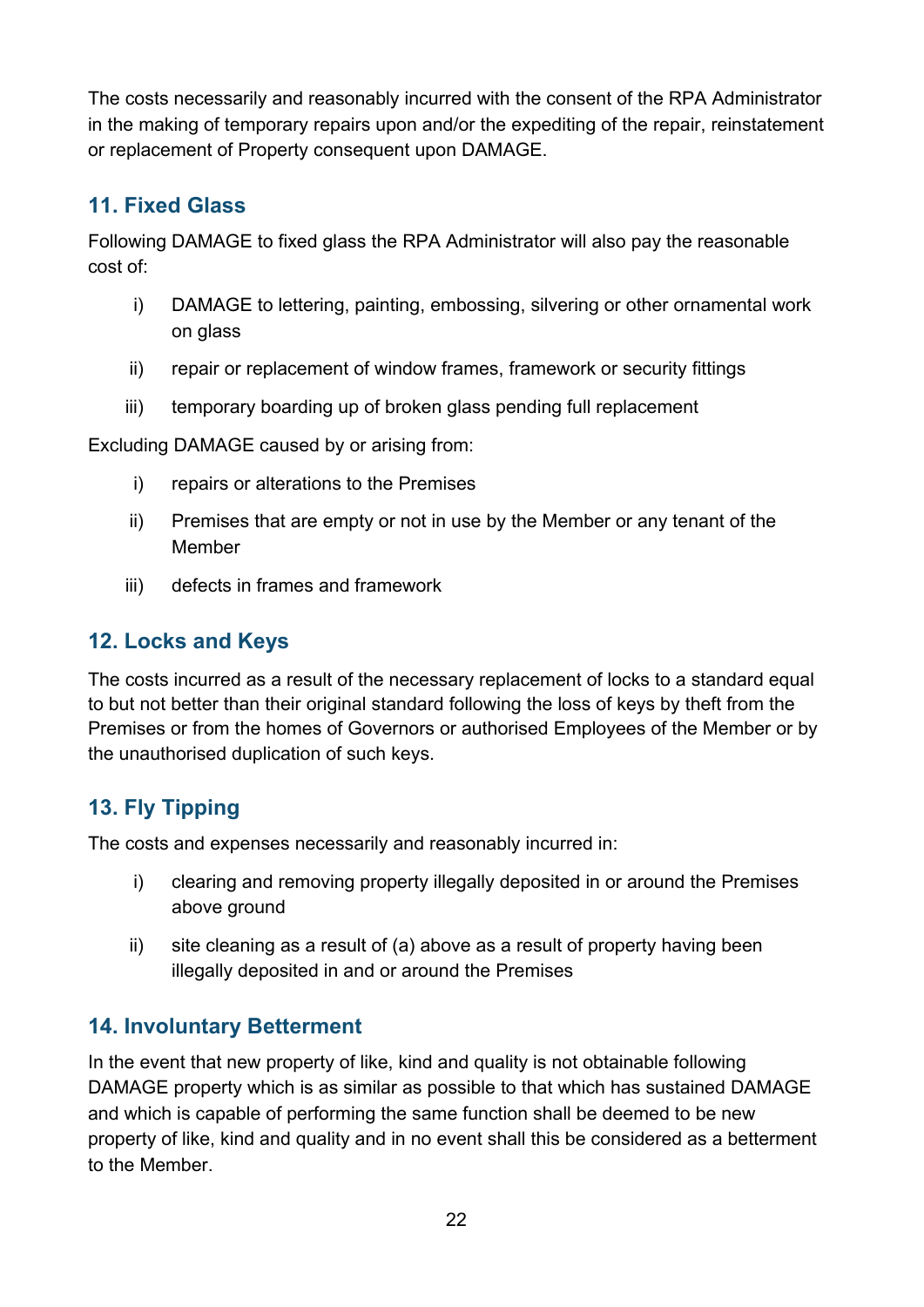The costs necessarily and reasonably incurred with the consent of the RPA Administrator in the making of temporary repairs upon and/or the expediting of the repair, reinstatement or replacement of Property consequent upon DAMAGE.

## 11. Fixed Glass

Following DAMAGE to fixed glass the RPA Administrator will also pay the reasonable cost of:

- i) DAMAGE to lettering, painting, embossing, silvering or other ornamental work on glass
- ii) repair or replacement of window frames, framework or security fittings
- iii) temporary boarding up of broken glass pending full replacement

Excluding DAMAGE caused by or arising from:

- i) repairs or alterations to the Premises
- ii) Premises that are empty or not in use by the Member or any tenant of the Member
- iii) defects in frames and framework

## 12. Locks and Keys

The costs incurred as a result of the necessary replacement of locks to a standard equal to but not better than their original standard following the loss of keys by theft from the Premises or from the homes of Governors or authorised Employees of the Member or by the unauthorised duplication of such keys.

## 13. Fly Tipping

The costs and expenses necessarily and reasonably incurred in:

- i) clearing and removing property illegally deposited in or around the Premises above ground
- ii) site cleaning as a result of (a) above as a result of property having been illegally deposited in and or around the Premises

## 14. Involuntary Betterment

In the event that new property of like, kind and quality is not obtainable following DAMAGE property which is as similar as possible to that which has sustained DAMAGE and which is capable of performing the same function shall be deemed to be new property of like, kind and quality and in no event shall this be considered as a betterment to the Member.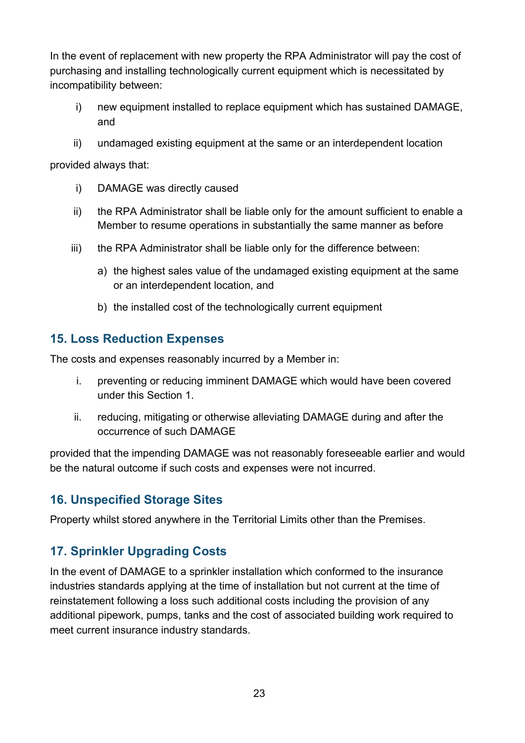In the event of replacement with new property the RPA Administrator will pay the cost of purchasing and installing technologically current equipment which is necessitated by incompatibility between:

i) new equipment installed to replace equipment which has sustained DAMAGE, and

ii) undamaged existing equipment at the same or an interdependent location

provided always that:

i) DAMAGE was directly caused

ii) the RPA Administrator shall be liable only for the amount sufficient to enable a Member to resume operations in substantially the same manner as before

iii) the RPA Administrator shall be liable only for the difference between:

  a) the highest sales value of the undamaged existing equipment at the same or an interdependent location, and

  b) the installed cost of the technologically current equipment

## 15. Loss Reduction Expenses

The costs and expenses reasonably incurred by a Member in:

i. preventing or reducing imminent DAMAGE which would have been covered under this Section 1.

ii. reducing, mitigating or otherwise alleviating DAMAGE during and after the occurrence of such DAMAGE

provided that the impending DAMAGE was not reasonably foreseeable earlier and would be the natural outcome if such costs and expenses were not incurred.

## 16. Unspecified Storage Sites

Property whilst stored anywhere in the Territorial Limits other than the Premises.

## 17. Sprinkler Upgrading Costs

In the event of DAMAGE to a sprinkler installation which conformed to the insurance industries standards applying at the time of installation but not current at the time of reinstatement following a loss such additional costs including the provision of any additional pipework, pumps, tanks and the cost of associated building work required to meet current insurance industry standards.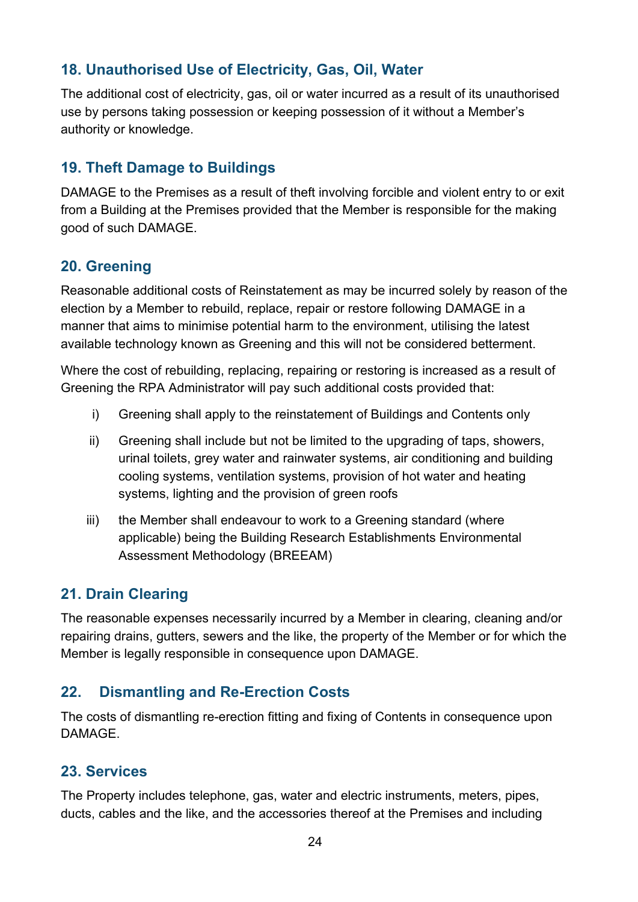## 18. Unauthorised Use of Electricity, Gas, Oil, Water

The additional cost of electricity, gas, oil or water incurred as a result of its unauthorised use by persons taking possession or keeping possession of it without a Member's authority or knowledge.

## 19. Theft Damage to Buildings

DAMAGE to the Premises as a result of theft involving forcible and violent entry to or exit from a Building at the Premises provided that the Member is responsible for the making good of such DAMAGE.

## 20. Greening

Reasonable additional costs of Reinstatement as may be incurred solely by reason of the election by a Member to rebuild, replace, repair or restore following DAMAGE in a manner that aims to minimise potential harm to the environment, utilising the latest available technology known as Greening and this will not be considered betterment.

Where the cost of rebuilding, replacing, repairing or restoring is increased as a result of Greening the RPA Administrator will pay such additional costs provided that:

i) Greening shall apply to the reinstatement of Buildings and Contents only

ii) Greening shall include but not be limited to the upgrading of taps, showers, urinal toilets, grey water and rainwater systems, air conditioning and building cooling systems, ventilation systems, provision of hot water and heating systems, lighting and the provision of green roofs

iii) the Member shall endeavour to work to a Greening standard (where applicable) being the Building Research Establishments Environmental Assessment Methodology (BREEAM)

## 21. Drain Clearing

The reasonable expenses necessarily incurred by a Member in clearing, cleaning and/or repairing drains, gutters, sewers and the like, the property of the Member or for which the Member is legally responsible in consequence upon DAMAGE.

## 22. Dismantling and Re-Erection Costs

The costs of dismantling re-erection fitting and fixing of Contents in consequence upon DAMAGE.

## 23. Services

The Property includes telephone, gas, water and electric instruments, meters, pipes, ducts, cables and the like, and the accessories thereof at the Premises and including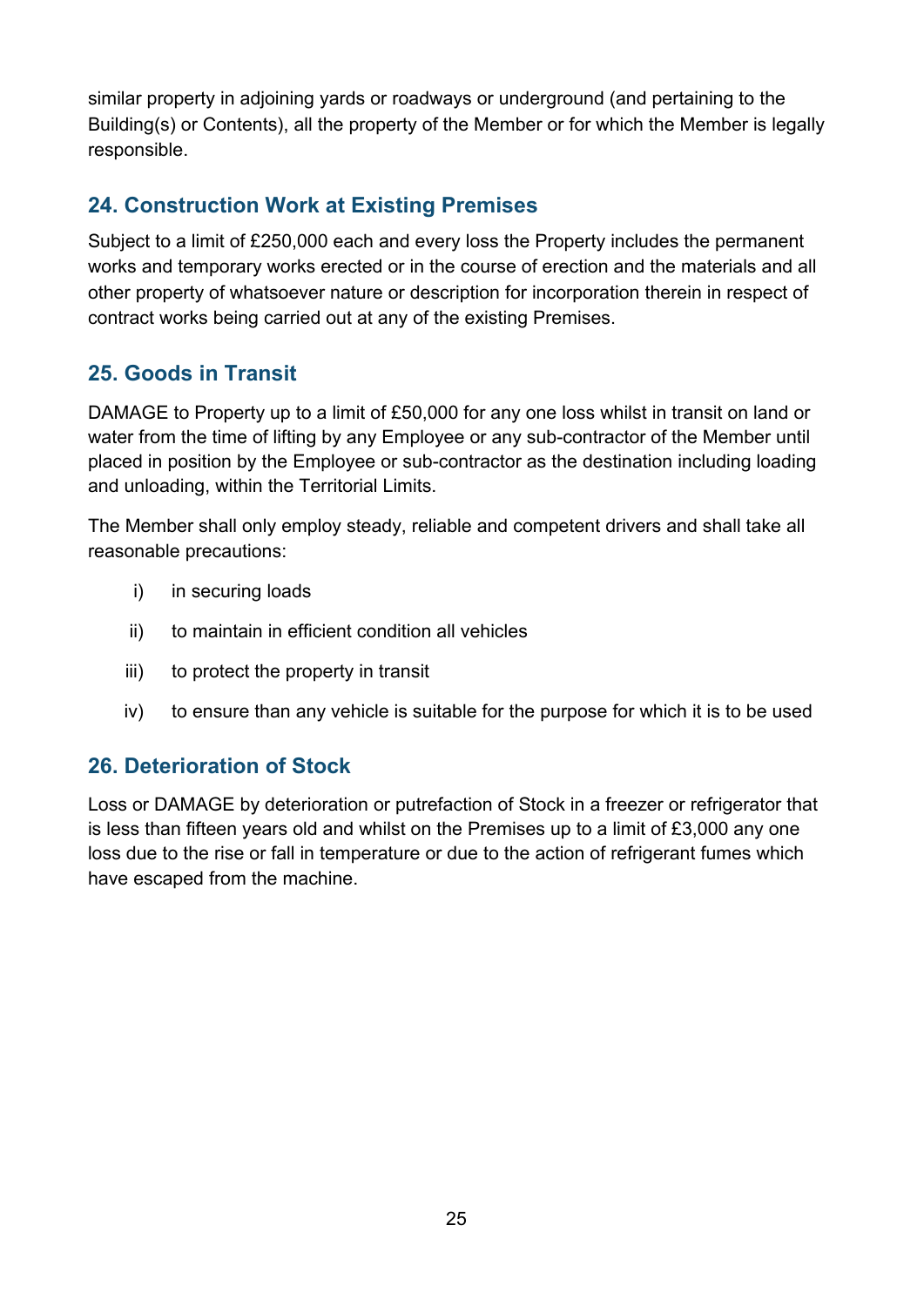similar property in adjoining yards or roadways or underground (and pertaining to the Building(s) or Contents), all the property of the Member or for which the Member is legally responsible.

## 24. Construction Work at Existing Premises

Subject to a limit of £250,000 each and every loss the Property includes the permanent works and temporary works erected or in the course of erection and the materials and all other property of whatsoever nature or description for incorporation therein in respect of contract works being carried out at any of the existing Premises.

## 25. Goods in Transit

DAMAGE to Property up to a limit of £50,000 for any one loss whilst in transit on land or water from the time of lifting by any Employee or any sub-contractor of the Member until placed in position by the Employee or sub-contractor as the destination including loading and unloading, within the Territorial Limits.

The Member shall only employ steady, reliable and competent drivers and shall take all reasonable precautions:

i) in securing loads

ii) to maintain in efficient condition all vehicles

iii) to protect the property in transit

iv) to ensure than any vehicle is suitable for the purpose for which it is to be used

## 26. Deterioration of Stock

Loss or DAMAGE by deterioration or putrefaction of Stock in a freezer or refrigerator that is less than fifteen years old and whilst on the Premises up to a limit of £3,000 any one loss due to the rise or fall in temperature or due to the action of refrigerant fumes which have escaped from the machine.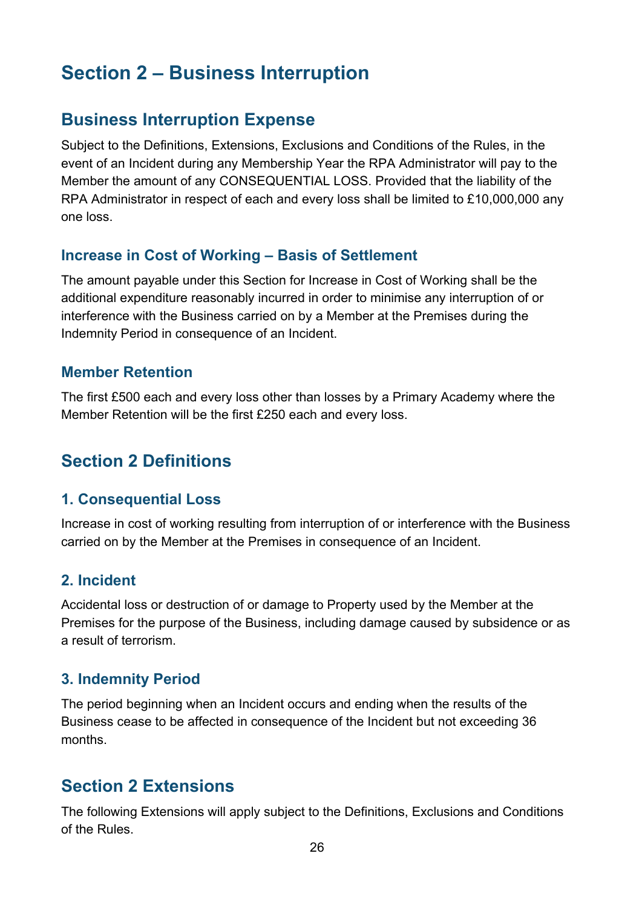# Section 2 – Business Interruption

## Business Interruption Expense

Subject to the Definitions, Extensions, Exclusions and Conditions of the Rules, in the event of an Incident during any Membership Year the RPA Administrator will pay to the Member the amount of any CONSEQUENTIAL LOSS. Provided that the liability of the RPA Administrator in respect of each and every loss shall be limited to £10,000,000 any one loss.

### Increase in Cost of Working – Basis of Settlement

The amount payable under this Section for Increase in Cost of Working shall be the additional expenditure reasonably incurred in order to minimise any interruption of or interference with the Business carried on by a Member at the Premises during the Indemnity Period in consequence of an Incident.

### Member Retention

The first £500 each and every loss other than losses by a Primary Academy where the Member Retention will be the first £250 each and every loss.

## Section 2 Definitions

### 1. Consequential Loss

Increase in cost of working resulting from interruption of or interference with the Business carried on by the Member at the Premises in consequence of an Incident.

### 2. Incident

Accidental loss or destruction of or damage to Property used by the Member at the Premises for the purpose of the Business, including damage caused by subsidence or as a result of terrorism.

### 3. Indemnity Period

The period beginning when an Incident occurs and ending when the results of the Business cease to be affected in consequence of the Incident but not exceeding 36 months.

## Section 2 Extensions

The following Extensions will apply subject to the Definitions, Exclusions and Conditions of the Rules.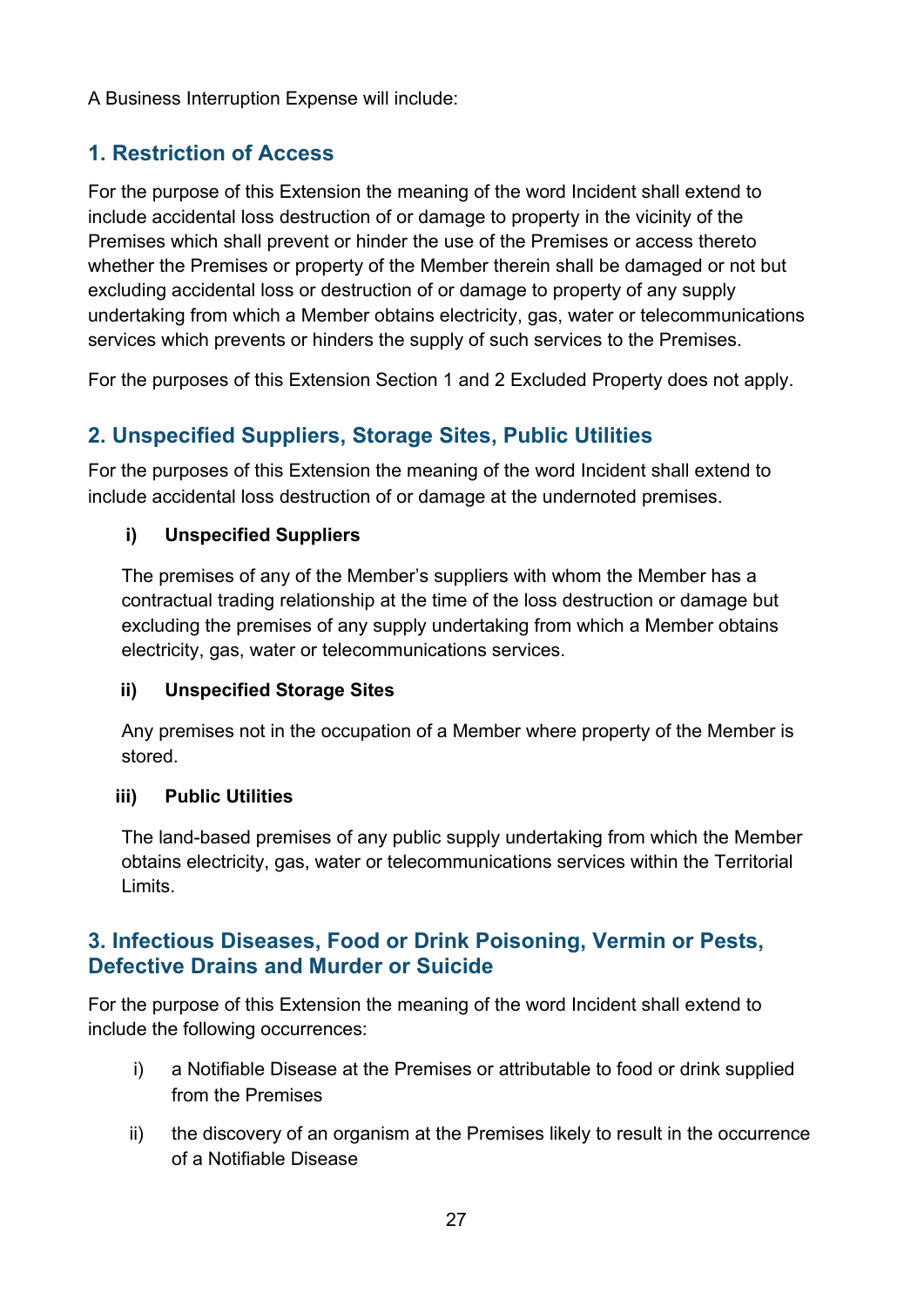A Business Interruption Expense will include:

## 1. Restriction of Access

For the purpose of this Extension the meaning of the word Incident shall extend to include accidental loss destruction of or damage to property in the vicinity of the Premises which shall prevent or hinder the use of the Premises or access thereto whether the Premises or property of the Member therein shall be damaged or not but excluding accidental loss or destruction of or damage to property of any supply undertaking from which a Member obtains electricity, gas, water or telecommunications services which prevents or hinders the supply of such services to the Premises.

For the purposes of this Extension Section 1 and 2 Excluded Property does not apply.

## 2. Unspecified Suppliers, Storage Sites, Public Utilities

For the purposes of this Extension the meaning of the word Incident shall extend to include accidental loss destruction of or damage at the undernoted premises.

**i) Unspecified Suppliers**

The premises of any of the Member's suppliers with whom the Member has a contractual trading relationship at the time of the loss destruction or damage but excluding the premises of any supply undertaking from which a Member obtains electricity, gas, water or telecommunications services.

**ii) Unspecified Storage Sites**

Any premises not in the occupation of a Member where property of the Member is stored.

**iii) Public Utilities**

The land-based premises of any public supply undertaking from which the Member obtains electricity, gas, water or telecommunications services within the Territorial Limits.

## 3. Infectious Diseases, Food or Drink Poisoning, Vermin or Pests, Defective Drains and Murder or Suicide

For the purpose of this Extension the meaning of the word Incident shall extend to include the following occurrences:

i) a Notifiable Disease at the Premises or attributable to food or drink supplied from the Premises

ii) the discovery of an organism at the Premises likely to result in the occurrence of a Notifiable Disease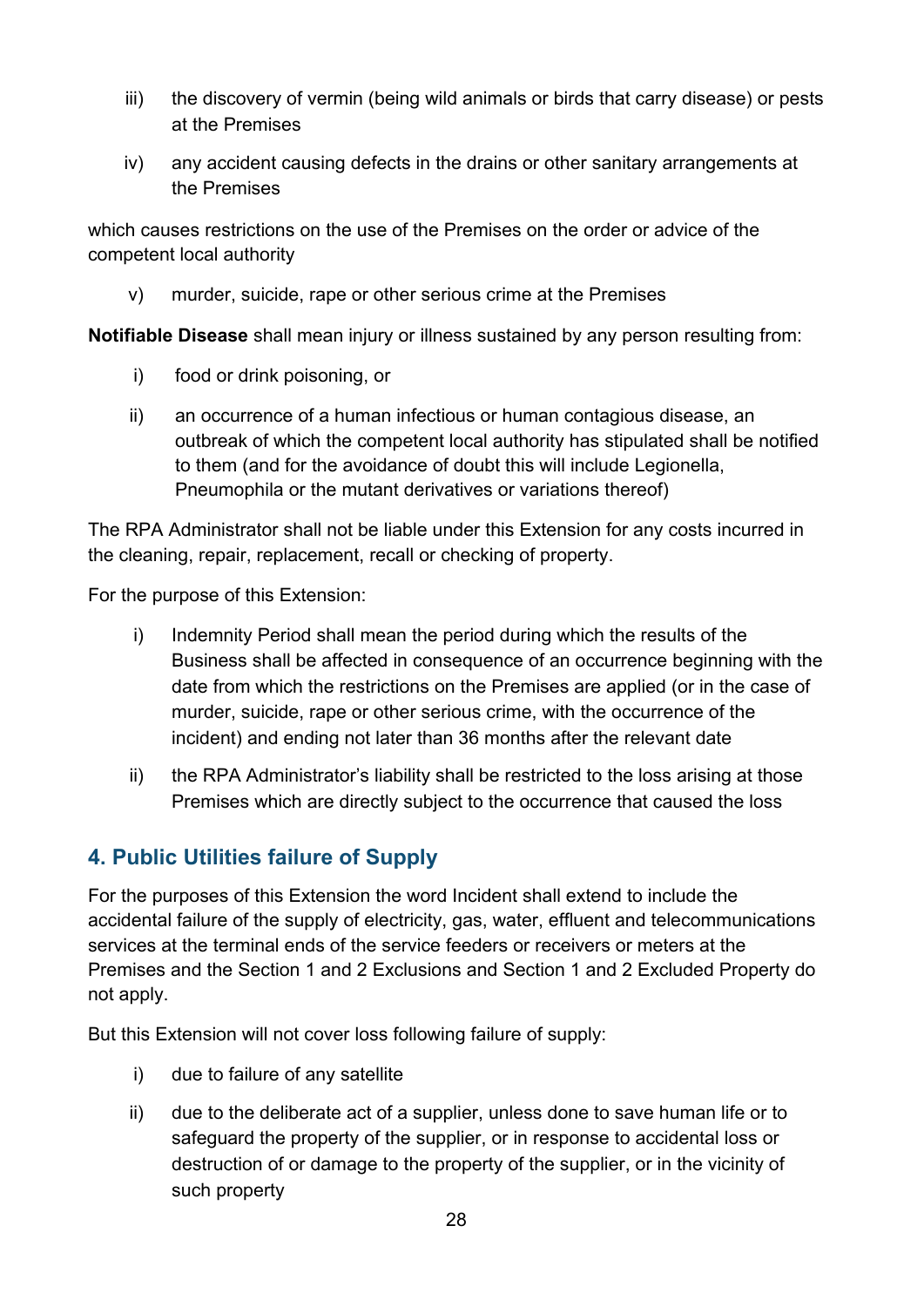iii) the discovery of vermin (being wild animals or birds that carry disease) or pests at the Premises

iv) any accident causing defects in the drains or other sanitary arrangements at the Premises

which causes restrictions on the use of the Premises on the order or advice of the competent local authority

v) murder, suicide, rape or other serious crime at the Premises

**Notifiable Disease** shall mean injury or illness sustained by any person resulting from:

i) food or drink poisoning, or

ii) an occurrence of a human infectious or human contagious disease, an outbreak of which the competent local authority has stipulated shall be notified to them (and for the avoidance of doubt this will include Legionella, Pneumophila or the mutant derivatives or variations thereof)

The RPA Administrator shall not be liable under this Extension for any costs incurred in the cleaning, repair, replacement, recall or checking of property.

For the purpose of this Extension:

i) Indemnity Period shall mean the period during which the results of the Business shall be affected in consequence of an occurrence beginning with the date from which the restrictions on the Premises are applied (or in the case of murder, suicide, rape or other serious crime, with the occurrence of the incident) and ending not later than 36 months after the relevant date

ii) the RPA Administrator's liability shall be restricted to the loss arising at those Premises which are directly subject to the occurrence that caused the loss

## 4. Public Utilities failure of Supply

For the purposes of this Extension the word Incident shall extend to include the accidental failure of the supply of electricity, gas, water, effluent and telecommunications services at the terminal ends of the service feeders or receivers or meters at the Premises and the Section 1 and 2 Exclusions and Section 1 and 2 Excluded Property do not apply.

But this Extension will not cover loss following failure of supply:

i) due to failure of any satellite

ii) due to the deliberate act of a supplier, unless done to save human life or to safeguard the property of the supplier, or in response to accidental loss or destruction of or damage to the property of the supplier, or in the vicinity of such property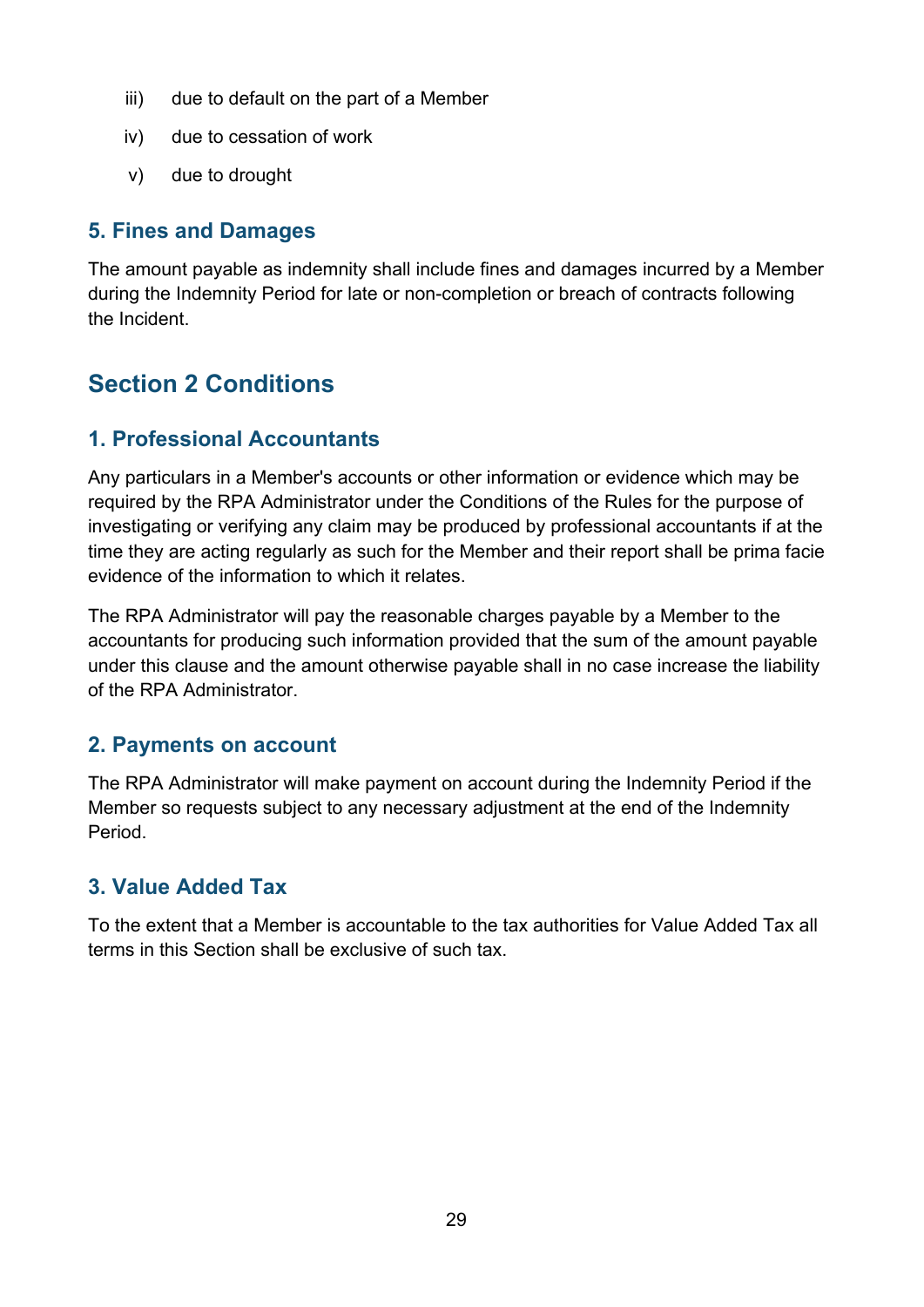iii) due to default on the part of a Member

iv) due to cessation of work

v) due to drought

### 5. Fines and Damages

The amount payable as indemnity shall include fines and damages incurred by a Member during the Indemnity Period for late or non-completion or breach of contracts following the Incident.

## Section 2 Conditions

### 1. Professional Accountants

Any particulars in a Member's accounts or other information or evidence which may be required by the RPA Administrator under the Conditions of the Rules for the purpose of investigating or verifying any claim may be produced by professional accountants if at the time they are acting regularly as such for the Member and their report shall be prima facie evidence of the information to which it relates.

The RPA Administrator will pay the reasonable charges payable by a Member to the accountants for producing such information provided that the sum of the amount payable under this clause and the amount otherwise payable shall in no case increase the liability of the RPA Administrator.

### 2. Payments on account

The RPA Administrator will make payment on account during the Indemnity Period if the Member so requests subject to any necessary adjustment at the end of the Indemnity Period.

### 3. Value Added Tax

To the extent that a Member is accountable to the tax authorities for Value Added Tax all terms in this Section shall be exclusive of such tax.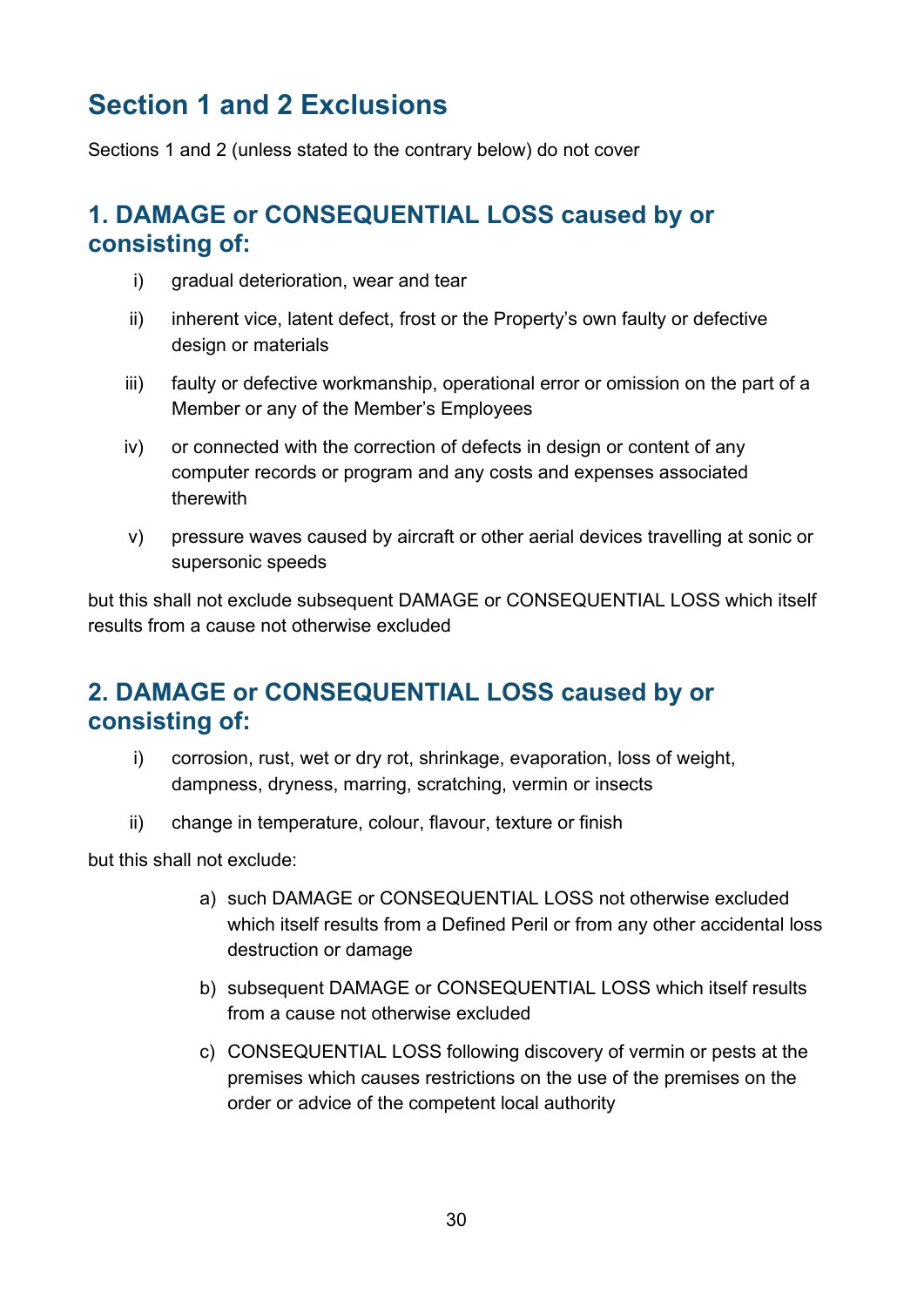## Section 1 and 2 Exclusions

Sections 1 and 2 (unless stated to the contrary below) do not cover

### 1. DAMAGE or CONSEQUENTIAL LOSS caused by or consisting of:

i) gradual deterioration, wear and tear

ii) inherent vice, latent defect, frost or the Property's own faulty or defective design or materials

iii) faulty or defective workmanship, operational error or omission on the part of a Member or any of the Member's Employees

iv) or connected with the correction of defects in design or content of any computer records or program and any costs and expenses associated therewith

v) pressure waves caused by aircraft or other aerial devices travelling at sonic or supersonic speeds

but this shall not exclude subsequent DAMAGE or CONSEQUENTIAL LOSS which itself results from a cause not otherwise excluded

### 2. DAMAGE or CONSEQUENTIAL LOSS caused by or consisting of:

i) corrosion, rust, wet or dry rot, shrinkage, evaporation, loss of weight, dampness, dryness, marring, scratching, vermin or insects

ii) change in temperature, colour, flavour, texture or finish

but this shall not exclude:

a) such DAMAGE or CONSEQUENTIAL LOSS not otherwise excluded which itself results from a Defined Peril or from any other accidental loss destruction or damage

b) subsequent DAMAGE or CONSEQUENTIAL LOSS which itself results from a cause not otherwise excluded

c) CONSEQUENTIAL LOSS following discovery of vermin or pests at the premises which causes restrictions on the use of the premises on the order or advice of the competent local authority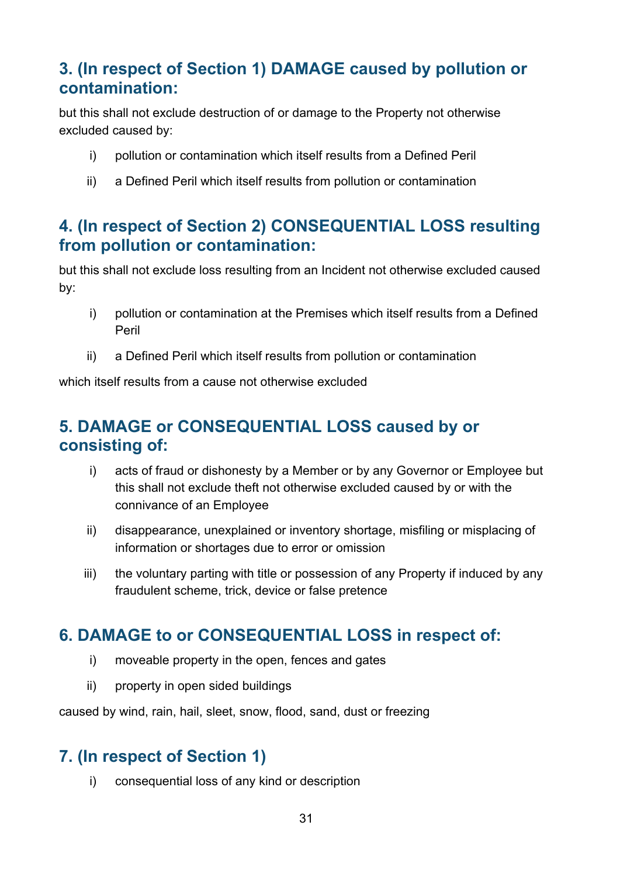## 3. (In respect of Section 1) DAMAGE caused by pollution or contamination:

but this shall not exclude destruction of or damage to the Property not otherwise excluded caused by:

i) pollution or contamination which itself results from a Defined Peril

ii) a Defined Peril which itself results from pollution or contamination

## 4. (In respect of Section 2) CONSEQUENTIAL LOSS resulting from pollution or contamination:

but this shall not exclude loss resulting from an Incident not otherwise excluded caused by:

i) pollution or contamination at the Premises which itself results from a Defined Peril

ii) a Defined Peril which itself results from pollution or contamination

which itself results from a cause not otherwise excluded

## 5. DAMAGE or CONSEQUENTIAL LOSS caused by or consisting of:

i) acts of fraud or dishonesty by a Member or by any Governor or Employee but this shall not exclude theft not otherwise excluded caused by or with the connivance of an Employee

ii) disappearance, unexplained or inventory shortage, misfiling or misplacing of information or shortages due to error or omission

iii) the voluntary parting with title or possession of any Property if induced by any fraudulent scheme, trick, device or false pretence

## 6. DAMAGE to or CONSEQUENTIAL LOSS in respect of:

i) moveable property in the open, fences and gates

ii) property in open sided buildings

caused by wind, rain, hail, sleet, snow, flood, sand, dust or freezing

## 7. (In respect of Section 1)

i) consequential loss of any kind or description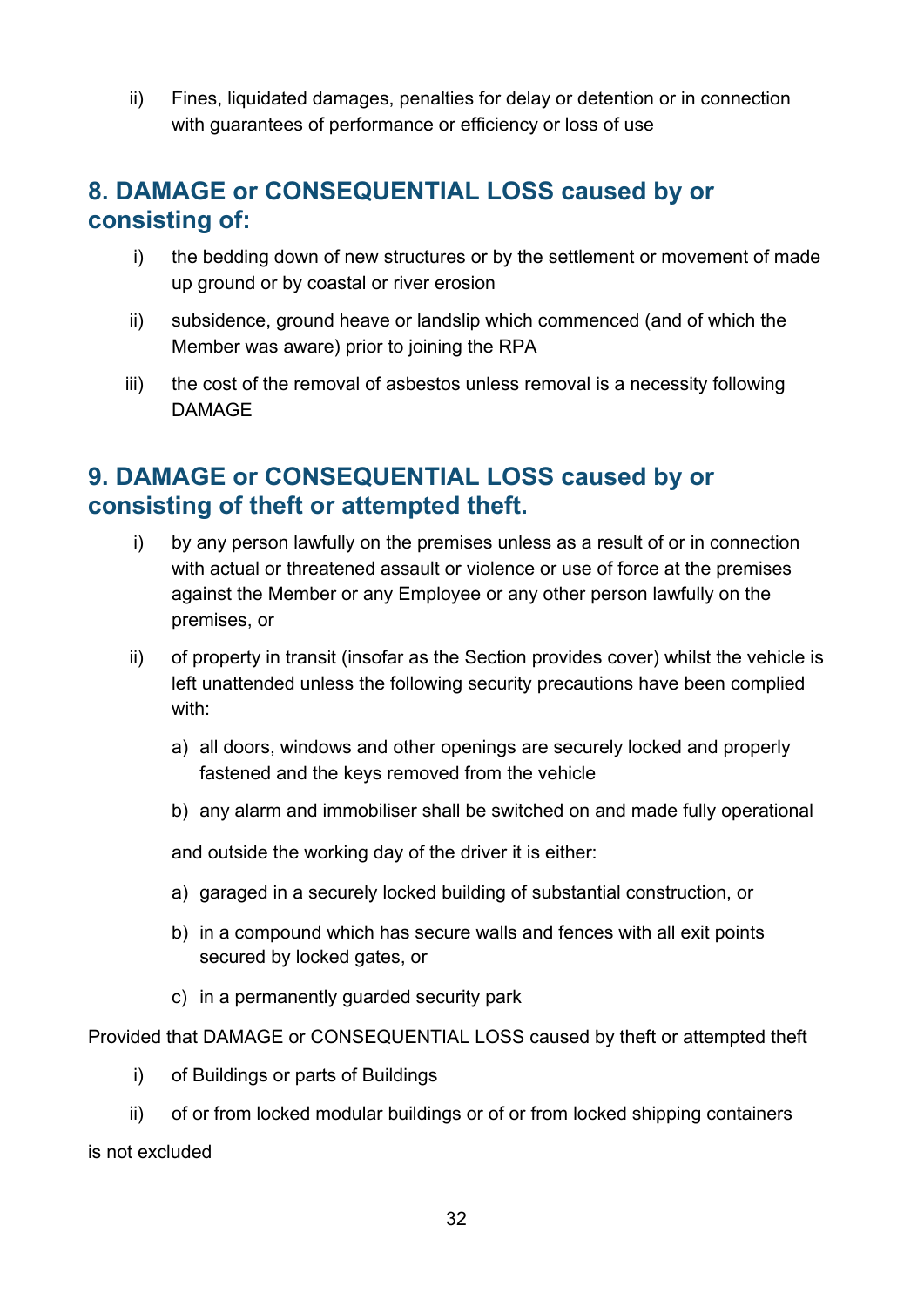ii) Fines, liquidated damages, penalties for delay or detention or in connection with guarantees of performance or efficiency or loss of use

## 8. DAMAGE or CONSEQUENTIAL LOSS caused by or consisting of:

i) the bedding down of new structures or by the settlement or movement of made up ground or by coastal or river erosion

ii) subsidence, ground heave or landslip which commenced (and of which the Member was aware) prior to joining the RPA

iii) the cost of the removal of asbestos unless removal is a necessity following DAMAGE

## 9. DAMAGE or CONSEQUENTIAL LOSS caused by or consisting of theft or attempted theft.

i) by any person lawfully on the premises unless as a result of or in connection with actual or threatened assault or violence or use of force at the premises against the Member or any Employee or any other person lawfully on the premises, or

ii) of property in transit (insofar as the Section provides cover) whilst the vehicle is left unattended unless the following security precautions have been complied with:

   a) all doors, windows and other openings are securely locked and properly fastened and the keys removed from the vehicle

   b) any alarm and immobiliser shall be switched on and made fully operational

   and outside the working day of the driver it is either:

   a) garaged in a securely locked building of substantial construction, or

   b) in a compound which has secure walls and fences with all exit points secured by locked gates, or

   c) in a permanently guarded security park

Provided that DAMAGE or CONSEQUENTIAL LOSS caused by theft or attempted theft

i) of Buildings or parts of Buildings

ii) of or from locked modular buildings or of or from locked shipping containers

is not excluded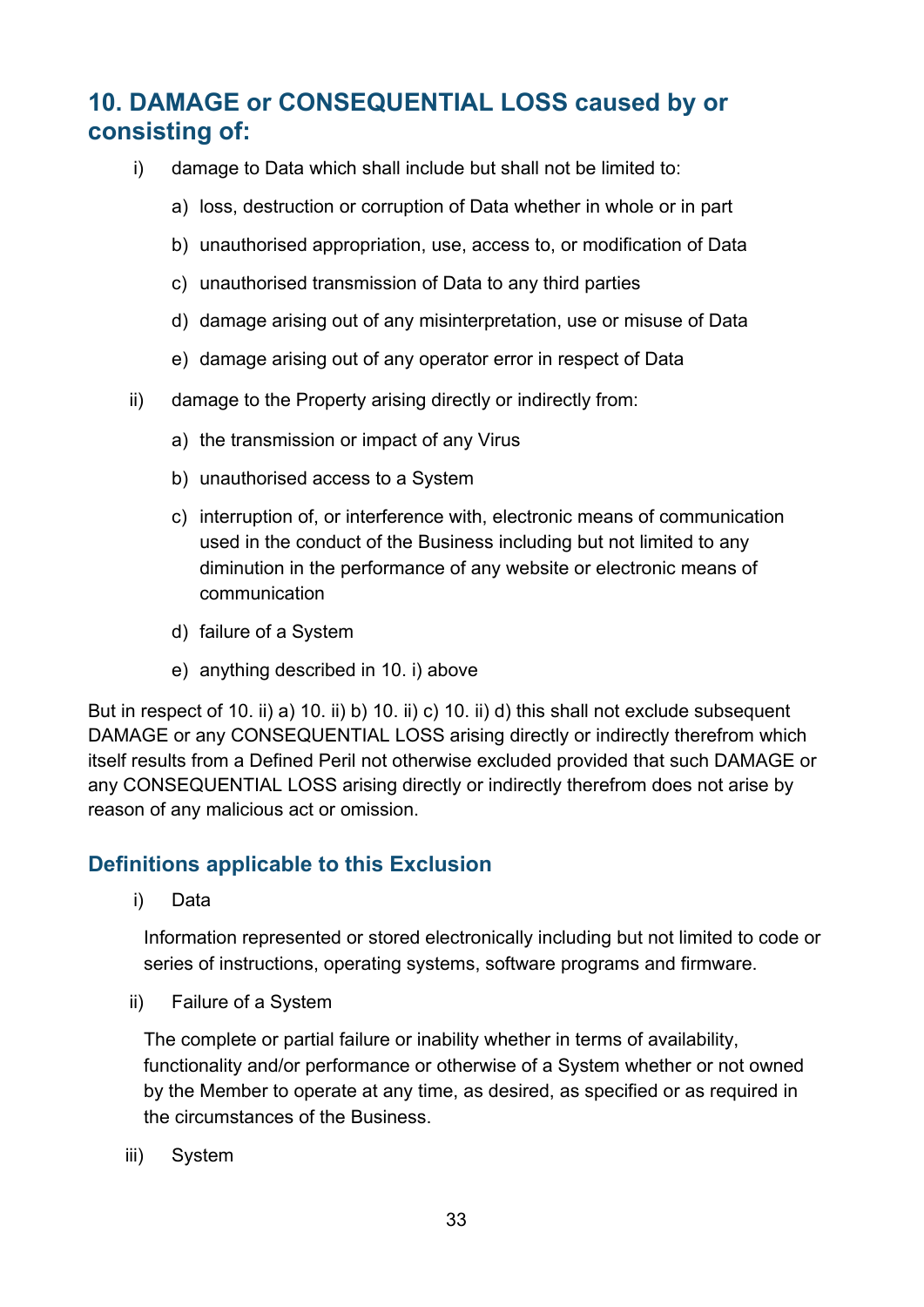## 10. DAMAGE or CONSEQUENTIAL LOSS caused by or consisting of:

i) damage to Data which shall include but shall not be limited to:

   a) loss, destruction or corruption of Data whether in whole or in part

   b) unauthorised appropriation, use, access to, or modification of Data

   c) unauthorised transmission of Data to any third parties

   d) damage arising out of any misinterpretation, use or misuse of Data

   e) damage arising out of any operator error in respect of Data

ii) damage to the Property arising directly or indirectly from:

   a) the transmission or impact of any Virus

   b) unauthorised access to a System

   c) interruption of, or interference with, electronic means of communication used in the conduct of the Business including but not limited to any diminution in the performance of any website or electronic means of communication

   d) failure of a System

   e) anything described in 10. i) above

But in respect of 10. ii) a) 10. ii) b) 10. ii) c) 10. ii) d) this shall not exclude subsequent DAMAGE or any CONSEQUENTIAL LOSS arising directly or indirectly therefrom which itself results from a Defined Peril not otherwise excluded provided that such DAMAGE or any CONSEQUENTIAL LOSS arising directly or indirectly therefrom does not arise by reason of any malicious act or omission.

### Definitions applicable to this Exclusion

i) Data

   Information represented or stored electronically including but not limited to code or series of instructions, operating systems, software programs and firmware.

ii) Failure of a System

   The complete or partial failure or inability whether in terms of availability, functionality and/or performance or otherwise of a System whether or not owned by the Member to operate at any time, as desired, as specified or as required in the circumstances of the Business.

iii) System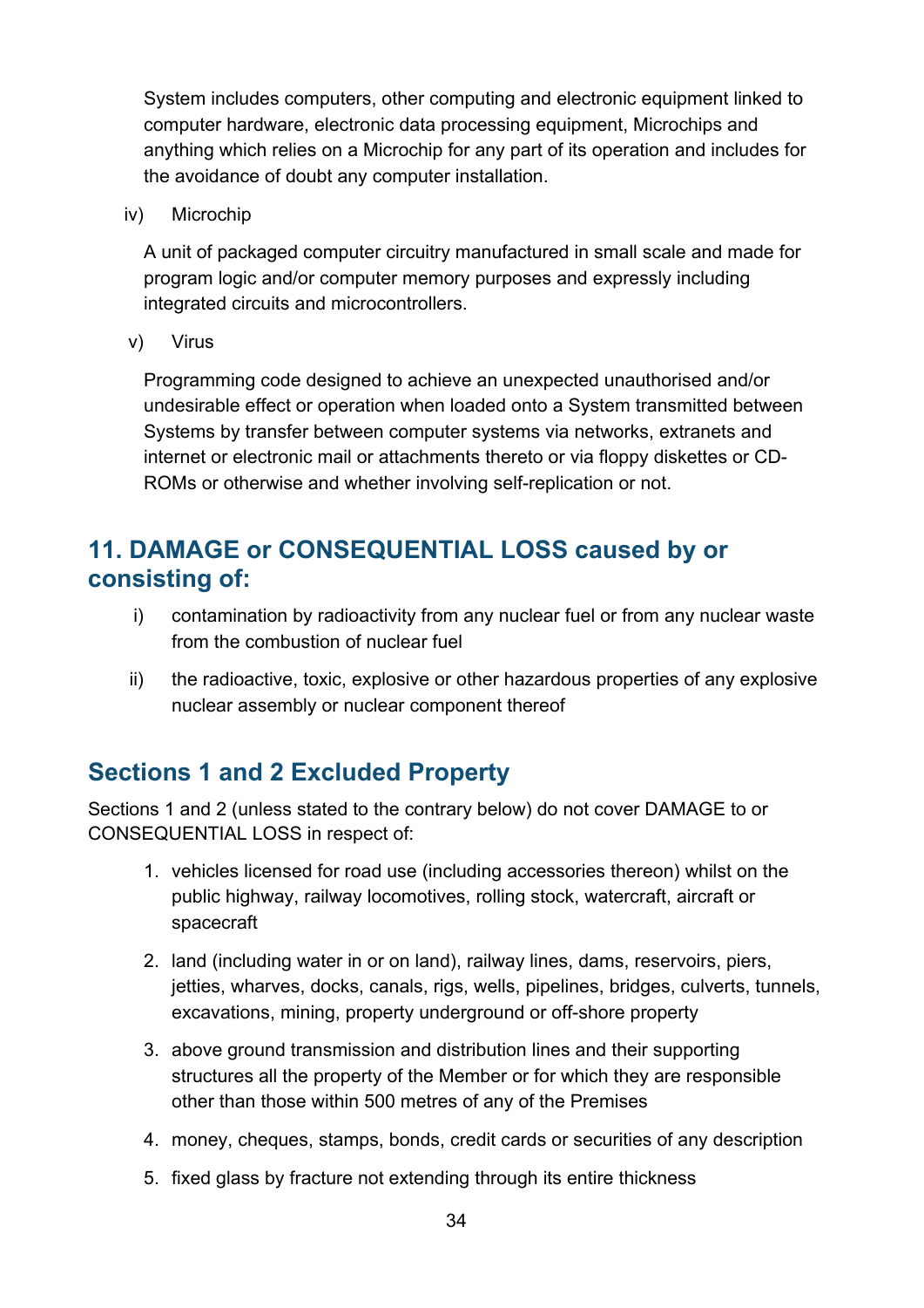System includes computers, other computing and electronic equipment linked to computer hardware, electronic data processing equipment, Microchips and anything which relies on a Microchip for any part of its operation and includes for the avoidance of doubt any computer installation.

iv) Microchip

A unit of packaged computer circuitry manufactured in small scale and made for program logic and/or computer memory purposes and expressly including integrated circuits and microcontrollers.

v) Virus

Programming code designed to achieve an unexpected unauthorised and/or undesirable effect or operation when loaded onto a System transmitted between Systems by transfer between computer systems via networks, extranets and internet or electronic mail or attachments thereto or via floppy diskettes or CD-ROMs or otherwise and whether involving self-replication or not.

## 11. DAMAGE or CONSEQUENTIAL LOSS caused by or consisting of:

i) contamination by radioactivity from any nuclear fuel or from any nuclear waste from the combustion of nuclear fuel

ii) the radioactive, toxic, explosive or other hazardous properties of any explosive nuclear assembly or nuclear component thereof

## Sections 1 and 2 Excluded Property

Sections 1 and 2 (unless stated to the contrary below) do not cover DAMAGE to or CONSEQUENTIAL LOSS in respect of:

1. vehicles licensed for road use (including accessories thereon) whilst on the public highway, railway locomotives, rolling stock, watercraft, aircraft or spacecraft
2. land (including water in or on land), railway lines, dams, reservoirs, piers, jetties, wharves, docks, canals, rigs, wells, pipelines, bridges, culverts, tunnels, excavations, mining, property underground or off-shore property
3. above ground transmission and distribution lines and their supporting structures all the property of the Member or for which they are responsible other than those within 500 metres of any of the Premises
4. money, cheques, stamps, bonds, credit cards or securities of any description
5. fixed glass by fracture not extending through its entire thickness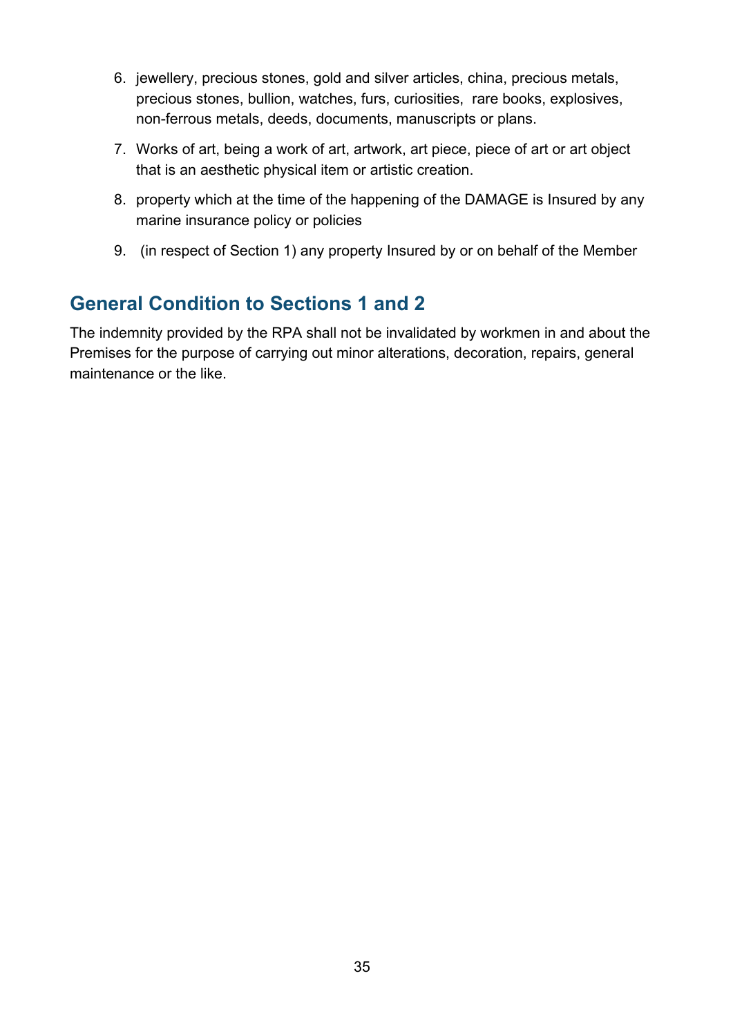6. jewellery, precious stones, gold and silver articles, china, precious metals, precious stones, bullion, watches, furs, curiosities, rare books, explosives, non-ferrous metals, deeds, documents, manuscripts or plans.
7. Works of art, being a work of art, artwork, art piece, piece of art or art object that is an aesthetic physical item or artistic creation.
8. property which at the time of the happening of the DAMAGE is Insured by any marine insurance policy or policies
9. (in respect of Section 1) any property Insured by or on behalf of the Member

## General Condition to Sections 1 and 2

The indemnity provided by the RPA shall not be invalidated by workmen in and about the Premises for the purpose of carrying out minor alterations, decoration, repairs, general maintenance or the like.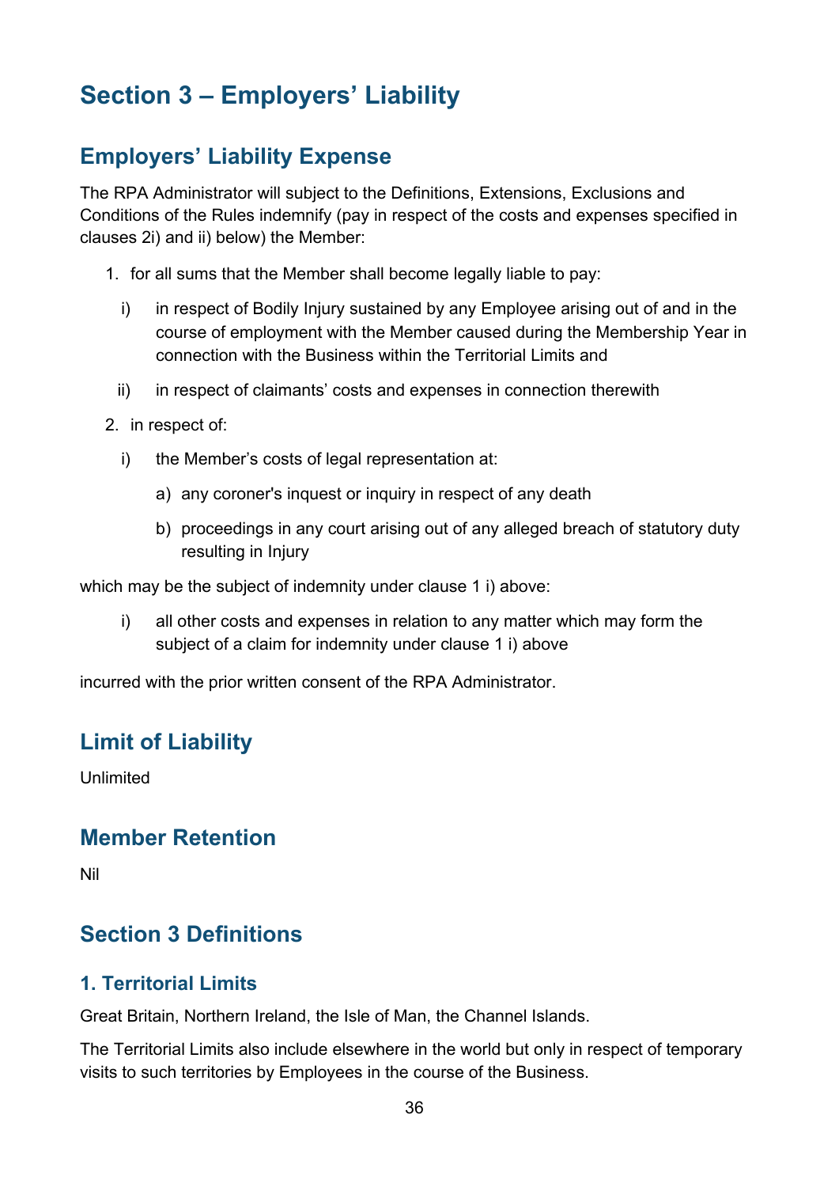# Section 3 – Employers' Liability

## Employers' Liability Expense

The RPA Administrator will subject to the Definitions, Extensions, Exclusions and Conditions of the Rules indemnify (pay in respect of the costs and expenses specified in clauses 2i) and ii) below) the Member:

1. for all sums that the Member shall become legally liable to pay:

   i) in respect of Bodily Injury sustained by any Employee arising out of and in the course of employment with the Member caused during the Membership Year in connection with the Business within the Territorial Limits and

   ii) in respect of claimants' costs and expenses in connection therewith

2. in respect of:

   i) the Member's costs of legal representation at:

      a) any coroner's inquest or inquiry in respect of any death

      b) proceedings in any court arising out of any alleged breach of statutory duty resulting in Injury

which may be the subject of indemnity under clause 1 i) above:

   i) all other costs and expenses in relation to any matter which may form the subject of a claim for indemnity under clause 1 i) above

incurred with the prior written consent of the RPA Administrator.

## Limit of Liability

Unlimited

## Member Retention

Nil

## Section 3 Definitions

### 1. Territorial Limits

Great Britain, Northern Ireland, the Isle of Man, the Channel Islands.

The Territorial Limits also include elsewhere in the world but only in respect of temporary visits to such territories by Employees in the course of the Business.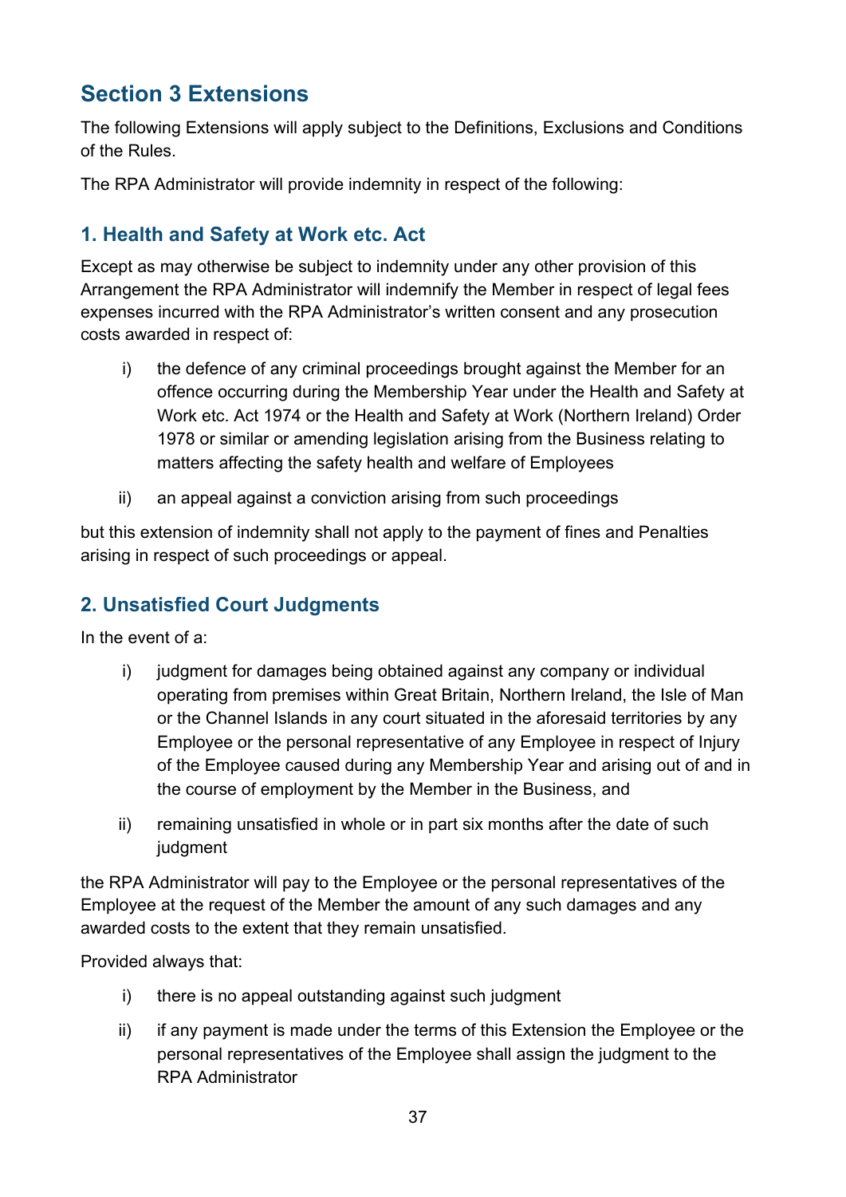## Section 3 Extensions

The following Extensions will apply subject to the Definitions, Exclusions and Conditions of the Rules.

The RPA Administrator will provide indemnity in respect of the following:

### 1. Health and Safety at Work etc. Act

Except as may otherwise be subject to indemnity under any other provision of this Arrangement the RPA Administrator will indemnify the Member in respect of legal fees expenses incurred with the RPA Administrator's written consent and any prosecution costs awarded in respect of:

i) the defence of any criminal proceedings brought against the Member for an offence occurring during the Membership Year under the Health and Safety at Work etc. Act 1974 or the Health and Safety at Work (Northern Ireland) Order 1978 or similar or amending legislation arising from the Business relating to matters affecting the safety health and welfare of Employees

ii) an appeal against a conviction arising from such proceedings

but this extension of indemnity shall not apply to the payment of fines and Penalties arising in respect of such proceedings or appeal.

### 2. Unsatisfied Court Judgments

In the event of a:

i) judgment for damages being obtained against any company or individual operating from premises within Great Britain, Northern Ireland, the Isle of Man or the Channel Islands in any court situated in the aforesaid territories by any Employee or the personal representative of any Employee in respect of Injury of the Employee caused during any Membership Year and arising out of and in the course of employment by the Member in the Business, and

ii) remaining unsatisfied in whole or in part six months after the date of such judgment

the RPA Administrator will pay to the Employee or the personal representatives of the Employee at the request of the Member the amount of any such damages and any awarded costs to the extent that they remain unsatisfied.

Provided always that:

i) there is no appeal outstanding against such judgment

ii) if any payment is made under the terms of this Extension the Employee or the personal representatives of the Employee shall assign the judgment to the RPA Administrator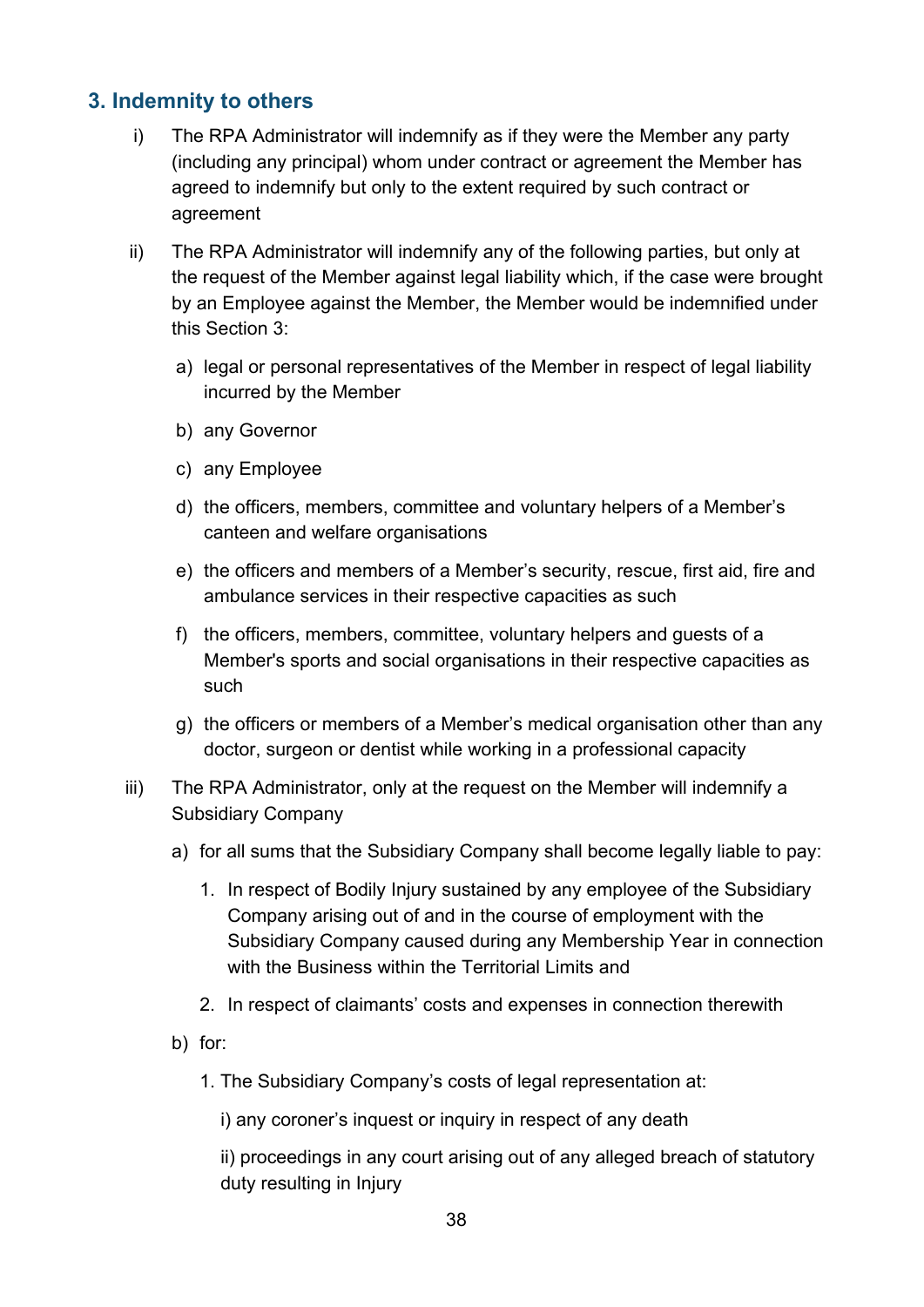## 3. Indemnity to others

i) The RPA Administrator will indemnify as if they were the Member any party (including any principal) whom under contract or agreement the Member has agreed to indemnify but only to the extent required by such contract or agreement

ii) The RPA Administrator will indemnify any of the following parties, but only at the request of the Member against legal liability which, if the case were brought by an Employee against the Member, the Member would be indemnified under this Section 3:

  a) legal or personal representatives of the Member in respect of legal liability incurred by the Member

  b) any Governor

  c) any Employee

  d) the officers, members, committee and voluntary helpers of a Member's canteen and welfare organisations

  e) the officers and members of a Member's security, rescue, first aid, fire and ambulance services in their respective capacities as such

  f) the officers, members, committee, voluntary helpers and guests of a Member's sports and social organisations in their respective capacities as such

  g) the officers or members of a Member's medical organisation other than any doctor, surgeon or dentist while working in a professional capacity

iii) The RPA Administrator, only at the request on the Member will indemnify a Subsidiary Company

  a) for all sums that the Subsidiary Company shall become legally liable to pay:

    1. In respect of Bodily Injury sustained by any employee of the Subsidiary Company arising out of and in the course of employment with the Subsidiary Company caused during any Membership Year in connection with the Business within the Territorial Limits and

    2. In respect of claimants' costs and expenses in connection therewith

  b) for:

    1. The Subsidiary Company's costs of legal representation at:

      i) any coroner's inquest or inquiry in respect of any death

      ii) proceedings in any court arising out of any alleged breach of statutory duty resulting in Injury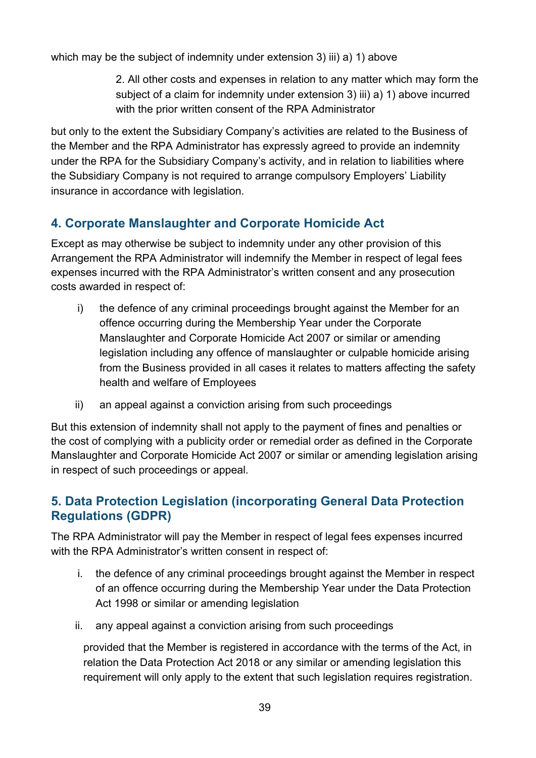which may be the subject of indemnity under extension 3) iii) a) 1) above

> 2. All other costs and expenses in relation to any matter which may form the subject of a claim for indemnity under extension 3) iii) a) 1) above incurred with the prior written consent of the RPA Administrator

but only to the extent the Subsidiary Company's activities are related to the Business of the Member and the RPA Administrator has expressly agreed to provide an indemnity under the RPA for the Subsidiary Company's activity, and in relation to liabilities where the Subsidiary Company is not required to arrange compulsory Employers' Liability insurance in accordance with legislation.

## 4. Corporate Manslaughter and Corporate Homicide Act

Except as may otherwise be subject to indemnity under any other provision of this Arrangement the RPA Administrator will indemnify the Member in respect of legal fees expenses incurred with the RPA Administrator's written consent and any prosecution costs awarded in respect of:

i) the defence of any criminal proceedings brought against the Member for an offence occurring during the Membership Year under the Corporate Manslaughter and Corporate Homicide Act 2007 or similar or amending legislation including any offence of manslaughter or culpable homicide arising from the Business provided in all cases it relates to matters affecting the safety health and welfare of Employees

ii) an appeal against a conviction arising from such proceedings

But this extension of indemnity shall not apply to the payment of fines and penalties or the cost of complying with a publicity order or remedial order as defined in the Corporate Manslaughter and Corporate Homicide Act 2007 or similar or amending legislation arising in respect of such proceedings or appeal.

## 5. Data Protection Legislation (incorporating General Data Protection Regulations (GDPR)

The RPA Administrator will pay the Member in respect of legal fees expenses incurred with the RPA Administrator's written consent in respect of:

i. the defence of any criminal proceedings brought against the Member in respect of an offence occurring during the Membership Year under the Data Protection Act 1998 or similar or amending legislation

ii. any appeal against a conviction arising from such proceedings

provided that the Member is registered in accordance with the terms of the Act, in relation the Data Protection Act 2018 or any similar or amending legislation this requirement will only apply to the extent that such legislation requires registration.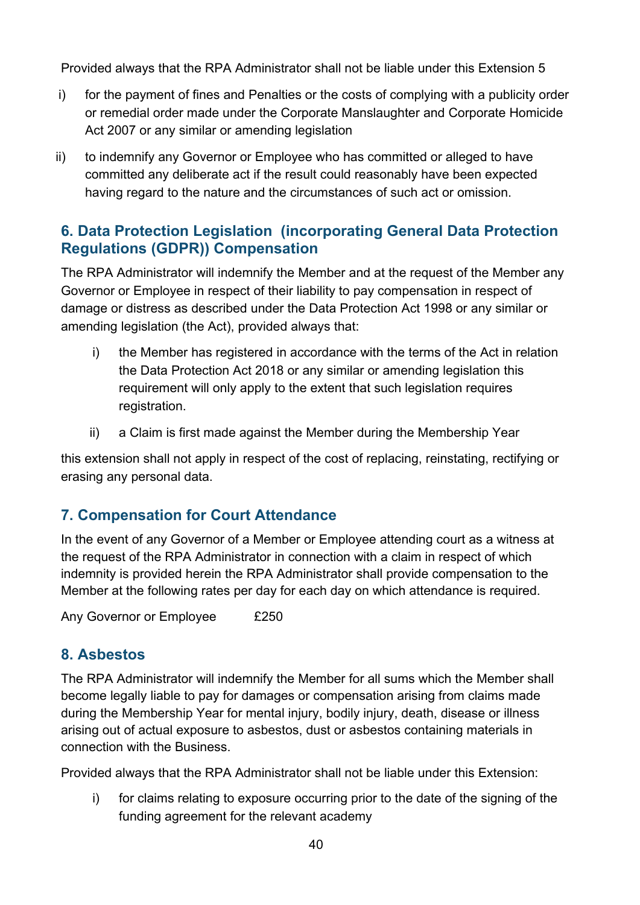Provided always that the RPA Administrator shall not be liable under this Extension 5

i) for the payment of fines and Penalties or the costs of complying with a publicity order or remedial order made under the Corporate Manslaughter and Corporate Homicide Act 2007 or any similar or amending legislation

ii) to indemnify any Governor or Employee who has committed or alleged to have committed any deliberate act if the result could reasonably have been expected having regard to the nature and the circumstances of such act or omission.

### 6. Data Protection Legislation (incorporating General Data Protection Regulations (GDPR)) Compensation

The RPA Administrator will indemnify the Member and at the request of the Member any Governor or Employee in respect of their liability to pay compensation in respect of damage or distress as described under the Data Protection Act 1998 or any similar or amending legislation (the Act), provided always that:

i) the Member has registered in accordance with the terms of the Act in relation the Data Protection Act 2018 or any similar or amending legislation this requirement will only apply to the extent that such legislation requires registration.

ii) a Claim is first made against the Member during the Membership Year

this extension shall not apply in respect of the cost of replacing, reinstating, rectifying or erasing any personal data.

### 7. Compensation for Court Attendance

In the event of any Governor of a Member or Employee attending court as a witness at the request of the RPA Administrator in connection with a claim in respect of which indemnity is provided herein the RPA Administrator shall provide compensation to the Member at the following rates per day for each day on which attendance is required.

Any Governor or Employee £250

### 8. Asbestos

The RPA Administrator will indemnify the Member for all sums which the Member shall become legally liable to pay for damages or compensation arising from claims made during the Membership Year for mental injury, bodily injury, death, disease or illness arising out of actual exposure to asbestos, dust or asbestos containing materials in connection with the Business.

Provided always that the RPA Administrator shall not be liable under this Extension:

i) for claims relating to exposure occurring prior to the date of the signing of the funding agreement for the relevant academy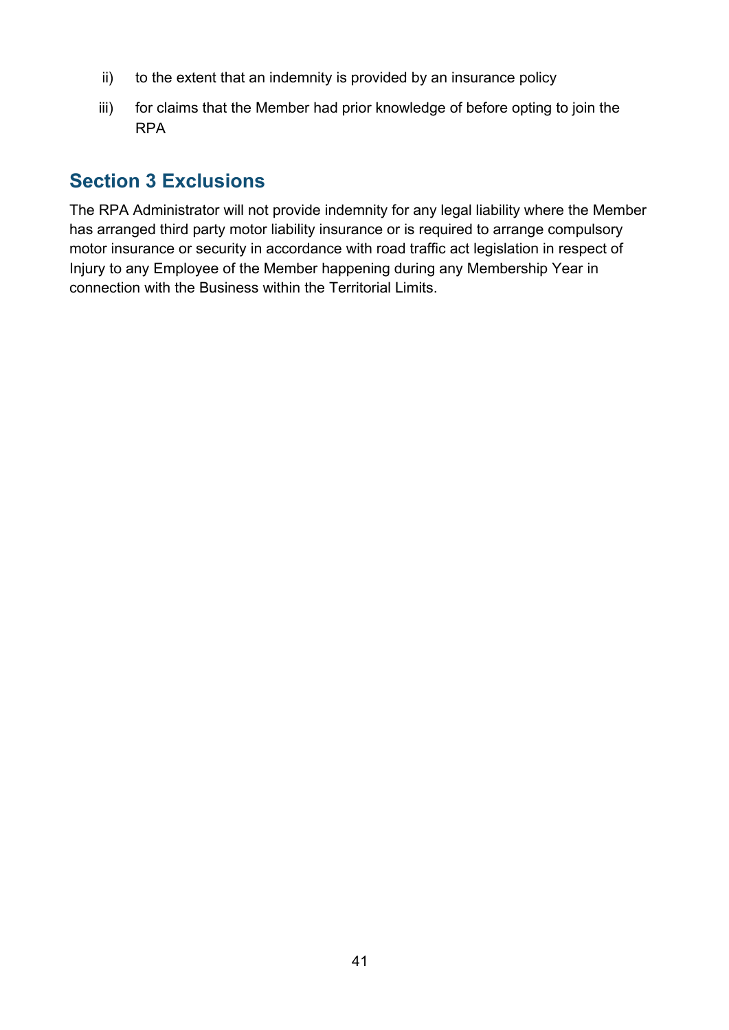ii) to the extent that an indemnity is provided by an insurance policy

iii) for claims that the Member had prior knowledge of before opting to join the RPA

## Section 3 Exclusions

The RPA Administrator will not provide indemnity for any legal liability where the Member has arranged third party motor liability insurance or is required to arrange compulsory motor insurance or security in accordance with road traffic act legislation in respect of Injury to any Employee of the Member happening during any Membership Year in connection with the Business within the Territorial Limits.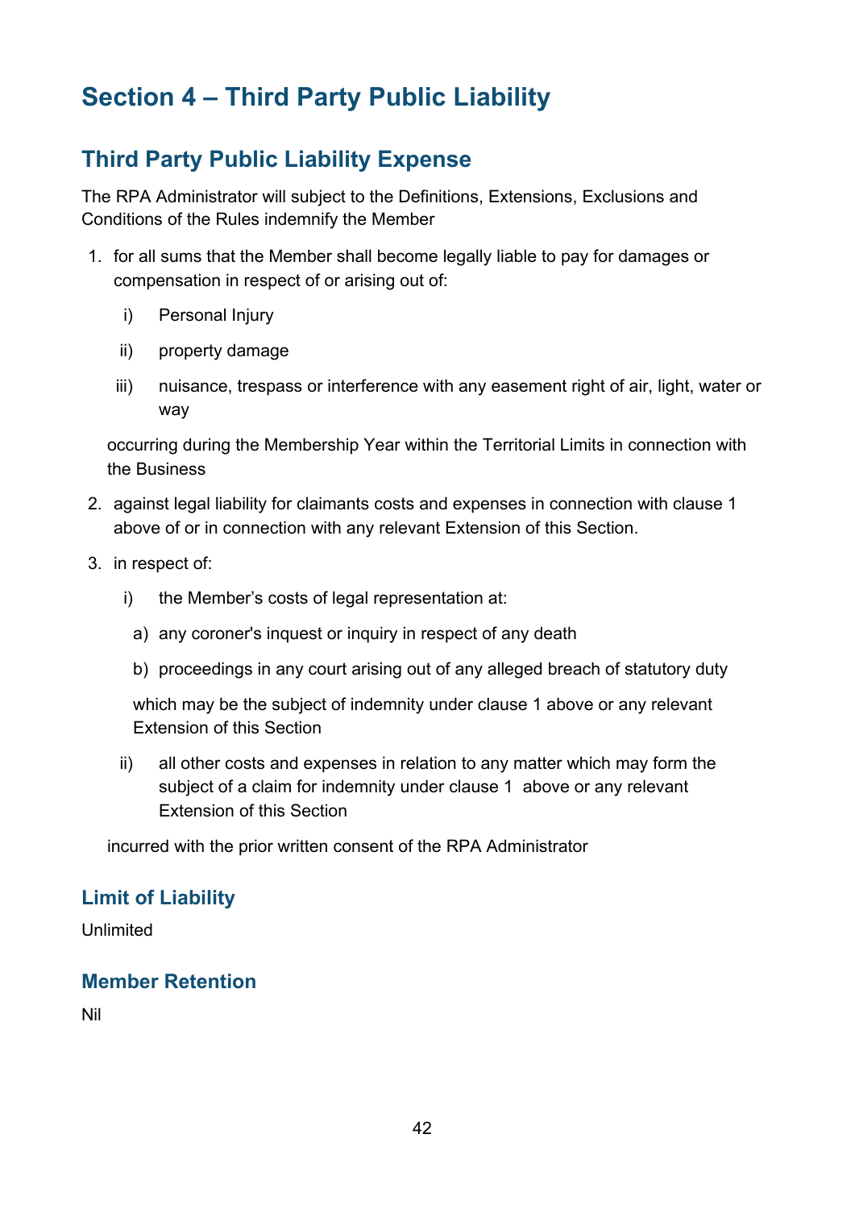# Section 4 – Third Party Public Liability

## Third Party Public Liability Expense

The RPA Administrator will subject to the Definitions, Extensions, Exclusions and Conditions of the Rules indemnify the Member

1. for all sums that the Member shall become legally liable to pay for damages or compensation in respect of or arising out of:

   i) Personal Injury

   ii) property damage

   iii) nuisance, trespass or interference with any easement right of air, light, water or way

   occurring during the Membership Year within the Territorial Limits in connection with the Business

2. against legal liability for claimants costs and expenses in connection with clause 1 above of or in connection with any relevant Extension of this Section.

3. in respect of:

   i) the Member's costs of legal representation at:

      a) any coroner's inquest or inquiry in respect of any death

      b) proceedings in any court arising out of any alleged breach of statutory duty

      which may be the subject of indemnity under clause 1 above or any relevant Extension of this Section

   ii) all other costs and expenses in relation to any matter which may form the subject of a claim for indemnity under clause 1 above or any relevant Extension of this Section

   incurred with the prior written consent of the RPA Administrator

### Limit of Liability

Unlimited

### Member Retention

Nil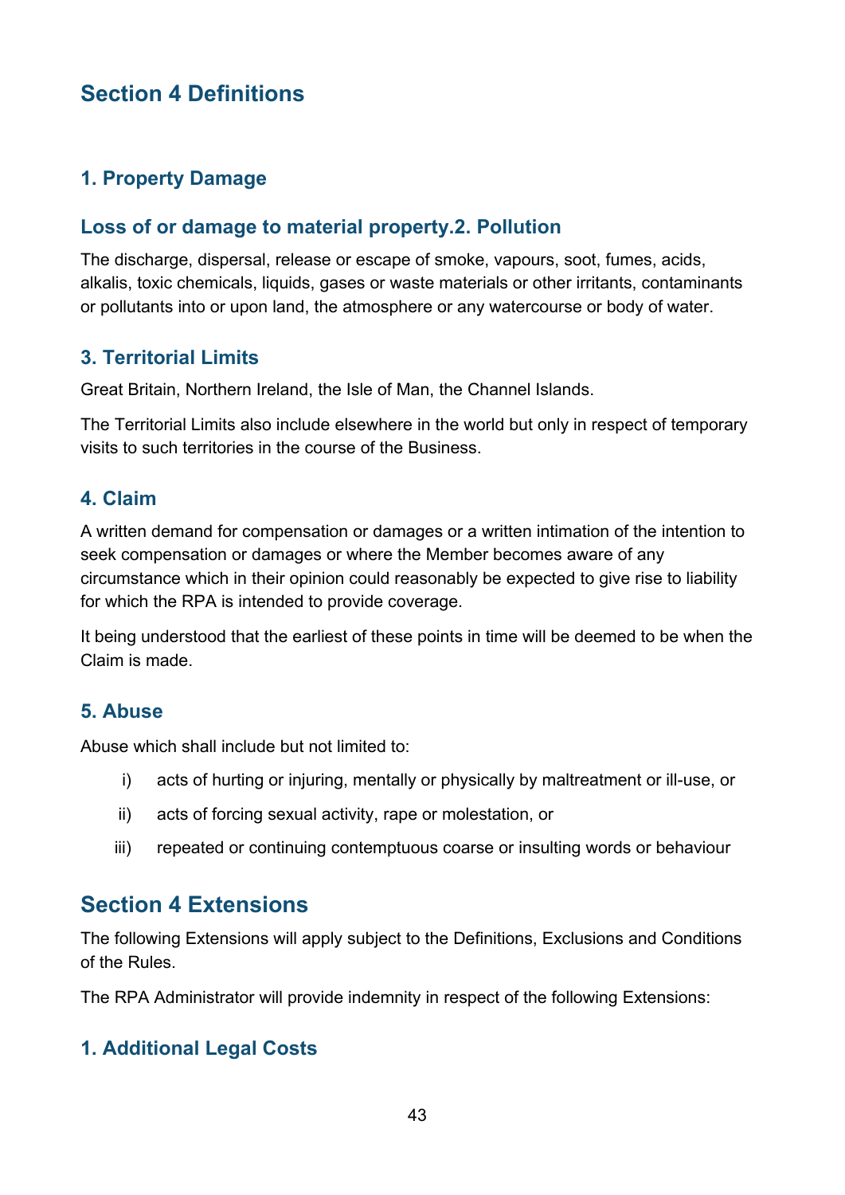## Section 4 Definitions

### 1. Property Damage

### Loss of or damage to material property.2. Pollution

The discharge, dispersal, release or escape of smoke, vapours, soot, fumes, acids, alkalis, toxic chemicals, liquids, gases or waste materials or other irritants, contaminants or pollutants into or upon land, the atmosphere or any watercourse or body of water.

### 3. Territorial Limits

Great Britain, Northern Ireland, the Isle of Man, the Channel Islands.

The Territorial Limits also include elsewhere in the world but only in respect of temporary visits to such territories in the course of the Business.

### 4. Claim

A written demand for compensation or damages or a written intimation of the intention to seek compensation or damages or where the Member becomes aware of any circumstance which in their opinion could reasonably be expected to give rise to liability for which the RPA is intended to provide coverage.

It being understood that the earliest of these points in time will be deemed to be when the Claim is made.

### 5. Abuse

Abuse which shall include but not limited to:

i) acts of hurting or injuring, mentally or physically by maltreatment or ill-use, or

ii) acts of forcing sexual activity, rape or molestation, or

iii) repeated or continuing contemptuous coarse or insulting words or behaviour

## Section 4 Extensions

The following Extensions will apply subject to the Definitions, Exclusions and Conditions of the Rules.

The RPA Administrator will provide indemnity in respect of the following Extensions:

### 1. Additional Legal Costs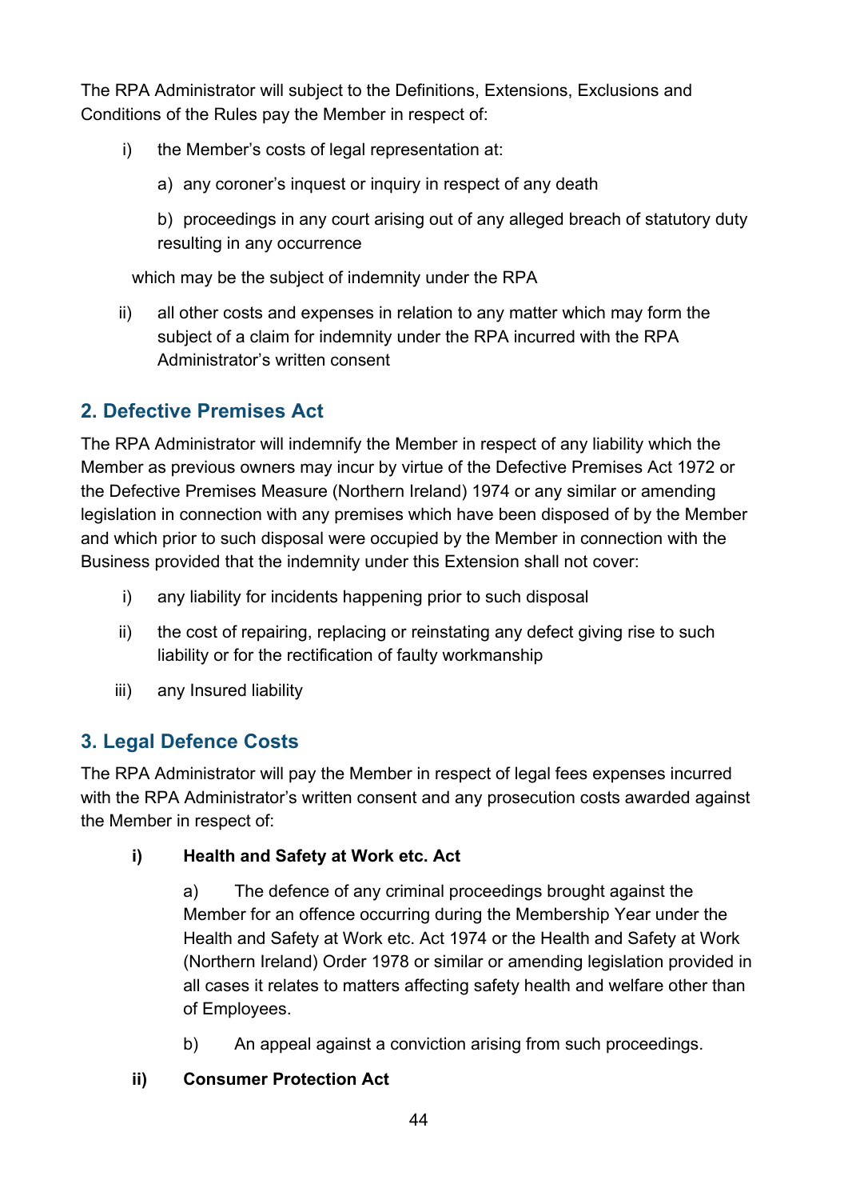The RPA Administrator will subject to the Definitions, Extensions, Exclusions and Conditions of the Rules pay the Member in respect of:

i) the Member's costs of legal representation at:

   a) any coroner's inquest or inquiry in respect of any death

   b) proceedings in any court arising out of any alleged breach of statutory duty resulting in any occurrence

   which may be the subject of indemnity under the RPA

ii) all other costs and expenses in relation to any matter which may form the subject of a claim for indemnity under the RPA incurred with the RPA Administrator's written consent

## 2. Defective Premises Act

The RPA Administrator will indemnify the Member in respect of any liability which the Member as previous owners may incur by virtue of the Defective Premises Act 1972 or the Defective Premises Measure (Northern Ireland) 1974 or any similar or amending legislation in connection with any premises which have been disposed of by the Member and which prior to such disposal were occupied by the Member in connection with the Business provided that the indemnity under this Extension shall not cover:

i) any liability for incidents happening prior to such disposal

ii) the cost of repairing, replacing or reinstating any defect giving rise to such liability or for the rectification of faulty workmanship

iii) any Insured liability

## 3. Legal Defence Costs

The RPA Administrator will pay the Member in respect of legal fees expenses incurred with the RPA Administrator's written consent and any prosecution costs awarded against the Member in respect of:

**i) Health and Safety at Work etc. Act**

   a) The defence of any criminal proceedings brought against the Member for an offence occurring during the Membership Year under the Health and Safety at Work etc. Act 1974 or the Health and Safety at Work (Northern Ireland) Order 1978 or similar or amending legislation provided in all cases it relates to matters affecting safety health and welfare other than of Employees.

   b) An appeal against a conviction arising from such proceedings.

**ii) Consumer Protection Act**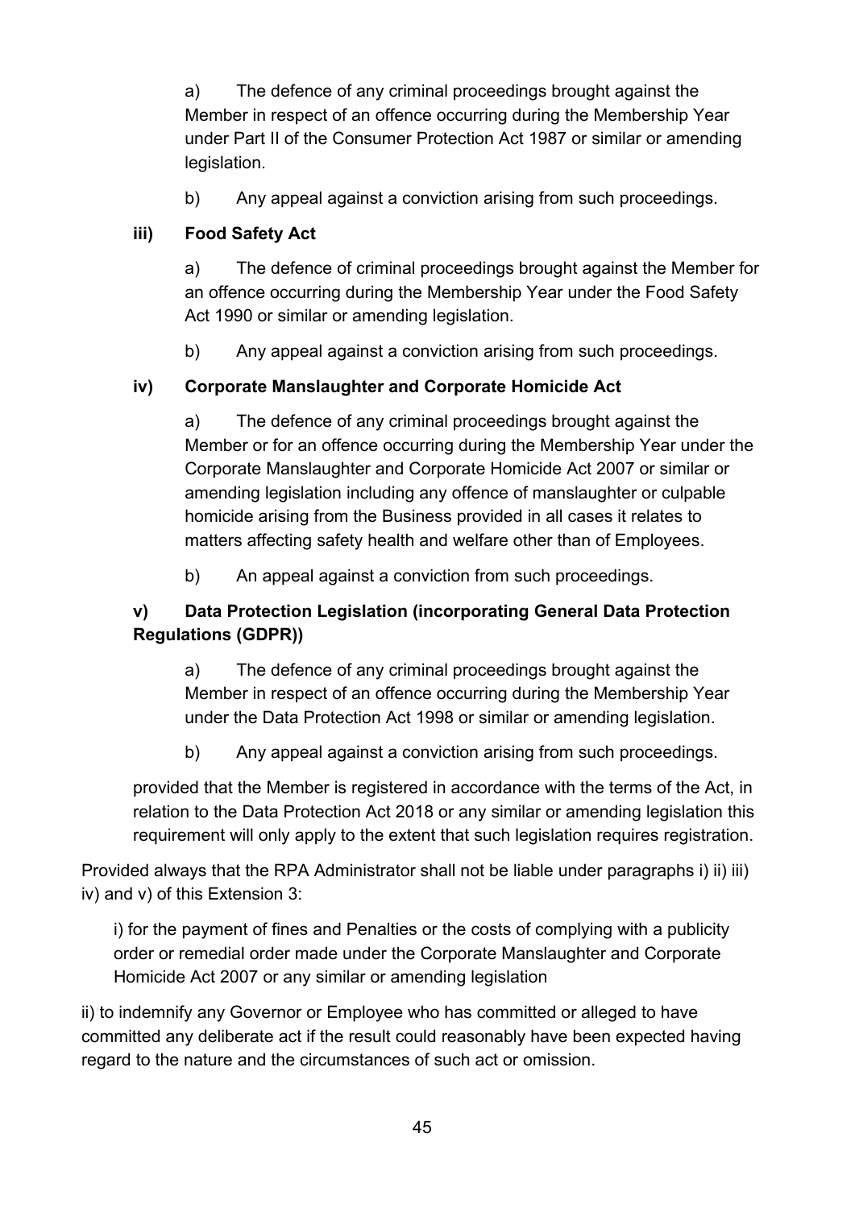a) The defence of any criminal proceedings brought against the Member in respect of an offence occurring during the Membership Year under Part II of the Consumer Protection Act 1987 or similar or amending legislation.

b) Any appeal against a conviction arising from such proceedings.

**iii) Food Safety Act**

a) The defence of criminal proceedings brought against the Member for an offence occurring during the Membership Year under the Food Safety Act 1990 or similar or amending legislation.

b) Any appeal against a conviction arising from such proceedings.

**iv) Corporate Manslaughter and Corporate Homicide Act**

a) The defence of any criminal proceedings brought against the Member or for an offence occurring during the Membership Year under the Corporate Manslaughter and Corporate Homicide Act 2007 or similar or amending legislation including any offence of manslaughter or culpable homicide arising from the Business provided in all cases it relates to matters affecting safety health and welfare other than of Employees.

b) An appeal against a conviction from such proceedings.

**v) Data Protection Legislation (incorporating General Data Protection Regulations (GDPR))**

a) The defence of any criminal proceedings brought against the Member in respect of an offence occurring during the Membership Year under the Data Protection Act 1998 or similar or amending legislation.

b) Any appeal against a conviction arising from such proceedings.

provided that the Member is registered in accordance with the terms of the Act, in relation to the Data Protection Act 2018 or any similar or amending legislation this requirement will only apply to the extent that such legislation requires registration.

Provided always that the RPA Administrator shall not be liable under paragraphs i) ii) iii) iv) and v) of this Extension 3:

i) for the payment of fines and Penalties or the costs of complying with a publicity order or remedial order made under the Corporate Manslaughter and Corporate Homicide Act 2007 or any similar or amending legislation

ii) to indemnify any Governor or Employee who has committed or alleged to have committed any deliberate act if the result could reasonably have been expected having regard to the nature and the circumstances of such act or omission.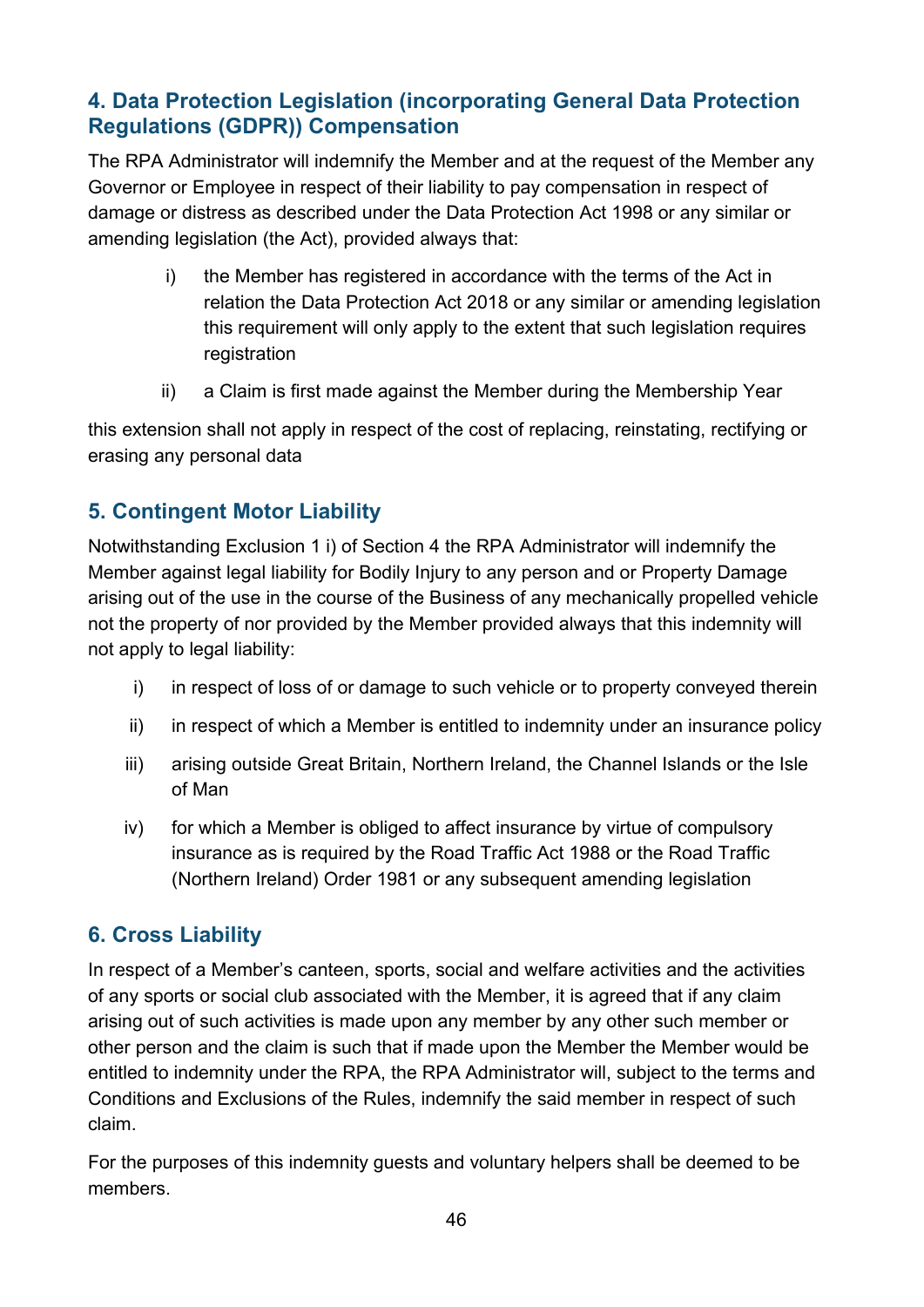## 4. Data Protection Legislation (incorporating General Data Protection Regulations (GDPR)) Compensation

The RPA Administrator will indemnify the Member and at the request of the Member any Governor or Employee in respect of their liability to pay compensation in respect of damage or distress as described under the Data Protection Act 1998 or any similar or amending legislation (the Act), provided always that:

i) the Member has registered in accordance with the terms of the Act in relation the Data Protection Act 2018 or any similar or amending legislation this requirement will only apply to the extent that such legislation requires registration

ii) a Claim is first made against the Member during the Membership Year

this extension shall not apply in respect of the cost of replacing, reinstating, rectifying or erasing any personal data

## 5. Contingent Motor Liability

Notwithstanding Exclusion 1 i) of Section 4 the RPA Administrator will indemnify the Member against legal liability for Bodily Injury to any person and or Property Damage arising out of the use in the course of the Business of any mechanically propelled vehicle not the property of nor provided by the Member provided always that this indemnity will not apply to legal liability:

i) in respect of loss of or damage to such vehicle or to property conveyed therein

ii) in respect of which a Member is entitled to indemnity under an insurance policy

iii) arising outside Great Britain, Northern Ireland, the Channel Islands or the Isle of Man

iv) for which a Member is obliged to affect insurance by virtue of compulsory insurance as is required by the Road Traffic Act 1988 or the Road Traffic (Northern Ireland) Order 1981 or any subsequent amending legislation

## 6. Cross Liability

In respect of a Member's canteen, sports, social and welfare activities and the activities of any sports or social club associated with the Member, it is agreed that if any claim arising out of such activities is made upon any member by any other such member or other person and the claim is such that if made upon the Member the Member would be entitled to indemnity under the RPA, the RPA Administrator will, subject to the terms and Conditions and Exclusions of the Rules, indemnify the said member in respect of such claim.

For the purposes of this indemnity guests and voluntary helpers shall be deemed to be members.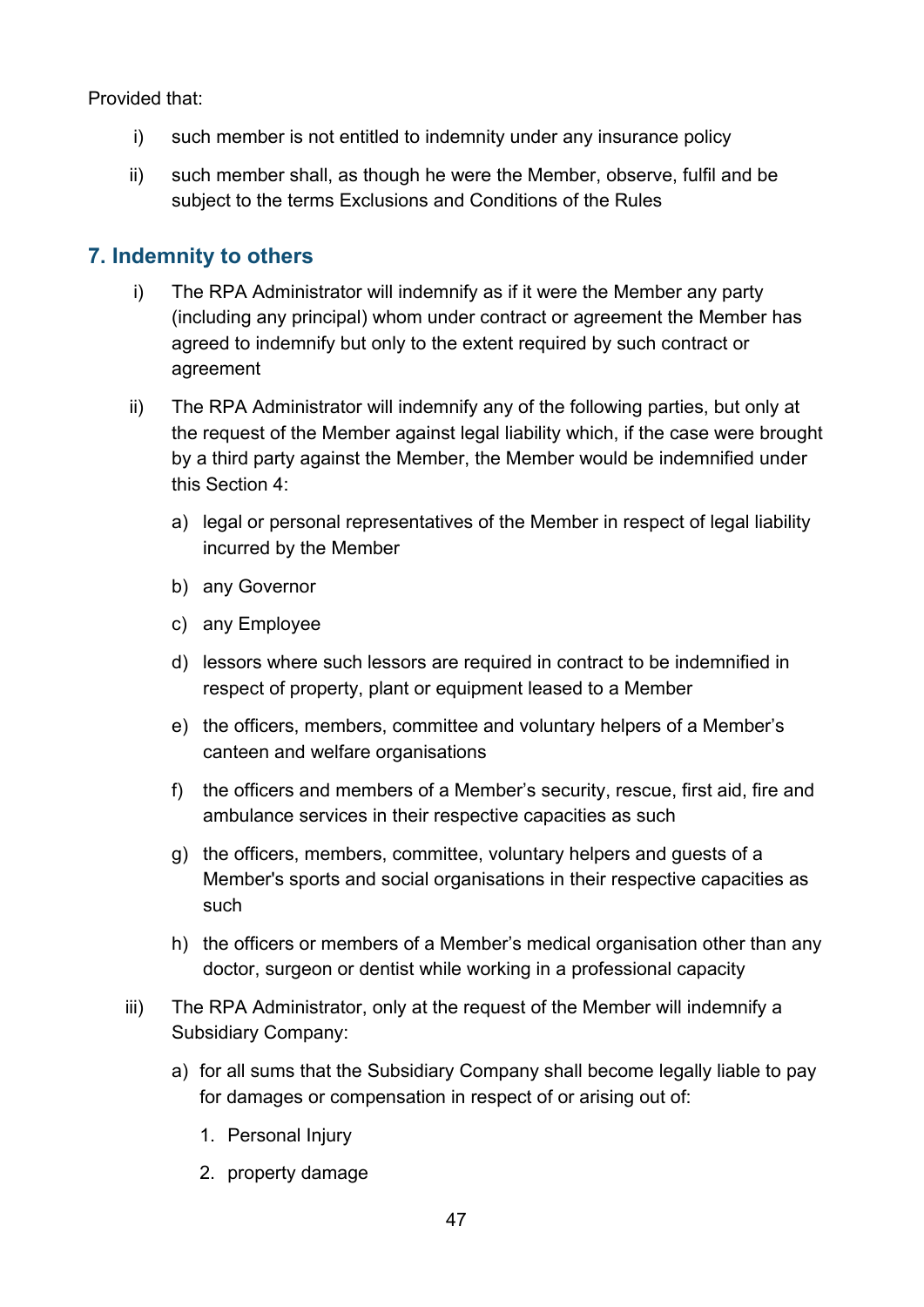Provided that:

i) such member is not entitled to indemnity under any insurance policy

ii) such member shall, as though he were the Member, observe, fulfil and be subject to the terms Exclusions and Conditions of the Rules

## 7. Indemnity to others

i) The RPA Administrator will indemnify as if it were the Member any party (including any principal) whom under contract or agreement the Member has agreed to indemnify but only to the extent required by such contract or agreement

ii) The RPA Administrator will indemnify any of the following parties, but only at the request of the Member against legal liability which, if the case were brought by a third party against the Member, the Member would be indemnified under this Section 4:

   a) legal or personal representatives of the Member in respect of legal liability incurred by the Member

   b) any Governor

   c) any Employee

   d) lessors where such lessors are required in contract to be indemnified in respect of property, plant or equipment leased to a Member

   e) the officers, members, committee and voluntary helpers of a Member's canteen and welfare organisations

   f) the officers and members of a Member's security, rescue, first aid, fire and ambulance services in their respective capacities as such

   g) the officers, members, committee, voluntary helpers and guests of a Member's sports and social organisations in their respective capacities as such

   h) the officers or members of a Member's medical organisation other than any doctor, surgeon or dentist while working in a professional capacity

iii) The RPA Administrator, only at the request of the Member will indemnify a Subsidiary Company:

   a) for all sums that the Subsidiary Company shall become legally liable to pay for damages or compensation in respect of or arising out of:

      1. Personal Injury

      2. property damage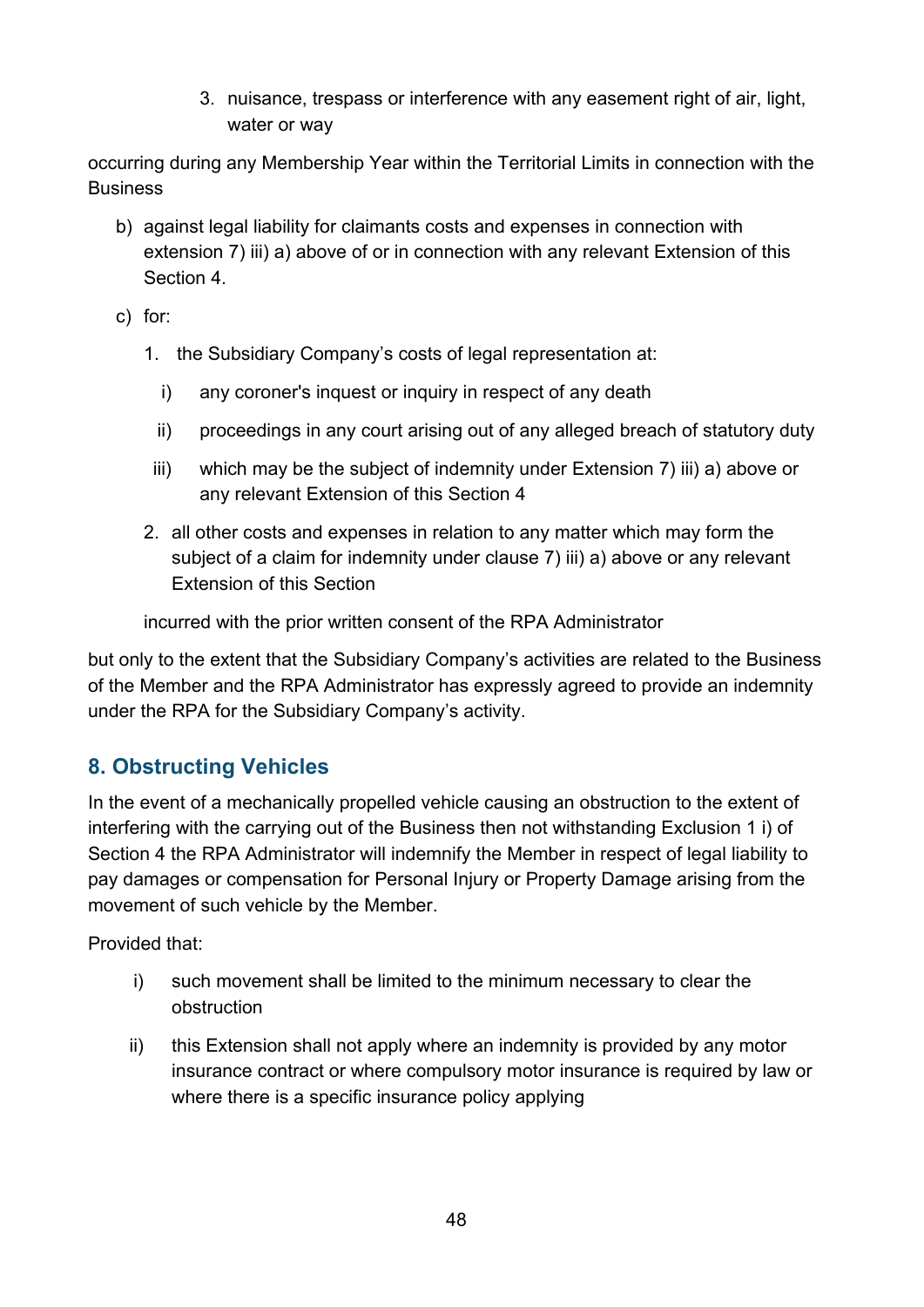3. nuisance, trespass or interference with any easement right of air, light, water or way

occurring during any Membership Year within the Territorial Limits in connection with the Business

b) against legal liability for claimants costs and expenses in connection with extension 7) iii) a) above of or in connection with any relevant Extension of this Section 4.

c) for:

   1. the Subsidiary Company's costs of legal representation at:

      i) any coroner's inquest or inquiry in respect of any death

      ii) proceedings in any court arising out of any alleged breach of statutory duty

      iii) which may be the subject of indemnity under Extension 7) iii) a) above or any relevant Extension of this Section 4

   2. all other costs and expenses in relation to any matter which may form the subject of a claim for indemnity under clause 7) iii) a) above or any relevant Extension of this Section

   incurred with the prior written consent of the RPA Administrator

but only to the extent that the Subsidiary Company's activities are related to the Business of the Member and the RPA Administrator has expressly agreed to provide an indemnity under the RPA for the Subsidiary Company's activity.

## 8. Obstructing Vehicles

In the event of a mechanically propelled vehicle causing an obstruction to the extent of interfering with the carrying out of the Business then not withstanding Exclusion 1 i) of Section 4 the RPA Administrator will indemnify the Member in respect of legal liability to pay damages or compensation for Personal Injury or Property Damage arising from the movement of such vehicle by the Member.

Provided that:

i) such movement shall be limited to the minimum necessary to clear the obstruction

ii) this Extension shall not apply where an indemnity is provided by any motor insurance contract or where compulsory motor insurance is required by law or where there is a specific insurance policy applying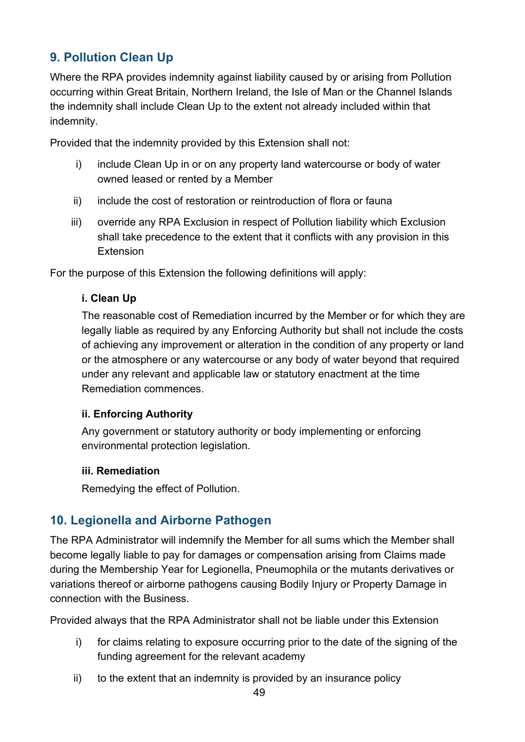## 9. Pollution Clean Up

Where the RPA provides indemnity against liability caused by or arising from Pollution occurring within Great Britain, Northern Ireland, the Isle of Man or the Channel Islands the indemnity shall include Clean Up to the extent not already included within that indemnity.

Provided that the indemnity provided by this Extension shall not:

i) include Clean Up in or on any property land watercourse or body of water owned leased or rented by a Member

ii) include the cost of restoration or reintroduction of flora or fauna

iii) override any RPA Exclusion in respect of Pollution liability which Exclusion shall take precedence to the extent that it conflicts with any provision in this Extension

For the purpose of this Extension the following definitions will apply:

**i. Clean Up**

The reasonable cost of Remediation incurred by the Member or for which they are legally liable as required by any Enforcing Authority but shall not include the costs of achieving any improvement or alteration in the condition of any property or land or the atmosphere or any watercourse or any body of water beyond that required under any relevant and applicable law or statutory enactment at the time Remediation commences.

**ii. Enforcing Authority**

Any government or statutory authority or body implementing or enforcing environmental protection legislation.

**iii. Remediation**

Remedying the effect of Pollution.

## 10. Legionella and Airborne Pathogen

The RPA Administrator will indemnify the Member for all sums which the Member shall become legally liable to pay for damages or compensation arising from Claims made during the Membership Year for Legionella, Pneumophila or the mutants derivatives or variations thereof or airborne pathogens causing Bodily Injury or Property Damage in connection with the Business.

Provided always that the RPA Administrator shall not be liable under this Extension

i) for claims relating to exposure occurring prior to the date of the signing of the funding agreement for the relevant academy

ii) to the extent that an indemnity is provided by an insurance policy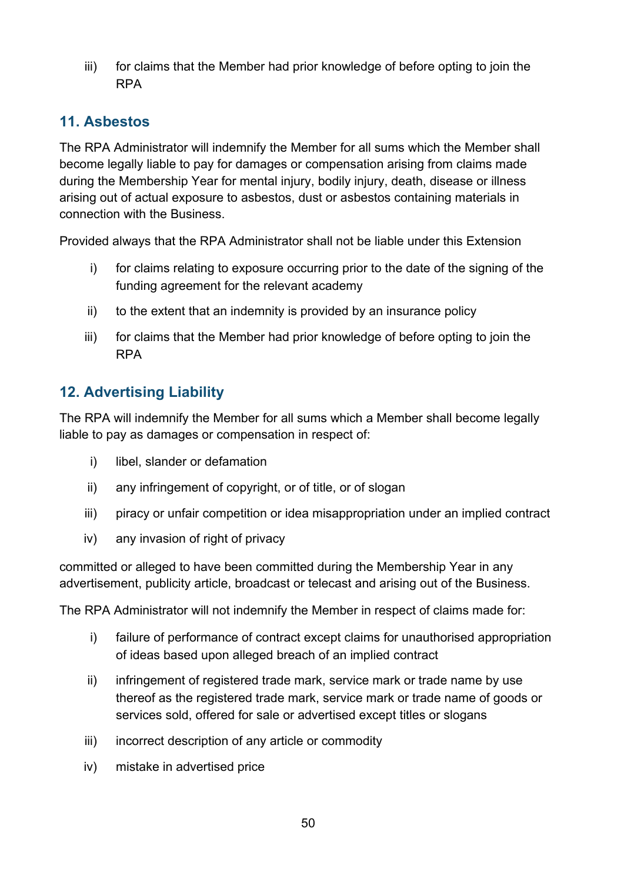iii) for claims that the Member had prior knowledge of before opting to join the RPA

## 11. Asbestos

The RPA Administrator will indemnify the Member for all sums which the Member shall become legally liable to pay for damages or compensation arising from claims made during the Membership Year for mental injury, bodily injury, death, disease or illness arising out of actual exposure to asbestos, dust or asbestos containing materials in connection with the Business.

Provided always that the RPA Administrator shall not be liable under this Extension

i) for claims relating to exposure occurring prior to the date of the signing of the funding agreement for the relevant academy

ii) to the extent that an indemnity is provided by an insurance policy

iii) for claims that the Member had prior knowledge of before opting to join the RPA

## 12. Advertising Liability

The RPA will indemnify the Member for all sums which a Member shall become legally liable to pay as damages or compensation in respect of:

i) libel, slander or defamation

ii) any infringement of copyright, or of title, or of slogan

iii) piracy or unfair competition or idea misappropriation under an implied contract

iv) any invasion of right of privacy

committed or alleged to have been committed during the Membership Year in any advertisement, publicity article, broadcast or telecast and arising out of the Business.

The RPA Administrator will not indemnify the Member in respect of claims made for:

i) failure of performance of contract except claims for unauthorised appropriation of ideas based upon alleged breach of an implied contract

ii) infringement of registered trade mark, service mark or trade name by use thereof as the registered trade mark, service mark or trade name of goods or services sold, offered for sale or advertised except titles or slogans

iii) incorrect description of any article or commodity

iv) mistake in advertised price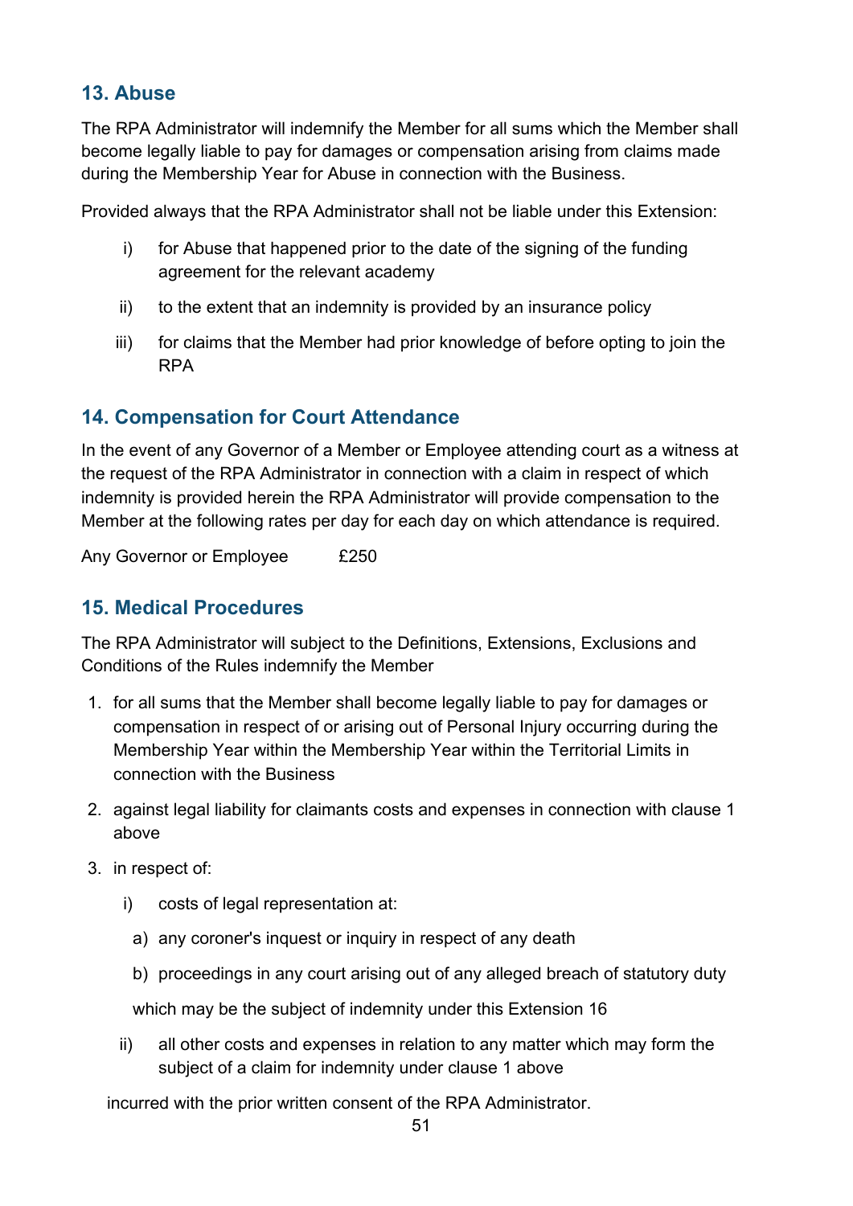## 13. Abuse

The RPA Administrator will indemnify the Member for all sums which the Member shall become legally liable to pay for damages or compensation arising from claims made during the Membership Year for Abuse in connection with the Business.

Provided always that the RPA Administrator shall not be liable under this Extension:

- i) for Abuse that happened prior to the date of the signing of the funding agreement for the relevant academy
- ii) to the extent that an indemnity is provided by an insurance policy
- iii) for claims that the Member had prior knowledge of before opting to join the RPA

## 14. Compensation for Court Attendance

In the event of any Governor of a Member or Employee attending court as a witness at the request of the RPA Administrator in connection with a claim in respect of which indemnity is provided herein the RPA Administrator will provide compensation to the Member at the following rates per day for each day on which attendance is required.

Any Governor or Employee £250

## 15. Medical Procedures

The RPA Administrator will subject to the Definitions, Extensions, Exclusions and Conditions of the Rules indemnify the Member

1. for all sums that the Member shall become legally liable to pay for damages or compensation in respect of or arising out of Personal Injury occurring during the Membership Year within the Membership Year within the Territorial Limits in connection with the Business
2. against legal liability for claimants costs and expenses in connection with clause 1 above
3. in respect of:
   - i) costs of legal representation at:
     - a) any coroner's inquest or inquiry in respect of any death
     - b) proceedings in any court arising out of any alleged breach of statutory duty

     which may be the subject of indemnity under this Extension 16
   - ii) all other costs and expenses in relation to any matter which may form the subject of a claim for indemnity under clause 1 above

   incurred with the prior written consent of the RPA Administrator.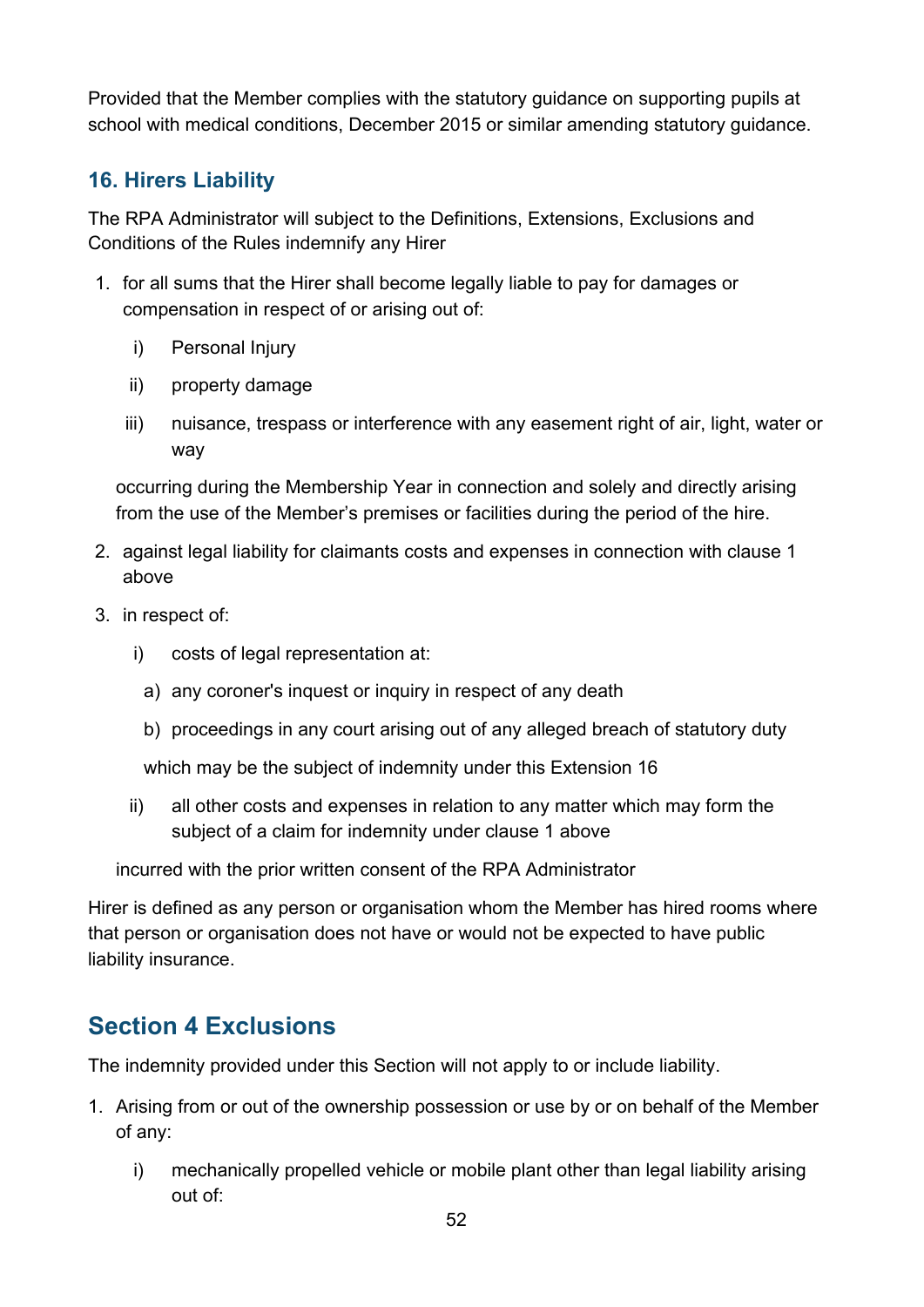Provided that the Member complies with the statutory guidance on supporting pupils at school with medical conditions, December 2015 or similar amending statutory guidance.

### 16. Hirers Liability

The RPA Administrator will subject to the Definitions, Extensions, Exclusions and Conditions of the Rules indemnify any Hirer

1. for all sums that the Hirer shall become legally liable to pay for damages or compensation in respect of or arising out of:

   i) Personal Injury

   ii) property damage

   iii) nuisance, trespass or interference with any easement right of air, light, water or way

   occurring during the Membership Year in connection and solely and directly arising from the use of the Member's premises or facilities during the period of the hire.

2. against legal liability for claimants costs and expenses in connection with clause 1 above

3. in respect of:

   i) costs of legal representation at:

      a) any coroner's inquest or inquiry in respect of any death

      b) proceedings in any court arising out of any alleged breach of statutory duty

      which may be the subject of indemnity under this Extension 16

   ii) all other costs and expenses in relation to any matter which may form the subject of a claim for indemnity under clause 1 above

   incurred with the prior written consent of the RPA Administrator

Hirer is defined as any person or organisation whom the Member has hired rooms where that person or organisation does not have or would not be expected to have public liability insurance.

## Section 4 Exclusions

The indemnity provided under this Section will not apply to or include liability.

1. Arising from or out of the ownership possession or use by or on behalf of the Member of any:

   i) mechanically propelled vehicle or mobile plant other than legal liability arising out of: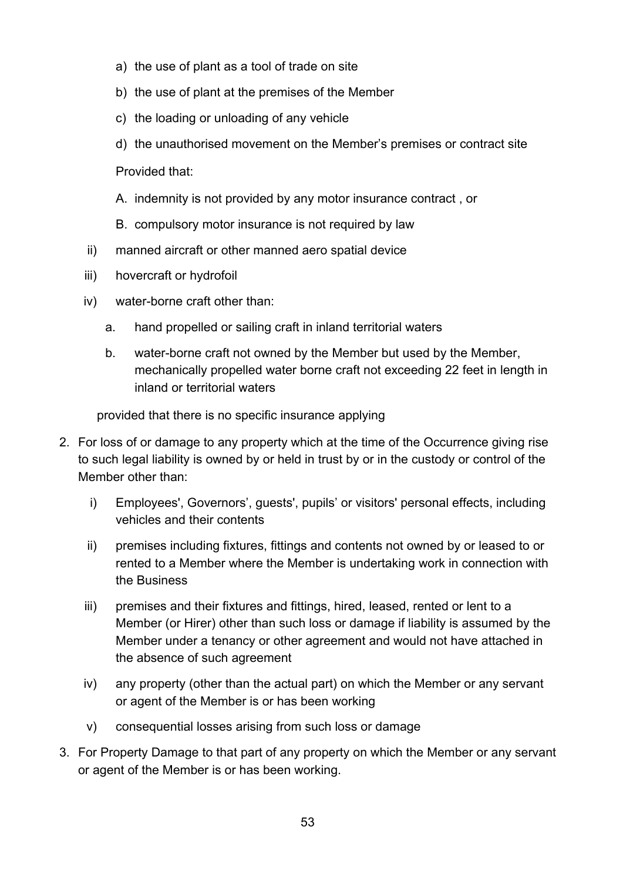a) the use of plant as a tool of trade on site

b) the use of plant at the premises of the Member

c) the loading or unloading of any vehicle

d) the unauthorised movement on the Member's premises or contract site

Provided that:

A. indemnity is not provided by any motor insurance contract , or

B. compulsory motor insurance is not required by law

ii) manned aircraft or other manned aero spatial device

iii) hovercraft or hydrofoil

iv) water-borne craft other than:

a. hand propelled or sailing craft in inland territorial waters

b. water-borne craft not owned by the Member but used by the Member, mechanically propelled water borne craft not exceeding 22 feet in length in inland or territorial waters

provided that there is no specific insurance applying

2. For loss of or damage to any property which at the time of the Occurrence giving rise to such legal liability is owned by or held in trust by or in the custody or control of the Member other than:

   i) Employees', Governors', guests', pupils' or visitors' personal effects, including vehicles and their contents

   ii) premises including fixtures, fittings and contents not owned by or leased to or rented to a Member where the Member is undertaking work in connection with the Business

   iii) premises and their fixtures and fittings, hired, leased, rented or lent to a Member (or Hirer) other than such loss or damage if liability is assumed by the Member under a tenancy or other agreement and would not have attached in the absence of such agreement

   iv) any property (other than the actual part) on which the Member or any servant or agent of the Member is or has been working

   v) consequential losses arising from such loss or damage

3. For Property Damage to that part of any property on which the Member or any servant or agent of the Member is or has been working.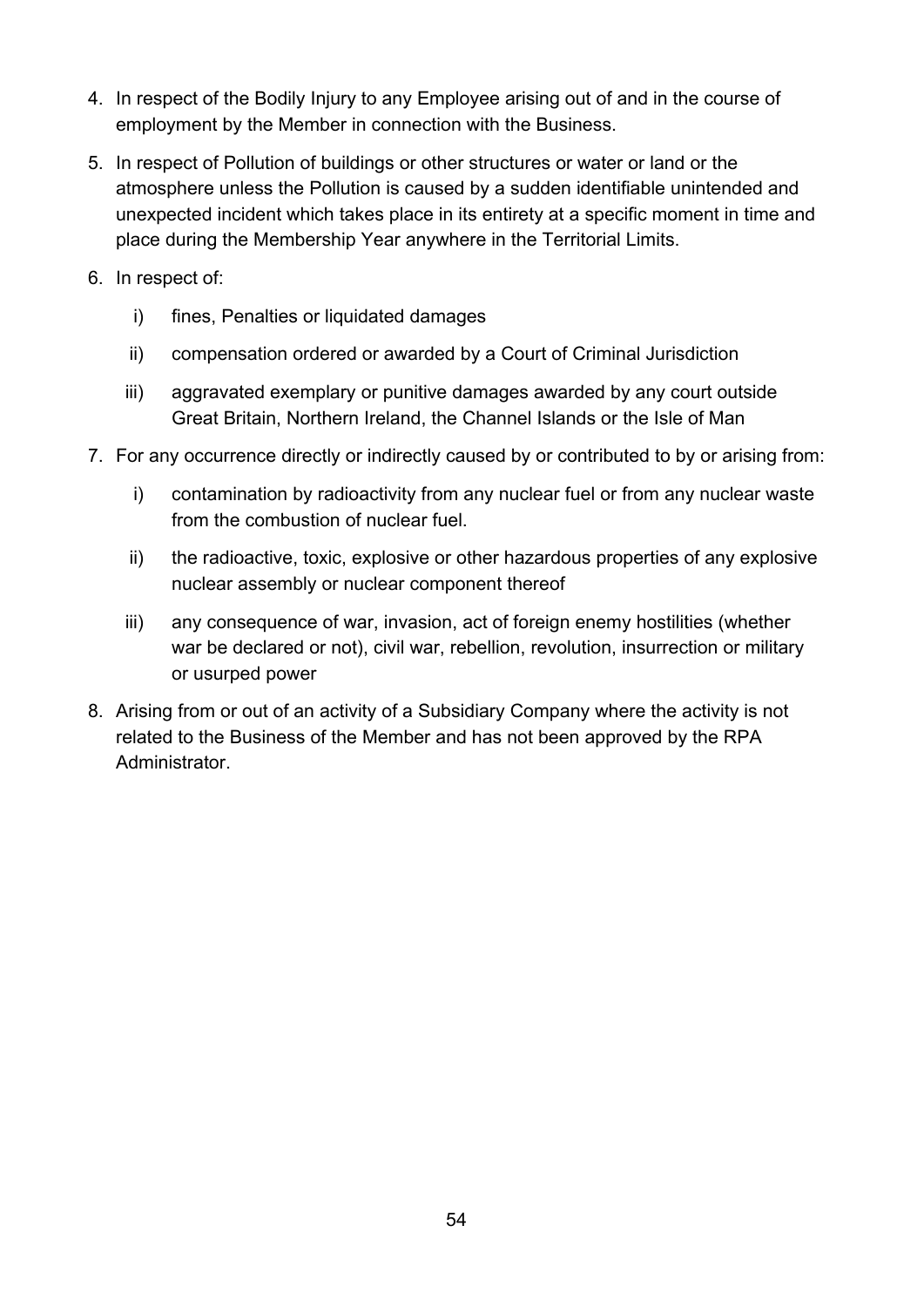4. In respect of the Bodily Injury to any Employee arising out of and in the course of employment by the Member in connection with the Business.
5. In respect of Pollution of buildings or other structures or water or land or the atmosphere unless the Pollution is caused by a sudden identifiable unintended and unexpected incident which takes place in its entirety at a specific moment in time and place during the Membership Year anywhere in the Territorial Limits.
6. In respect of:
   i) fines, Penalties or liquidated damages
   ii) compensation ordered or awarded by a Court of Criminal Jurisdiction
   iii) aggravated exemplary or punitive damages awarded by any court outside Great Britain, Northern Ireland, the Channel Islands or the Isle of Man
7. For any occurrence directly or indirectly caused by or contributed to by or arising from:
   i) contamination by radioactivity from any nuclear fuel or from any nuclear waste from the combustion of nuclear fuel.
   ii) the radioactive, toxic, explosive or other hazardous properties of any explosive nuclear assembly or nuclear component thereof
   iii) any consequence of war, invasion, act of foreign enemy hostilities (whether war be declared or not), civil war, rebellion, revolution, insurrection or military or usurped power
8. Arising from or out of an activity of a Subsidiary Company where the activity is not related to the Business of the Member and has not been approved by the RPA Administrator.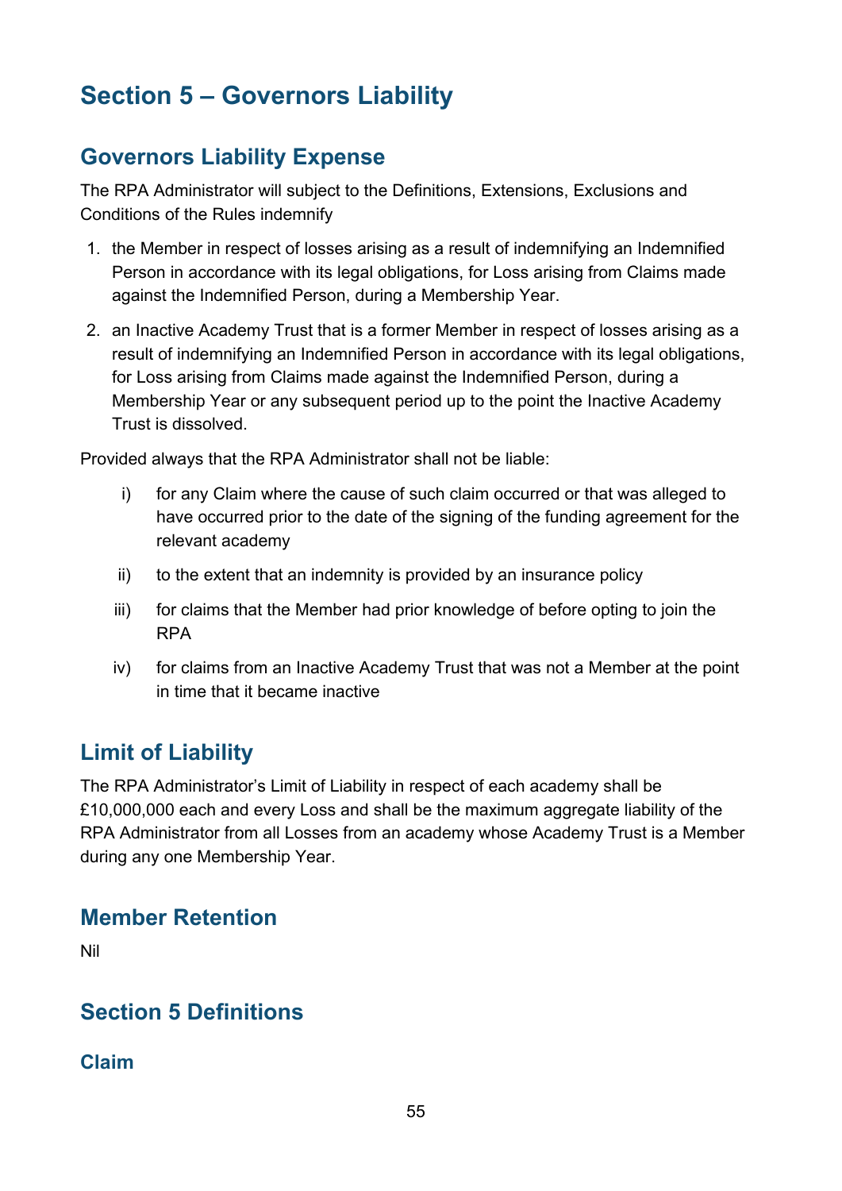# Section 5 – Governors Liability

## Governors Liability Expense

The RPA Administrator will subject to the Definitions, Extensions, Exclusions and Conditions of the Rules indemnify

1. the Member in respect of losses arising as a result of indemnifying an Indemnified Person in accordance with its legal obligations, for Loss arising from Claims made against the Indemnified Person, during a Membership Year.
2. an Inactive Academy Trust that is a former Member in respect of losses arising as a result of indemnifying an Indemnified Person in accordance with its legal obligations, for Loss arising from Claims made against the Indemnified Person, during a Membership Year or any subsequent period up to the point the Inactive Academy Trust is dissolved.

Provided always that the RPA Administrator shall not be liable:

i) for any Claim where the cause of such claim occurred or that was alleged to have occurred prior to the date of the signing of the funding agreement for the relevant academy

ii) to the extent that an indemnity is provided by an insurance policy

iii) for claims that the Member had prior knowledge of before opting to join the RPA

iv) for claims from an Inactive Academy Trust that was not a Member at the point in time that it became inactive

## Limit of Liability

The RPA Administrator's Limit of Liability in respect of each academy shall be £10,000,000 each and every Loss and shall be the maximum aggregate liability of the RPA Administrator from all Losses from an academy whose Academy Trust is a Member during any one Membership Year.

## Member Retention

Nil

## Section 5 Definitions

### Claim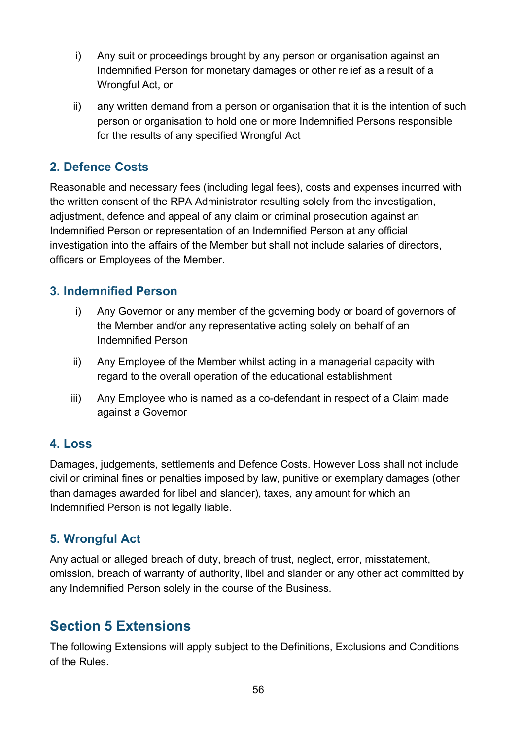i) Any suit or proceedings brought by any person or organisation against an Indemnified Person for monetary damages or other relief as a result of a Wrongful Act, or

ii) any written demand from a person or organisation that it is the intention of such person or organisation to hold one or more Indemnified Persons responsible for the results of any specified Wrongful Act

### 2. Defence Costs

Reasonable and necessary fees (including legal fees), costs and expenses incurred with the written consent of the RPA Administrator resulting solely from the investigation, adjustment, defence and appeal of any claim or criminal prosecution against an Indemnified Person or representation of an Indemnified Person at any official investigation into the affairs of the Member but shall not include salaries of directors, officers or Employees of the Member.

### 3. Indemnified Person

i) Any Governor or any member of the governing body or board of governors of the Member and/or any representative acting solely on behalf of an Indemnified Person

ii) Any Employee of the Member whilst acting in a managerial capacity with regard to the overall operation of the educational establishment

iii) Any Employee who is named as a co-defendant in respect of a Claim made against a Governor

### 4. Loss

Damages, judgements, settlements and Defence Costs. However Loss shall not include civil or criminal fines or penalties imposed by law, punitive or exemplary damages (other than damages awarded for libel and slander), taxes, any amount for which an Indemnified Person is not legally liable.

### 5. Wrongful Act

Any actual or alleged breach of duty, breach of trust, neglect, error, misstatement, omission, breach of warranty of authority, libel and slander or any other act committed by any Indemnified Person solely in the course of the Business.

## Section 5 Extensions

The following Extensions will apply subject to the Definitions, Exclusions and Conditions of the Rules.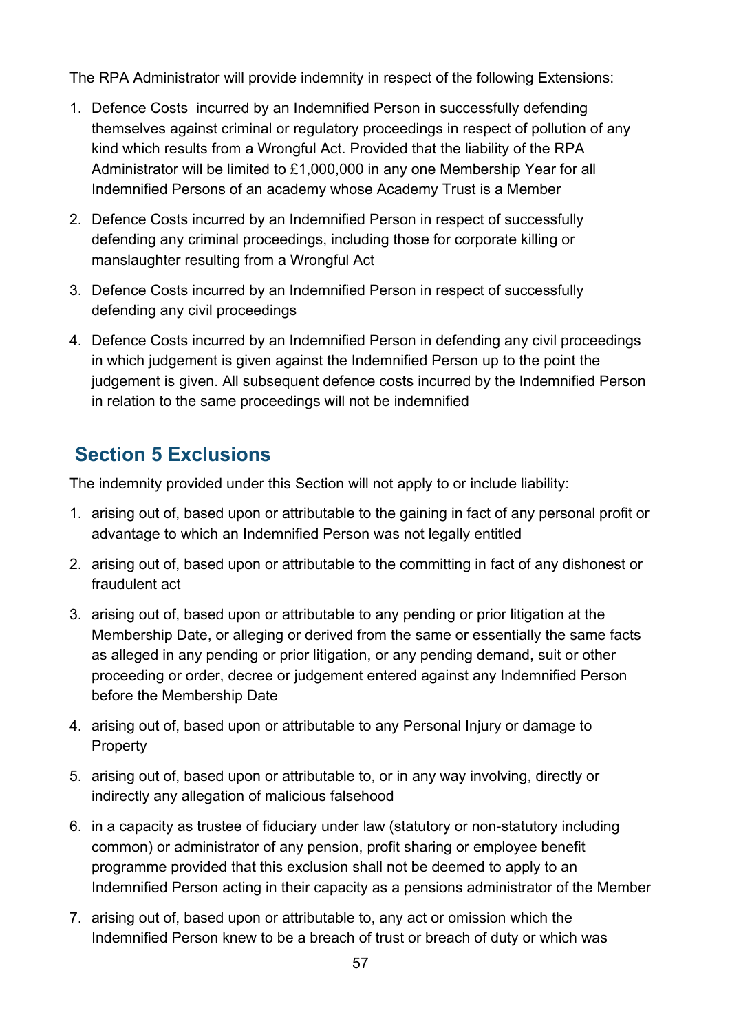The RPA Administrator will provide indemnity in respect of the following Extensions:

1. Defence Costs incurred by an Indemnified Person in successfully defending themselves against criminal or regulatory proceedings in respect of pollution of any kind which results from a Wrongful Act. Provided that the liability of the RPA Administrator will be limited to £1,000,000 in any one Membership Year for all Indemnified Persons of an academy whose Academy Trust is a Member
2. Defence Costs incurred by an Indemnified Person in respect of successfully defending any criminal proceedings, including those for corporate killing or manslaughter resulting from a Wrongful Act
3. Defence Costs incurred by an Indemnified Person in respect of successfully defending any civil proceedings
4. Defence Costs incurred by an Indemnified Person in defending any civil proceedings in which judgement is given against the Indemnified Person up to the point the judgement is given. All subsequent defence costs incurred by the Indemnified Person in relation to the same proceedings will not be indemnified

## Section 5 Exclusions

The indemnity provided under this Section will not apply to or include liability:

1. arising out of, based upon or attributable to the gaining in fact of any personal profit or advantage to which an Indemnified Person was not legally entitled
2. arising out of, based upon or attributable to the committing in fact of any dishonest or fraudulent act
3. arising out of, based upon or attributable to any pending or prior litigation at the Membership Date, or alleging or derived from the same or essentially the same facts as alleged in any pending or prior litigation, or any pending demand, suit or other proceeding or order, decree or judgement entered against any Indemnified Person before the Membership Date
4. arising out of, based upon or attributable to any Personal Injury or damage to Property
5. arising out of, based upon or attributable to, or in any way involving, directly or indirectly any allegation of malicious falsehood
6. in a capacity as trustee of fiduciary under law (statutory or non-statutory including common) or administrator of any pension, profit sharing or employee benefit programme provided that this exclusion shall not be deemed to apply to an Indemnified Person acting in their capacity as a pensions administrator of the Member
7. arising out of, based upon or attributable to, any act or omission which the Indemnified Person knew to be a breach of trust or breach of duty or which was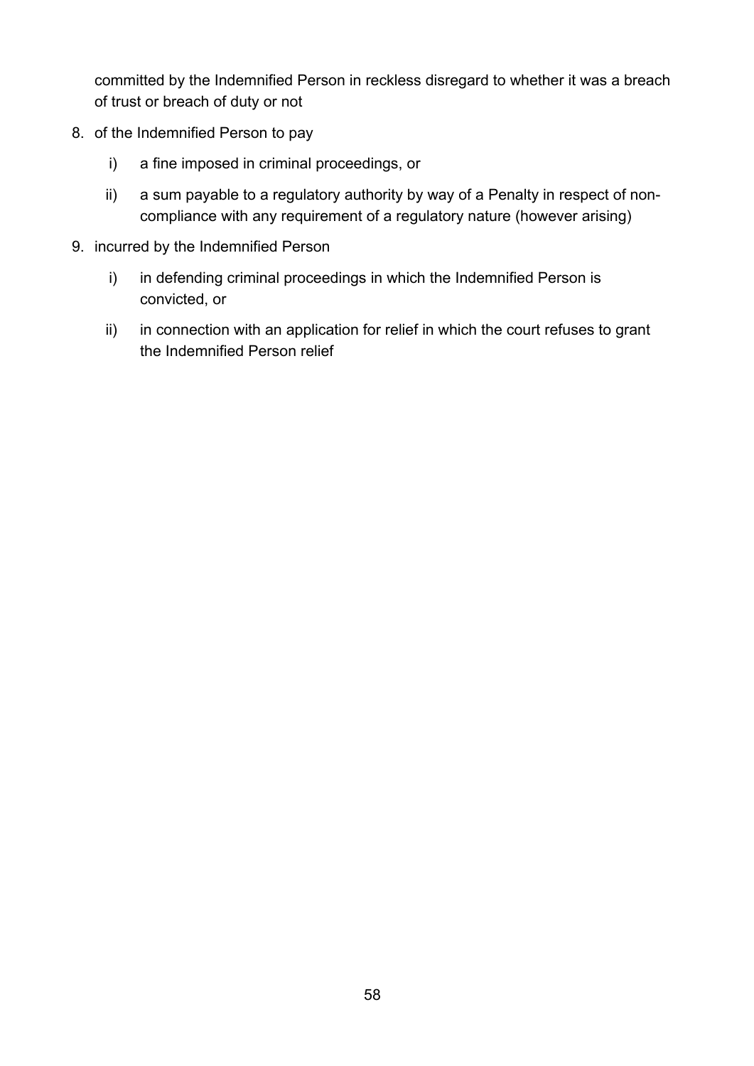committed by the Indemnified Person in reckless disregard to whether it was a breach of trust or breach of duty or not

8. of the Indemnified Person to pay

   i) a fine imposed in criminal proceedings, or

   ii) a sum payable to a regulatory authority by way of a Penalty in respect of non-compliance with any requirement of a regulatory nature (however arising)

9. incurred by the Indemnified Person

   i) in defending criminal proceedings in which the Indemnified Person is convicted, or

   ii) in connection with an application for relief in which the court refuses to grant the Indemnified Person relief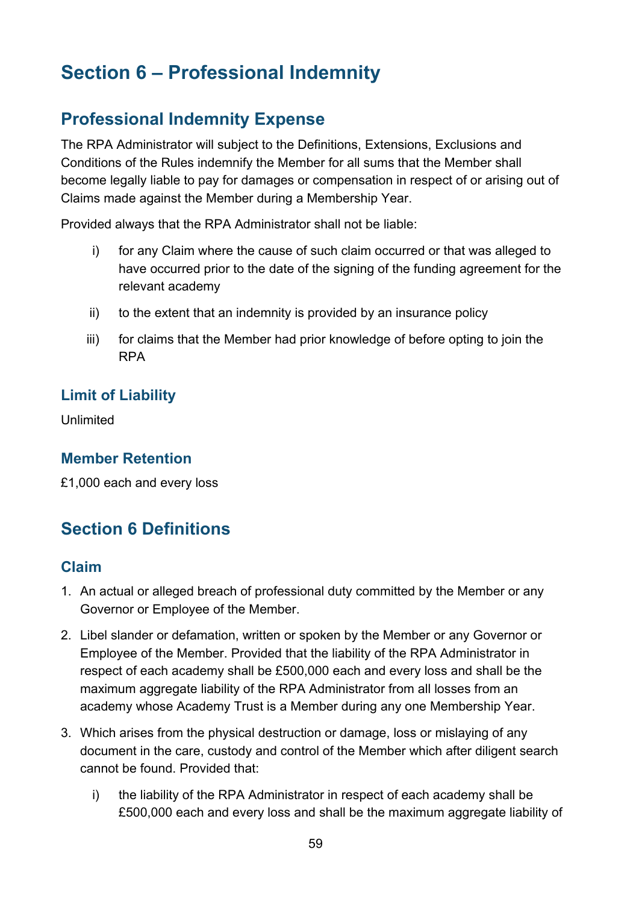# Section 6 – Professional Indemnity

## Professional Indemnity Expense

The RPA Administrator will subject to the Definitions, Extensions, Exclusions and Conditions of the Rules indemnify the Member for all sums that the Member shall become legally liable to pay for damages or compensation in respect of or arising out of Claims made against the Member during a Membership Year.

Provided always that the RPA Administrator shall not be liable:

i) for any Claim where the cause of such claim occurred or that was alleged to have occurred prior to the date of the signing of the funding agreement for the relevant academy

ii) to the extent that an indemnity is provided by an insurance policy

iii) for claims that the Member had prior knowledge of before opting to join the RPA

### Limit of Liability

Unlimited

### Member Retention

£1,000 each and every loss

## Section 6 Definitions

### Claim

1. An actual or alleged breach of professional duty committed by the Member or any Governor or Employee of the Member.
2. Libel slander or defamation, written or spoken by the Member or any Governor or Employee of the Member. Provided that the liability of the RPA Administrator in respect of each academy shall be £500,000 each and every loss and shall be the maximum aggregate liability of the RPA Administrator from all losses from an academy whose Academy Trust is a Member during any one Membership Year.
3. Which arises from the physical destruction or damage, loss or mislaying of any document in the care, custody and control of the Member which after diligent search cannot be found. Provided that:

   i) the liability of the RPA Administrator in respect of each academy shall be £500,000 each and every loss and shall be the maximum aggregate liability of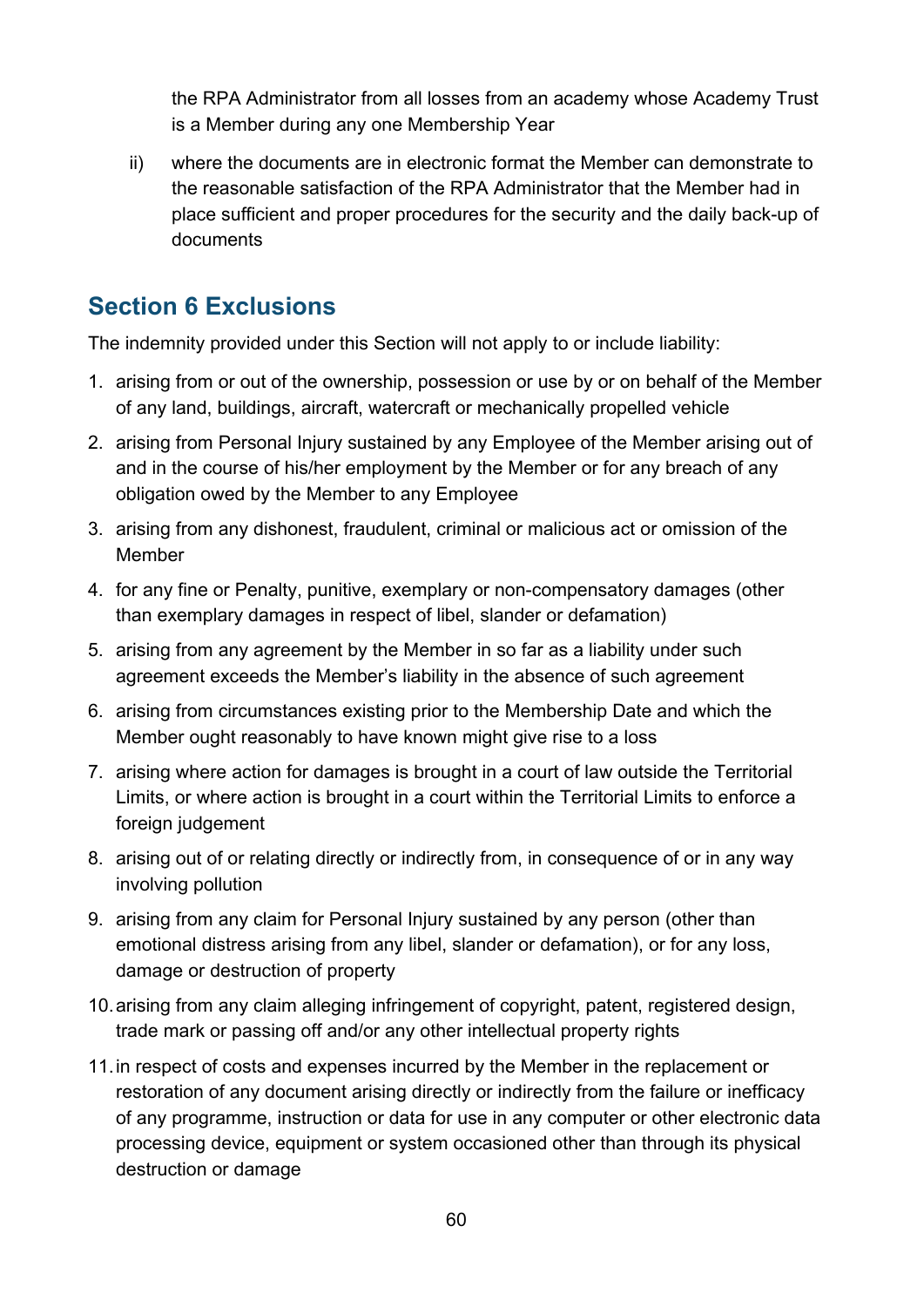the RPA Administrator from all losses from an academy whose Academy Trust is a Member during any one Membership Year

ii) where the documents are in electronic format the Member can demonstrate to the reasonable satisfaction of the RPA Administrator that the Member had in place sufficient and proper procedures for the security and the daily back-up of documents

## Section 6 Exclusions

The indemnity provided under this Section will not apply to or include liability:

1. arising from or out of the ownership, possession or use by or on behalf of the Member of any land, buildings, aircraft, watercraft or mechanically propelled vehicle
2. arising from Personal Injury sustained by any Employee of the Member arising out of and in the course of his/her employment by the Member or for any breach of any obligation owed by the Member to any Employee
3. arising from any dishonest, fraudulent, criminal or malicious act or omission of the Member
4. for any fine or Penalty, punitive, exemplary or non-compensatory damages (other than exemplary damages in respect of libel, slander or defamation)
5. arising from any agreement by the Member in so far as a liability under such agreement exceeds the Member's liability in the absence of such agreement
6. arising from circumstances existing prior to the Membership Date and which the Member ought reasonably to have known might give rise to a loss
7. arising where action for damages is brought in a court of law outside the Territorial Limits, or where action is brought in a court within the Territorial Limits to enforce a foreign judgement
8. arising out of or relating directly or indirectly from, in consequence of or in any way involving pollution
9. arising from any claim for Personal Injury sustained by any person (other than emotional distress arising from any libel, slander or defamation), or for any loss, damage or destruction of property
10. arising from any claim alleging infringement of copyright, patent, registered design, trade mark or passing off and/or any other intellectual property rights
11. in respect of costs and expenses incurred by the Member in the replacement or restoration of any document arising directly or indirectly from the failure or inefficacy of any programme, instruction or data for use in any computer or other electronic data processing device, equipment or system occasioned other than through its physical destruction or damage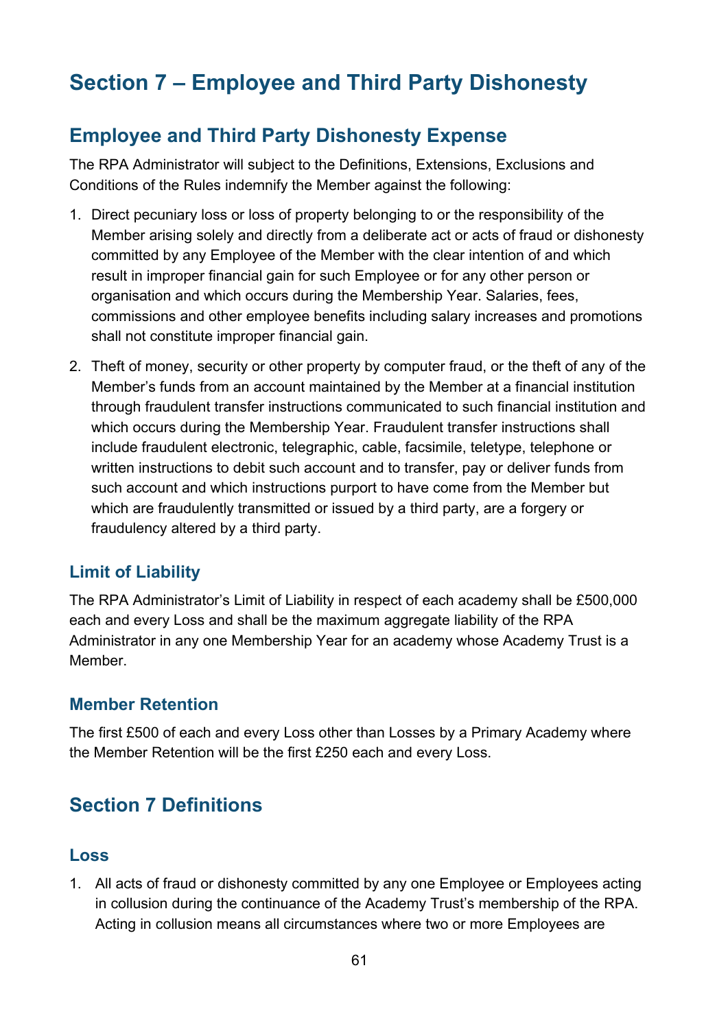# Section 7 – Employee and Third Party Dishonesty

## Employee and Third Party Dishonesty Expense

The RPA Administrator will subject to the Definitions, Extensions, Exclusions and Conditions of the Rules indemnify the Member against the following:

1. Direct pecuniary loss or loss of property belonging to or the responsibility of the Member arising solely and directly from a deliberate act or acts of fraud or dishonesty committed by any Employee of the Member with the clear intention of and which result in improper financial gain for such Employee or for any other person or organisation and which occurs during the Membership Year. Salaries, fees, commissions and other employee benefits including salary increases and promotions shall not constitute improper financial gain.
2. Theft of money, security or other property by computer fraud, or the theft of any of the Member's funds from an account maintained by the Member at a financial institution through fraudulent transfer instructions communicated to such financial institution and which occurs during the Membership Year. Fraudulent transfer instructions shall include fraudulent electronic, telegraphic, cable, facsimile, teletype, telephone or written instructions to debit such account and to transfer, pay or deliver funds from such account and which instructions purport to have come from the Member but which are fraudulently transmitted or issued by a third party, are a forgery or fraudulency altered by a third party.

### Limit of Liability

The RPA Administrator's Limit of Liability in respect of each academy shall be £500,000 each and every Loss and shall be the maximum aggregate liability of the RPA Administrator in any one Membership Year for an academy whose Academy Trust is a Member.

### Member Retention

The first £500 of each and every Loss other than Losses by a Primary Academy where the Member Retention will be the first £250 each and every Loss.

## Section 7 Definitions

### Loss

1. All acts of fraud or dishonesty committed by any one Employee or Employees acting in collusion during the continuance of the Academy Trust's membership of the RPA. Acting in collusion means all circumstances where two or more Employees are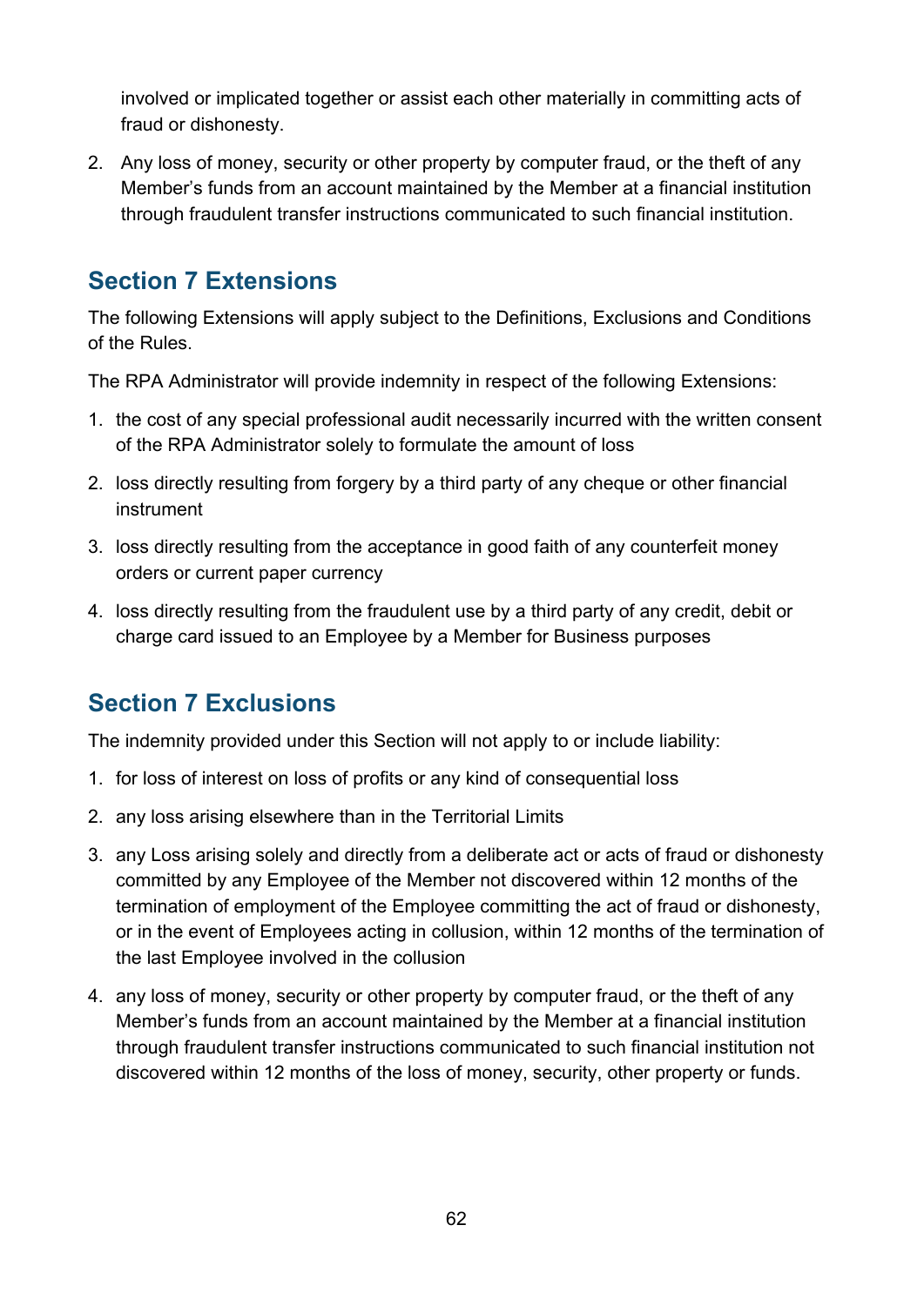involved or implicated together or assist each other materially in committing acts of fraud or dishonesty.

2. Any loss of money, security or other property by computer fraud, or the theft of any Member's funds from an account maintained by the Member at a financial institution through fraudulent transfer instructions communicated to such financial institution.

## Section 7 Extensions

The following Extensions will apply subject to the Definitions, Exclusions and Conditions of the Rules.

The RPA Administrator will provide indemnity in respect of the following Extensions:

1. the cost of any special professional audit necessarily incurred with the written consent of the RPA Administrator solely to formulate the amount of loss
2. loss directly resulting from forgery by a third party of any cheque or other financial instrument
3. loss directly resulting from the acceptance in good faith of any counterfeit money orders or current paper currency
4. loss directly resulting from the fraudulent use by a third party of any credit, debit or charge card issued to an Employee by a Member for Business purposes

## Section 7 Exclusions

The indemnity provided under this Section will not apply to or include liability:

1. for loss of interest on loss of profits or any kind of consequential loss
2. any loss arising elsewhere than in the Territorial Limits
3. any Loss arising solely and directly from a deliberate act or acts of fraud or dishonesty committed by any Employee of the Member not discovered within 12 months of the termination of employment of the Employee committing the act of fraud or dishonesty, or in the event of Employees acting in collusion, within 12 months of the termination of the last Employee involved in the collusion
4. any loss of money, security or other property by computer fraud, or the theft of any Member's funds from an account maintained by the Member at a financial institution through fraudulent transfer instructions communicated to such financial institution not discovered within 12 months of the loss of money, security, other property or funds.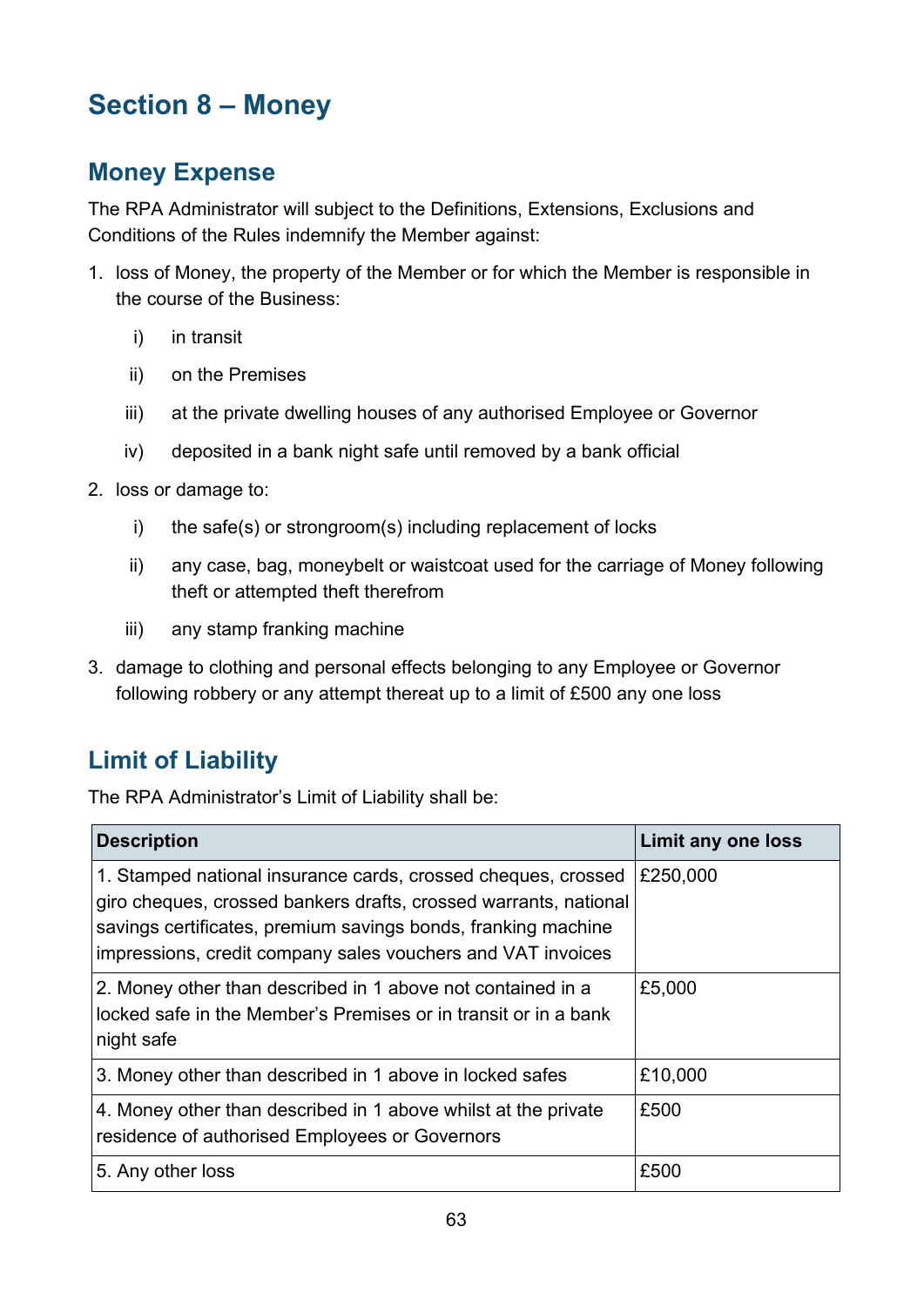# Section 8 – Money

## Money Expense

The RPA Administrator will subject to the Definitions, Extensions, Exclusions and Conditions of the Rules indemnify the Member against:

1. loss of Money, the property of the Member or for which the Member is responsible in the course of the Business:
   i) in transit
   ii) on the Premises
   iii) at the private dwelling houses of any authorised Employee or Governor
   iv) deposited in a bank night safe until removed by a bank official
2. loss or damage to:
   i) the safe(s) or strongroom(s) including replacement of locks
   ii) any case, bag, moneybelt or waistcoat used for the carriage of Money following theft or attempted theft therefrom
   iii) any stamp franking machine
3. damage to clothing and personal effects belonging to any Employee or Governor following robbery or any attempt thereat up to a limit of £500 any one loss

## Limit of Liability

The RPA Administrator's Limit of Liability shall be:

| Description | Limit any one loss |
|---|---|
| 1. Stamped national insurance cards, crossed cheques, crossed giro cheques, crossed bankers drafts, crossed warrants, national savings certificates, premium savings bonds, franking machine impressions, credit company sales vouchers and VAT invoices | £250,000 |
| 2. Money other than described in 1 above not contained in a locked safe in the Member's Premises or in transit or in a bank night safe | £5,000 |
| 3. Money other than described in 1 above in locked safes | £10,000 |
| 4. Money other than described in 1 above whilst at the private residence of authorised Employees or Governors | £500 |
| 5. Any other loss | £500 |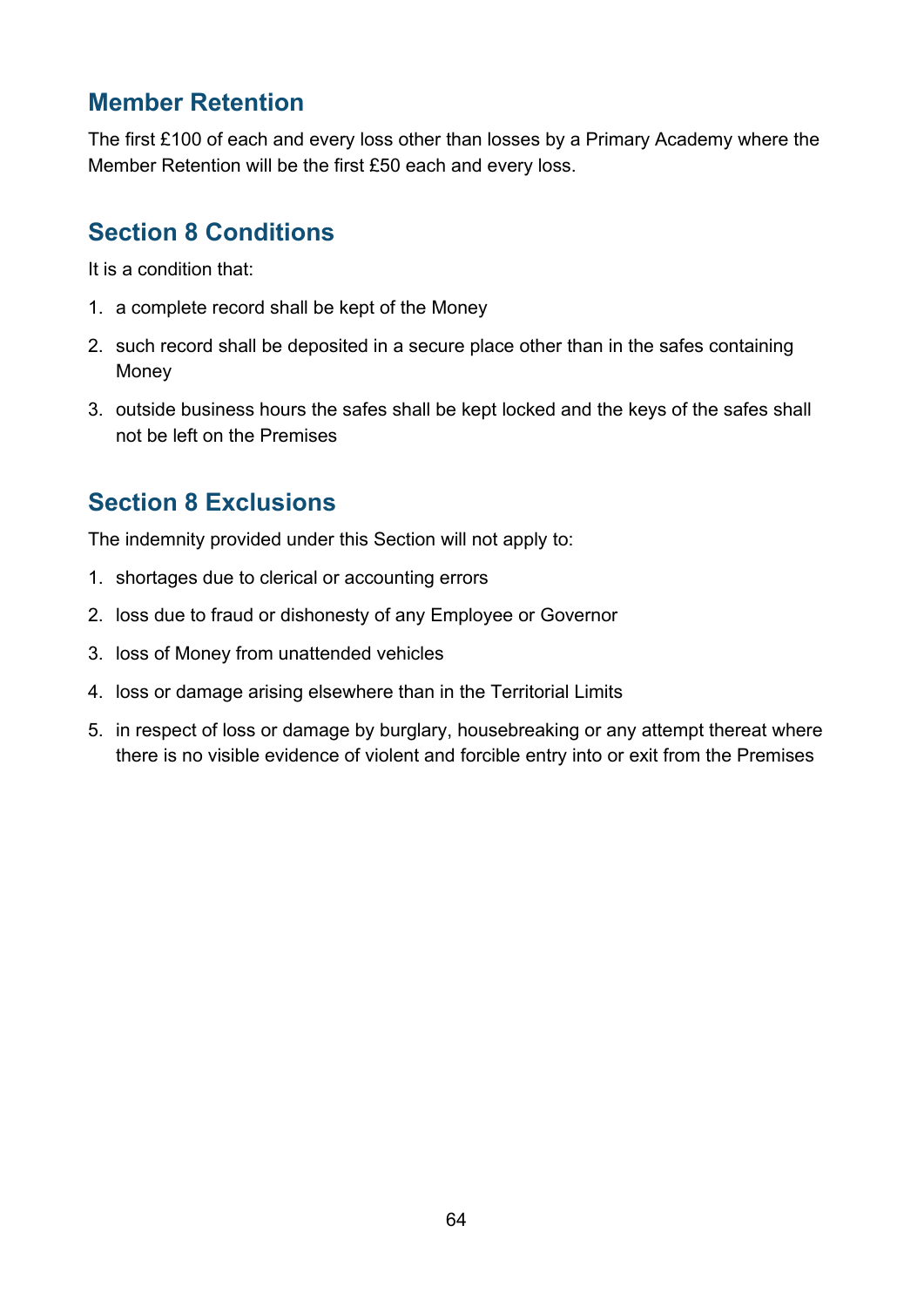## Member Retention

The first £100 of each and every loss other than losses by a Primary Academy where the Member Retention will be the first £50 each and every loss.

## Section 8 Conditions

It is a condition that:

1. a complete record shall be kept of the Money
2. such record shall be deposited in a secure place other than in the safes containing Money
3. outside business hours the safes shall be kept locked and the keys of the safes shall not be left on the Premises

## Section 8 Exclusions

The indemnity provided under this Section will not apply to:

1. shortages due to clerical or accounting errors
2. loss due to fraud or dishonesty of any Employee or Governor
3. loss of Money from unattended vehicles
4. loss or damage arising elsewhere than in the Territorial Limits
5. in respect of loss or damage by burglary, housebreaking or any attempt thereat where there is no visible evidence of violent and forcible entry into or exit from the Premises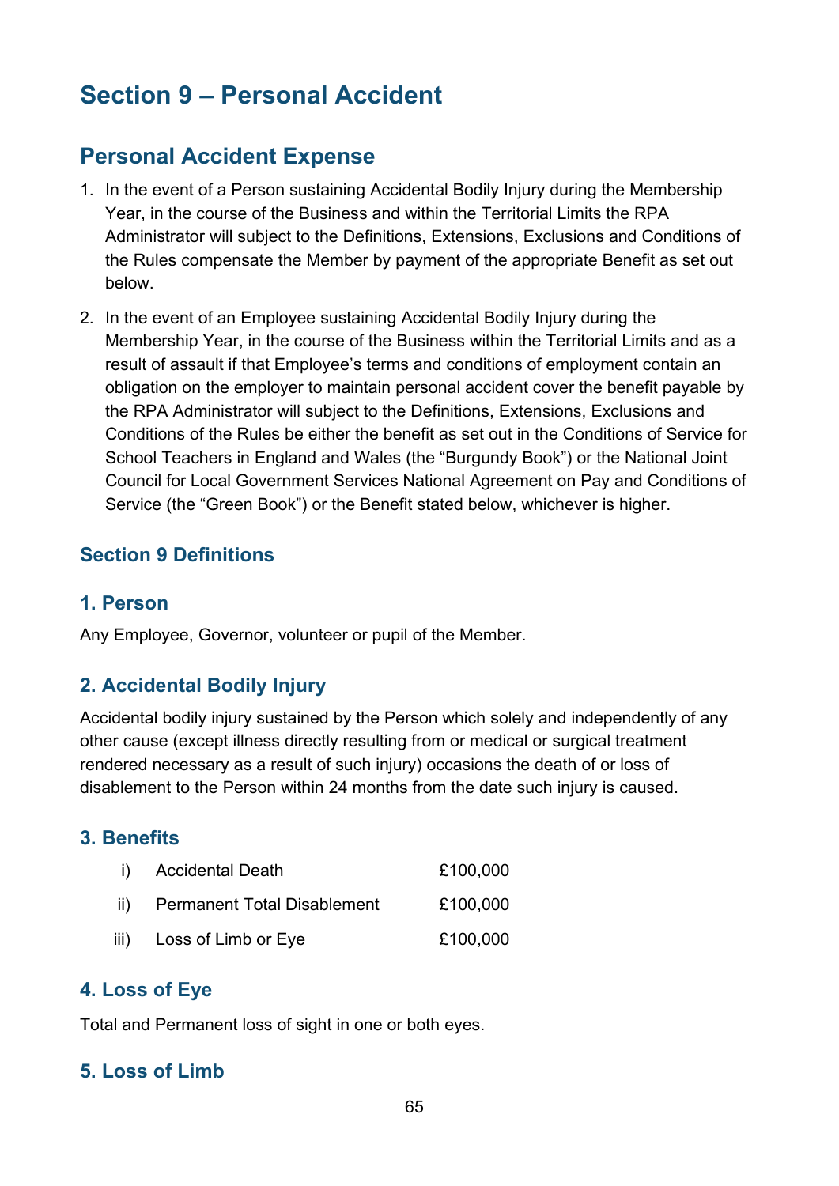# Section 9 – Personal Accident

## Personal Accident Expense

1. In the event of a Person sustaining Accidental Bodily Injury during the Membership Year, in the course of the Business and within the Territorial Limits the RPA Administrator will subject to the Definitions, Extensions, Exclusions and Conditions of the Rules compensate the Member by payment of the appropriate Benefit as set out below.
2. In the event of an Employee sustaining Accidental Bodily Injury during the Membership Year, in the course of the Business within the Territorial Limits and as a result of assault if that Employee's terms and conditions of employment contain an obligation on the employer to maintain personal accident cover the benefit payable by the RPA Administrator will subject to the Definitions, Extensions, Exclusions and Conditions of the Rules be either the benefit as set out in the Conditions of Service for School Teachers in England and Wales (the "Burgundy Book") or the National Joint Council for Local Government Services National Agreement on Pay and Conditions of Service (the "Green Book") or the Benefit stated below, whichever is higher.

### Section 9 Definitions

#### 1. Person

Any Employee, Governor, volunteer or pupil of the Member.

#### 2. Accidental Bodily Injury

Accidental bodily injury sustained by the Person which solely and independently of any other cause (except illness directly resulting from or medical or surgical treatment rendered necessary as a result of such injury) occasions the death of or loss of disablement to the Person within 24 months from the date such injury is caused.

#### 3. Benefits

| | | |
|---|---|---|
| i) | Accidental Death | £100,000 |
| ii) | Permanent Total Disablement | £100,000 |
| iii) | Loss of Limb or Eye | £100,000 |

#### 4. Loss of Eye

Total and Permanent loss of sight in one or both eyes.

#### 5. Loss of Limb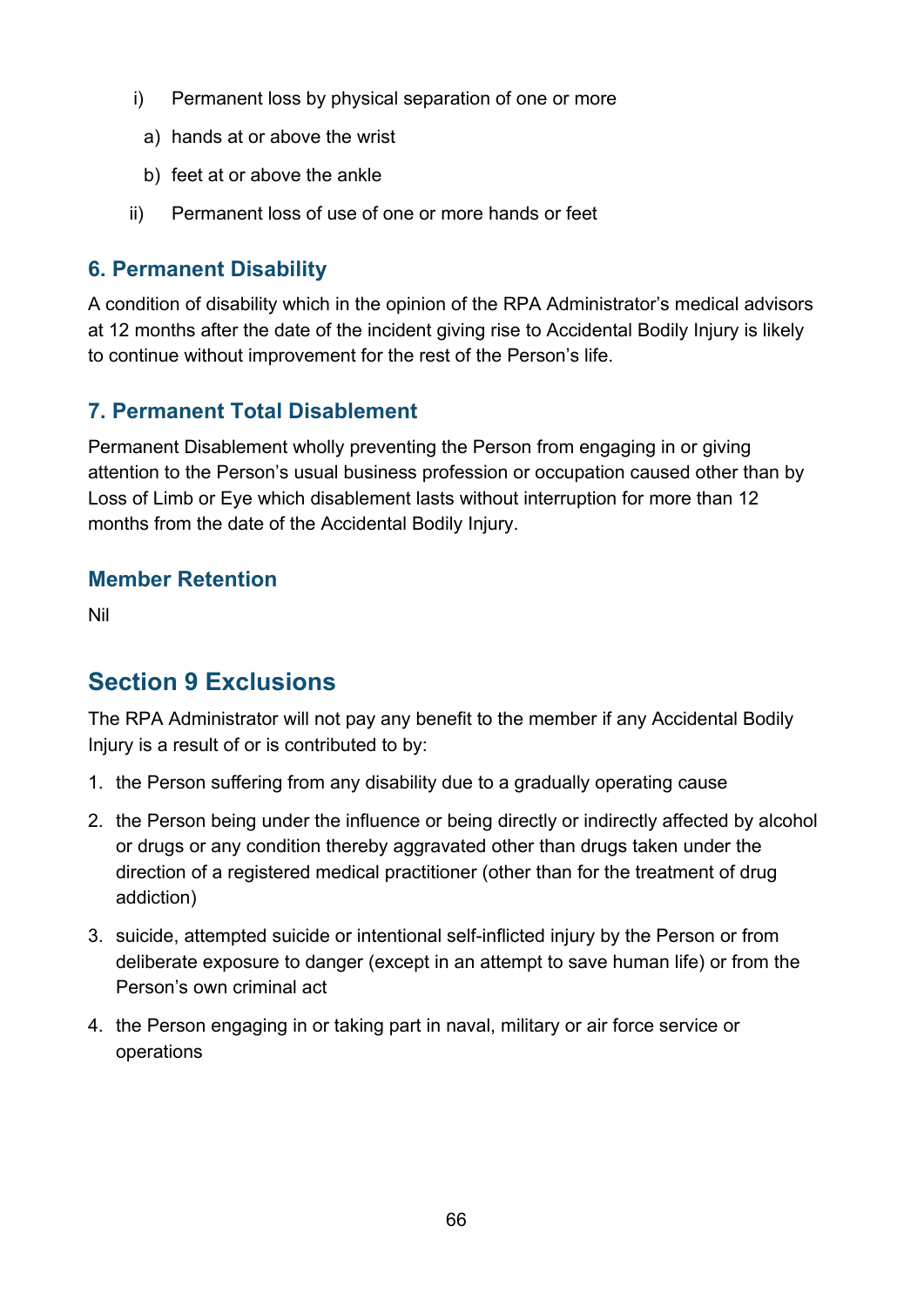i) Permanent loss by physical separation of one or more
   a) hands at or above the wrist
   b) feet at or above the ankle

ii) Permanent loss of use of one or more hands or feet

### 6. Permanent Disability

A condition of disability which in the opinion of the RPA Administrator's medical advisors at 12 months after the date of the incident giving rise to Accidental Bodily Injury is likely to continue without improvement for the rest of the Person's life.

### 7. Permanent Total Disablement

Permanent Disablement wholly preventing the Person from engaging in or giving attention to the Person's usual business profession or occupation caused other than by Loss of Limb or Eye which disablement lasts without interruption for more than 12 months from the date of the Accidental Bodily Injury.

### Member Retention

Nil

## Section 9 Exclusions

The RPA Administrator will not pay any benefit to the member if any Accidental Bodily Injury is a result of or is contributed to by:

1. the Person suffering from any disability due to a gradually operating cause
2. the Person being under the influence or being directly or indirectly affected by alcohol or drugs or any condition thereby aggravated other than drugs taken under the direction of a registered medical practitioner (other than for the treatment of drug addiction)
3. suicide, attempted suicide or intentional self-inflicted injury by the Person or from deliberate exposure to danger (except in an attempt to save human life) or from the Person's own criminal act
4. the Person engaging in or taking part in naval, military or air force service or operations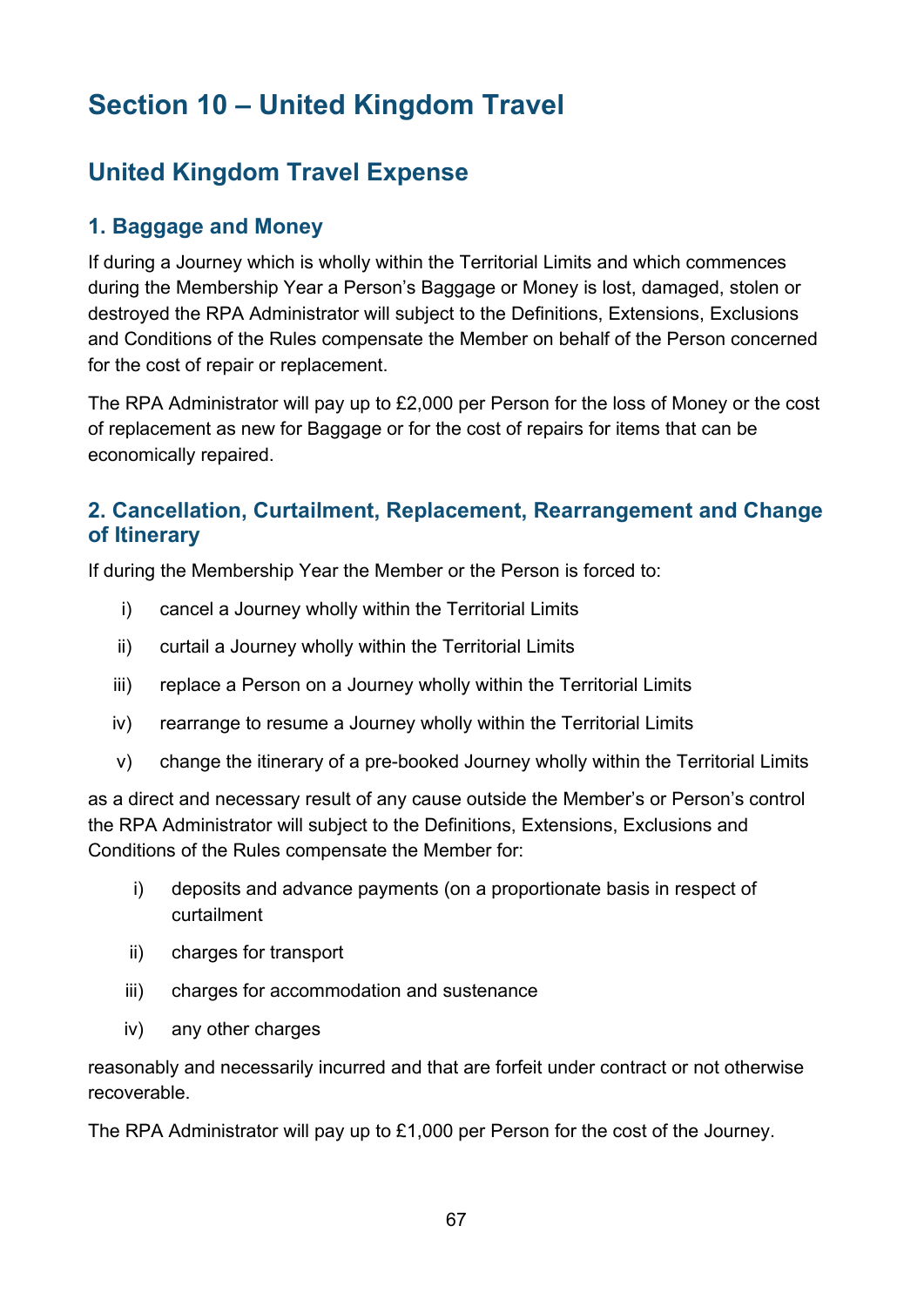# Section 10 – United Kingdom Travel

## United Kingdom Travel Expense

### 1. Baggage and Money

If during a Journey which is wholly within the Territorial Limits and which commences during the Membership Year a Person's Baggage or Money is lost, damaged, stolen or destroyed the RPA Administrator will subject to the Definitions, Extensions, Exclusions and Conditions of the Rules compensate the Member on behalf of the Person concerned for the cost of repair or replacement.

The RPA Administrator will pay up to £2,000 per Person for the loss of Money or the cost of replacement as new for Baggage or for the cost of repairs for items that can be economically repaired.

### 2. Cancellation, Curtailment, Replacement, Rearrangement and Change of Itinerary

If during the Membership Year the Member or the Person is forced to:

i) cancel a Journey wholly within the Territorial Limits

ii) curtail a Journey wholly within the Territorial Limits

iii) replace a Person on a Journey wholly within the Territorial Limits

iv) rearrange to resume a Journey wholly within the Territorial Limits

v) change the itinerary of a pre-booked Journey wholly within the Territorial Limits

as a direct and necessary result of any cause outside the Member's or Person's control the RPA Administrator will subject to the Definitions, Extensions, Exclusions and Conditions of the Rules compensate the Member for:

i) deposits and advance payments (on a proportionate basis in respect of curtailment

ii) charges for transport

iii) charges for accommodation and sustenance

iv) any other charges

reasonably and necessarily incurred and that are forfeit under contract or not otherwise recoverable.

The RPA Administrator will pay up to £1,000 per Person for the cost of the Journey.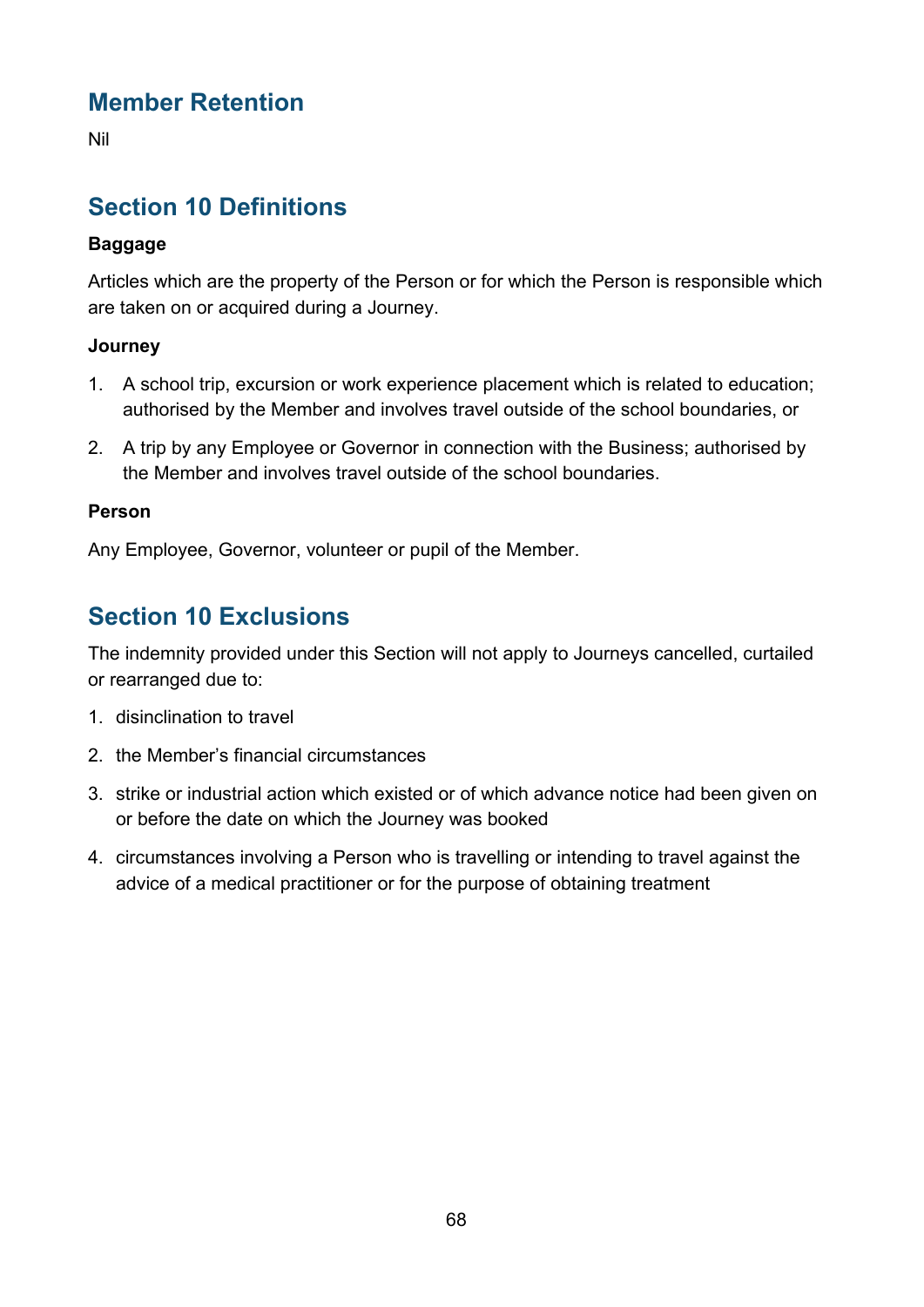## Member Retention

Nil

## Section 10 Definitions

**Baggage**

Articles which are the property of the Person or for which the Person is responsible which are taken on or acquired during a Journey.

**Journey**

1. A school trip, excursion or work experience placement which is related to education; authorised by the Member and involves travel outside of the school boundaries, or
2. A trip by any Employee or Governor in connection with the Business; authorised by the Member and involves travel outside of the school boundaries.

**Person**

Any Employee, Governor, volunteer or pupil of the Member.

## Section 10 Exclusions

The indemnity provided under this Section will not apply to Journeys cancelled, curtailed or rearranged due to:

1. disinclination to travel
2. the Member's financial circumstances
3. strike or industrial action which existed or of which advance notice had been given on or before the date on which the Journey was booked
4. circumstances involving a Person who is travelling or intending to travel against the advice of a medical practitioner or for the purpose of obtaining treatment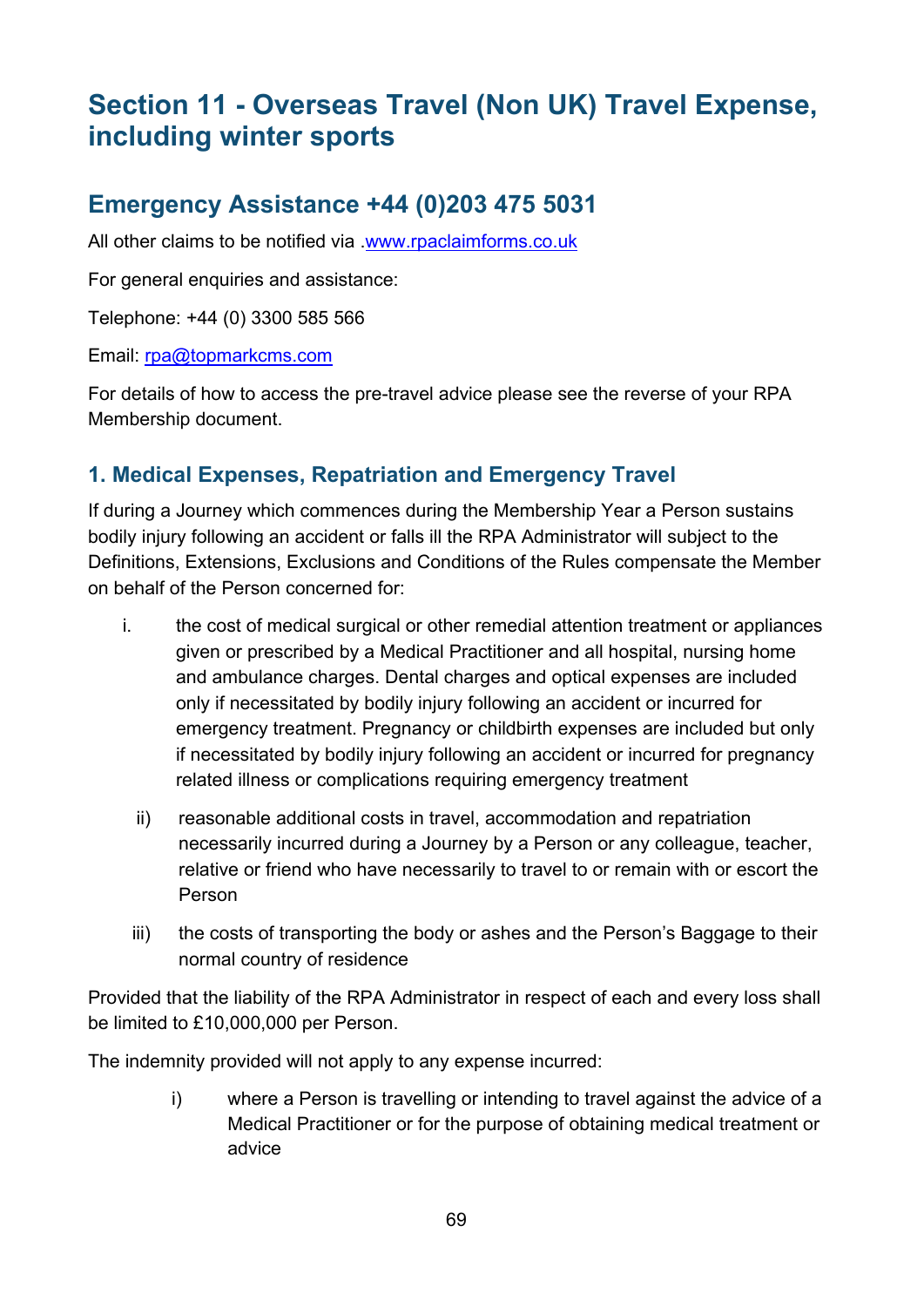# Section 11 - Overseas Travel (Non UK) Travel Expense, including winter sports

## Emergency Assistance +44 (0)203 475 5031

All other claims to be notified via .www.rpaclaimforms.co.uk

For general enquiries and assistance:

Telephone: +44 (0) 3300 585 566

Email: rpa@topmarkcms.com

For details of how to access the pre-travel advice please see the reverse of your RPA Membership document.

### 1. Medical Expenses, Repatriation and Emergency Travel

If during a Journey which commences during the Membership Year a Person sustains bodily injury following an accident or falls ill the RPA Administrator will subject to the Definitions, Extensions, Exclusions and Conditions of the Rules compensate the Member on behalf of the Person concerned for:

i. the cost of medical surgical or other remedial attention treatment or appliances given or prescribed by a Medical Practitioner and all hospital, nursing home and ambulance charges. Dental charges and optical expenses are included only if necessitated by bodily injury following an accident or incurred for emergency treatment. Pregnancy or childbirth expenses are included but only if necessitated by bodily injury following an accident or incurred for pregnancy related illness or complications requiring emergency treatment

ii) reasonable additional costs in travel, accommodation and repatriation necessarily incurred during a Journey by a Person or any colleague, teacher, relative or friend who have necessarily to travel to or remain with or escort the Person

iii) the costs of transporting the body or ashes and the Person's Baggage to their normal country of residence

Provided that the liability of the RPA Administrator in respect of each and every loss shall be limited to £10,000,000 per Person.

The indemnity provided will not apply to any expense incurred:

i) where a Person is travelling or intending to travel against the advice of a Medical Practitioner or for the purpose of obtaining medical treatment or advice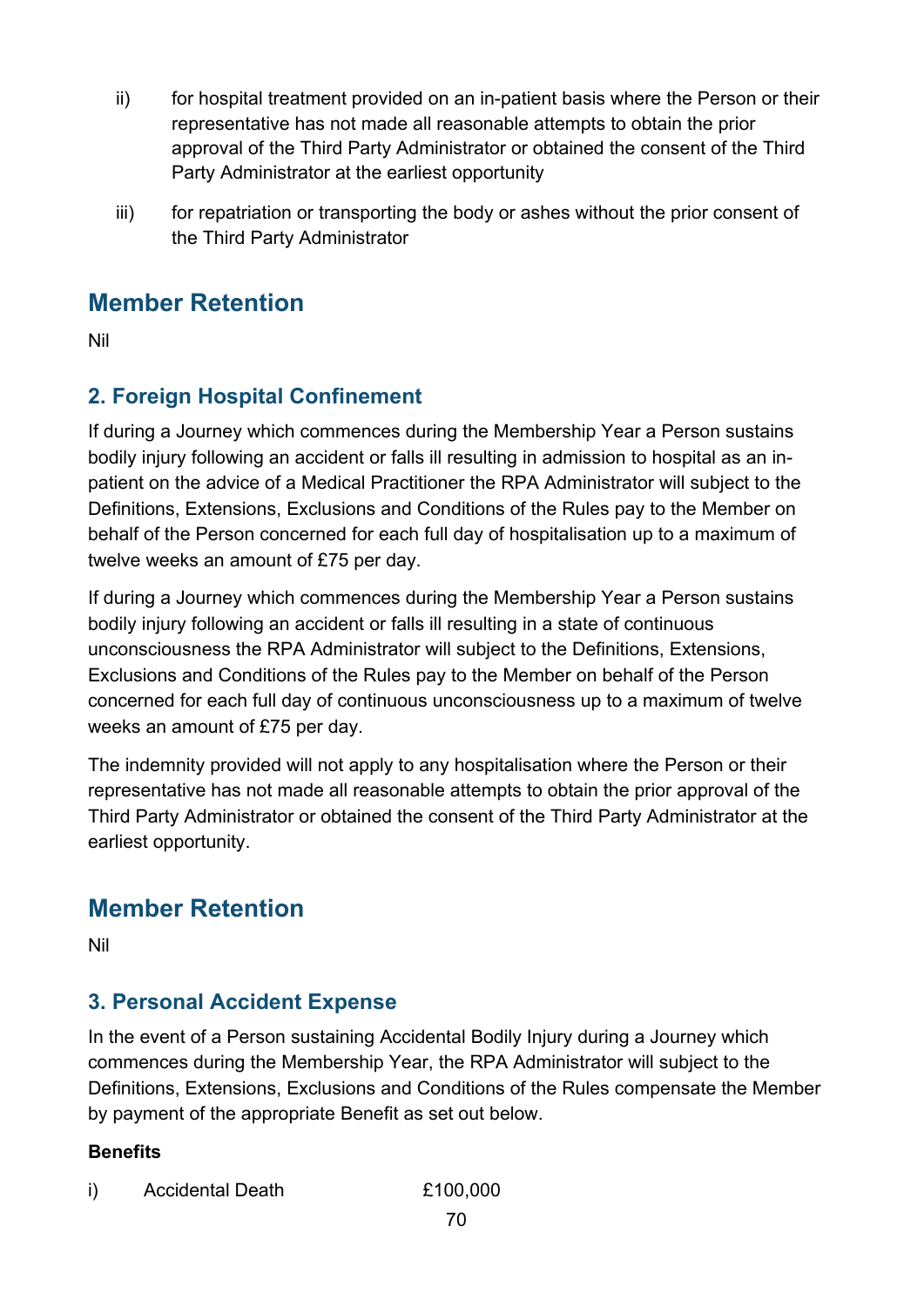ii) for hospital treatment provided on an in-patient basis where the Person or their representative has not made all reasonable attempts to obtain the prior approval of the Third Party Administrator or obtained the consent of the Third Party Administrator at the earliest opportunity

iii) for repatriation or transporting the body or ashes without the prior consent of the Third Party Administrator

## Member Retention

Nil

### 2. Foreign Hospital Confinement

If during a Journey which commences during the Membership Year a Person sustains bodily injury following an accident or falls ill resulting in admission to hospital as an in-patient on the advice of a Medical Practitioner the RPA Administrator will subject to the Definitions, Extensions, Exclusions and Conditions of the Rules pay to the Member on behalf of the Person concerned for each full day of hospitalisation up to a maximum of twelve weeks an amount of £75 per day.

If during a Journey which commences during the Membership Year a Person sustains bodily injury following an accident or falls ill resulting in a state of continuous unconsciousness the RPA Administrator will subject to the Definitions, Extensions, Exclusions and Conditions of the Rules pay to the Member on behalf of the Person concerned for each full day of continuous unconsciousness up to a maximum of twelve weeks an amount of £75 per day.

The indemnity provided will not apply to any hospitalisation where the Person or their representative has not made all reasonable attempts to obtain the prior approval of the Third Party Administrator or obtained the consent of the Third Party Administrator at the earliest opportunity.

## Member Retention

Nil

### 3. Personal Accident Expense

In the event of a Person sustaining Accidental Bodily Injury during a Journey which commences during the Membership Year, the RPA Administrator will subject to the Definitions, Extensions, Exclusions and Conditions of the Rules compensate the Member by payment of the appropriate Benefit as set out below.

**Benefits**

i) Accidental Death £100,000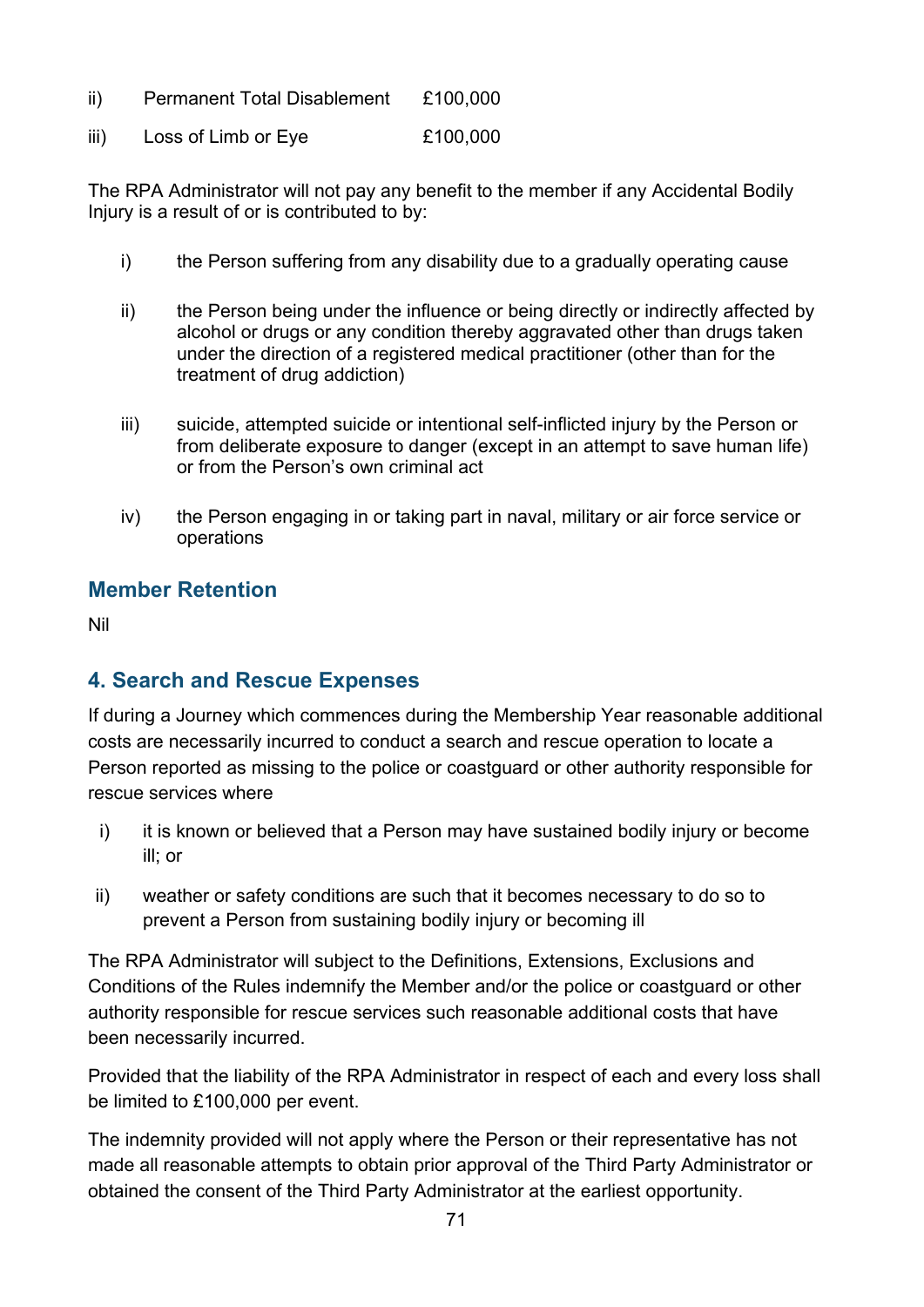ii) Permanent Total Disablement £100,000

iii) Loss of Limb or Eye £100,000

The RPA Administrator will not pay any benefit to the member if any Accidental Bodily Injury is a result of or is contributed to by:

i) the Person suffering from any disability due to a gradually operating cause

ii) the Person being under the influence or being directly or indirectly affected by alcohol or drugs or any condition thereby aggravated other than drugs taken under the direction of a registered medical practitioner (other than for the treatment of drug addiction)

iii) suicide, attempted suicide or intentional self-inflicted injury by the Person or from deliberate exposure to danger (except in an attempt to save human life) or from the Person's own criminal act

iv) the Person engaging in or taking part in naval, military or air force service or operations

### Member Retention

Nil

## 4. Search and Rescue Expenses

If during a Journey which commences during the Membership Year reasonable additional costs are necessarily incurred to conduct a search and rescue operation to locate a Person reported as missing to the police or coastguard or other authority responsible for rescue services where

i) it is known or believed that a Person may have sustained bodily injury or become ill; or

ii) weather or safety conditions are such that it becomes necessary to do so to prevent a Person from sustaining bodily injury or becoming ill

The RPA Administrator will subject to the Definitions, Extensions, Exclusions and Conditions of the Rules indemnify the Member and/or the police or coastguard or other authority responsible for rescue services such reasonable additional costs that have been necessarily incurred.

Provided that the liability of the RPA Administrator in respect of each and every loss shall be limited to £100,000 per event.

The indemnity provided will not apply where the Person or their representative has not made all reasonable attempts to obtain prior approval of the Third Party Administrator or obtained the consent of the Third Party Administrator at the earliest opportunity.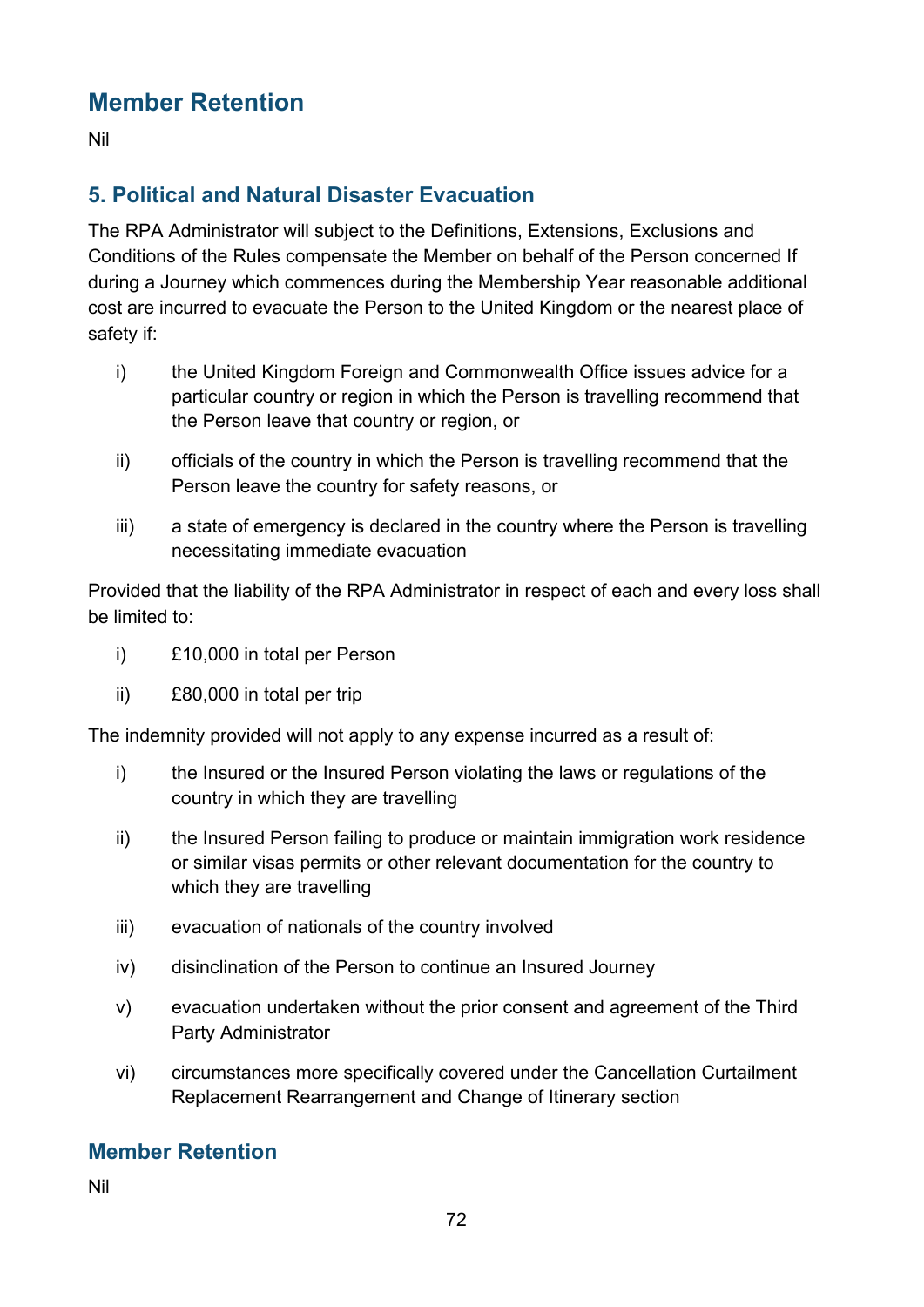## Member Retention

Nil

## 5. Political and Natural Disaster Evacuation

The RPA Administrator will subject to the Definitions, Extensions, Exclusions and Conditions of the Rules compensate the Member on behalf of the Person concerned If during a Journey which commences during the Membership Year reasonable additional cost are incurred to evacuate the Person to the United Kingdom or the nearest place of safety if:

i) the United Kingdom Foreign and Commonwealth Office issues advice for a particular country or region in which the Person is travelling recommend that the Person leave that country or region, or

ii) officials of the country in which the Person is travelling recommend that the Person leave the country for safety reasons, or

iii) a state of emergency is declared in the country where the Person is travelling necessitating immediate evacuation

Provided that the liability of the RPA Administrator in respect of each and every loss shall be limited to:

i) £10,000 in total per Person

ii) £80,000 in total per trip

The indemnity provided will not apply to any expense incurred as a result of:

i) the Insured or the Insured Person violating the laws or regulations of the country in which they are travelling

ii) the Insured Person failing to produce or maintain immigration work residence or similar visas permits or other relevant documentation for the country to which they are travelling

iii) evacuation of nationals of the country involved

iv) disinclination of the Person to continue an Insured Journey

v) evacuation undertaken without the prior consent and agreement of the Third Party Administrator

vi) circumstances more specifically covered under the Cancellation Curtailment Replacement Rearrangement and Change of Itinerary section

## Member Retention

Nil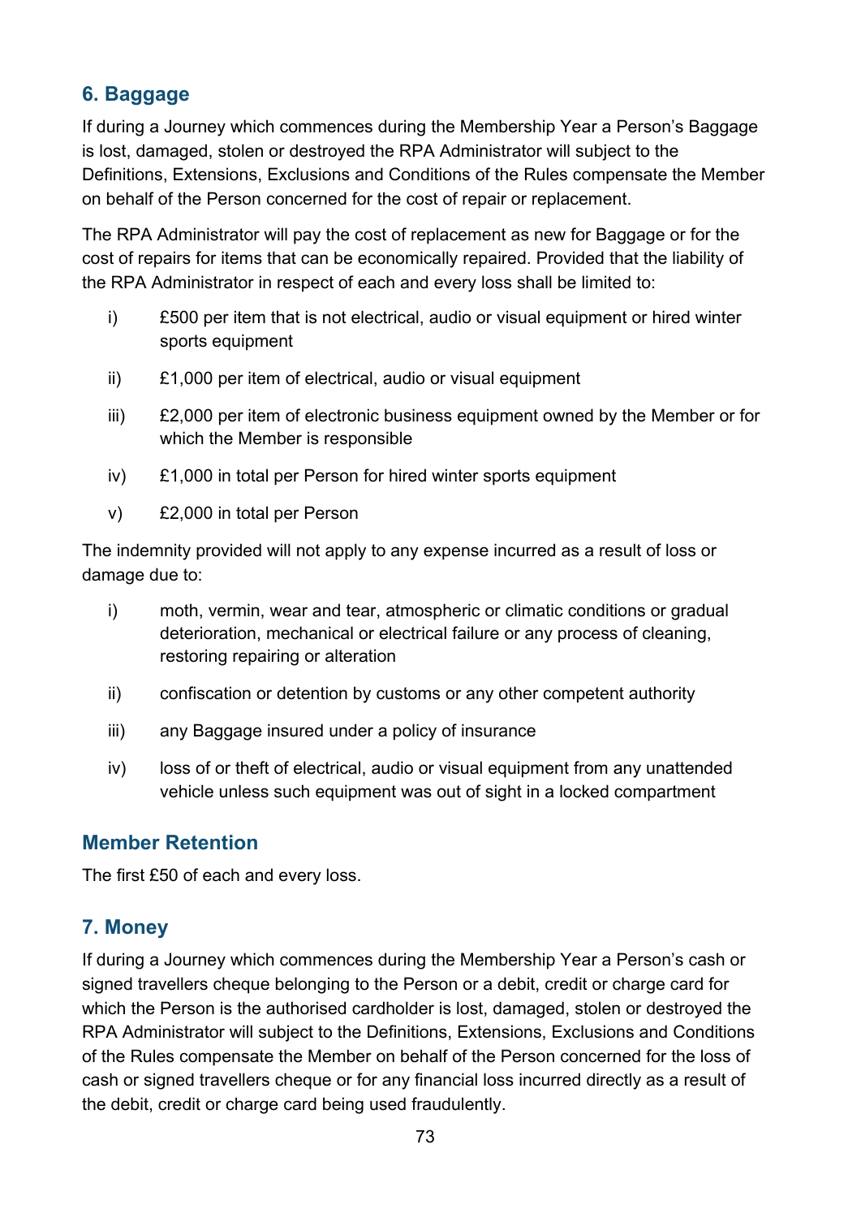## 6. Baggage

If during a Journey which commences during the Membership Year a Person's Baggage is lost, damaged, stolen or destroyed the RPA Administrator will subject to the Definitions, Extensions, Exclusions and Conditions of the Rules compensate the Member on behalf of the Person concerned for the cost of repair or replacement.

The RPA Administrator will pay the cost of replacement as new for Baggage or for the cost of repairs for items that can be economically repaired. Provided that the liability of the RPA Administrator in respect of each and every loss shall be limited to:

i) £500 per item that is not electrical, audio or visual equipment or hired winter sports equipment

ii) £1,000 per item of electrical, audio or visual equipment

iii) £2,000 per item of electronic business equipment owned by the Member or for which the Member is responsible

iv) £1,000 in total per Person for hired winter sports equipment

v) £2,000 in total per Person

The indemnity provided will not apply to any expense incurred as a result of loss or damage due to:

i) moth, vermin, wear and tear, atmospheric or climatic conditions or gradual deterioration, mechanical or electrical failure or any process of cleaning, restoring repairing or alteration

ii) confiscation or detention by customs or any other competent authority

iii) any Baggage insured under a policy of insurance

iv) loss of or theft of electrical, audio or visual equipment from any unattended vehicle unless such equipment was out of sight in a locked compartment

### Member Retention

The first £50 of each and every loss.

## 7. Money

If during a Journey which commences during the Membership Year a Person's cash or signed travellers cheque belonging to the Person or a debit, credit or charge card for which the Person is the authorised cardholder is lost, damaged, stolen or destroyed the RPA Administrator will subject to the Definitions, Extensions, Exclusions and Conditions of the Rules compensate the Member on behalf of the Person concerned for the loss of cash or signed travellers cheque or for any financial loss incurred directly as a result of the debit, credit or charge card being used fraudulently.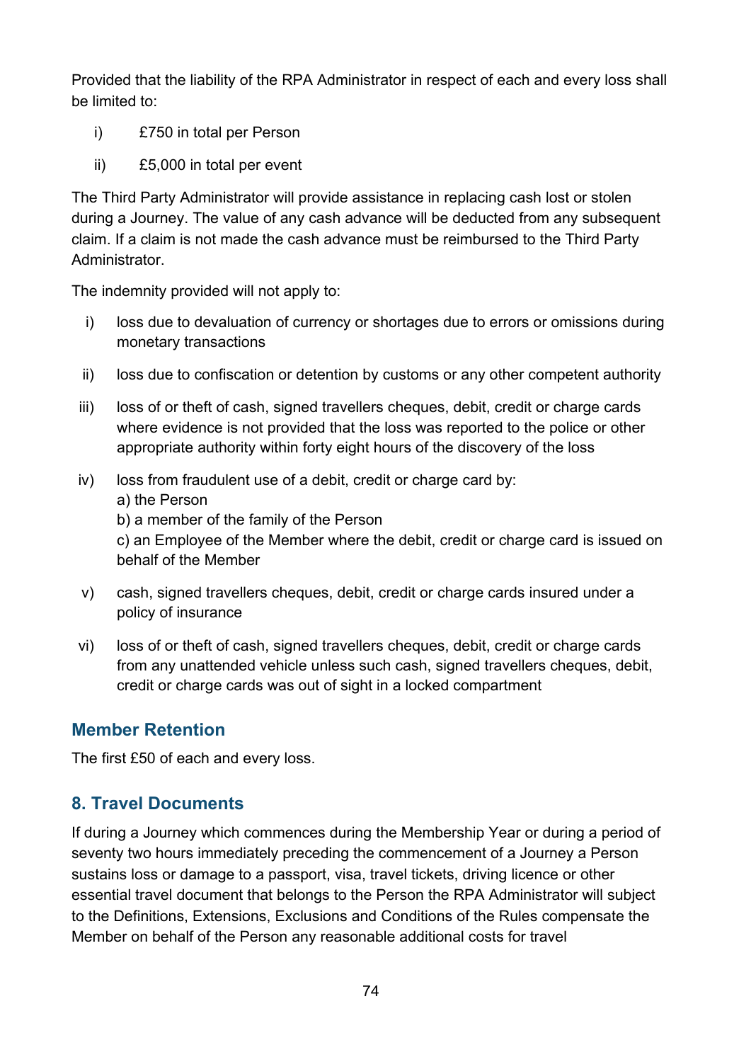Provided that the liability of the RPA Administrator in respect of each and every loss shall be limited to:

i) £750 in total per Person

ii) £5,000 in total per event

The Third Party Administrator will provide assistance in replacing cash lost or stolen during a Journey. The value of any cash advance will be deducted from any subsequent claim. If a claim is not made the cash advance must be reimbursed to the Third Party Administrator.

The indemnity provided will not apply to:

i) loss due to devaluation of currency or shortages due to errors or omissions during monetary transactions

ii) loss due to confiscation or detention by customs or any other competent authority

iii) loss of or theft of cash, signed travellers cheques, debit, credit or charge cards where evidence is not provided that the loss was reported to the police or other appropriate authority within forty eight hours of the discovery of the loss

iv) loss from fraudulent use of a debit, credit or charge card by:
a) the Person
b) a member of the family of the Person
c) an Employee of the Member where the debit, credit or charge card is issued on behalf of the Member

v) cash, signed travellers cheques, debit, credit or charge cards insured under a policy of insurance

vi) loss of or theft of cash, signed travellers cheques, debit, credit or charge cards from any unattended vehicle unless such cash, signed travellers cheques, debit, credit or charge cards was out of sight in a locked compartment

## Member Retention

The first £50 of each and every loss.

## 8. Travel Documents

If during a Journey which commences during the Membership Year or during a period of seventy two hours immediately preceding the commencement of a Journey a Person sustains loss or damage to a passport, visa, travel tickets, driving licence or other essential travel document that belongs to the Person the RPA Administrator will subject to the Definitions, Extensions, Exclusions and Conditions of the Rules compensate the Member on behalf of the Person any reasonable additional costs for travel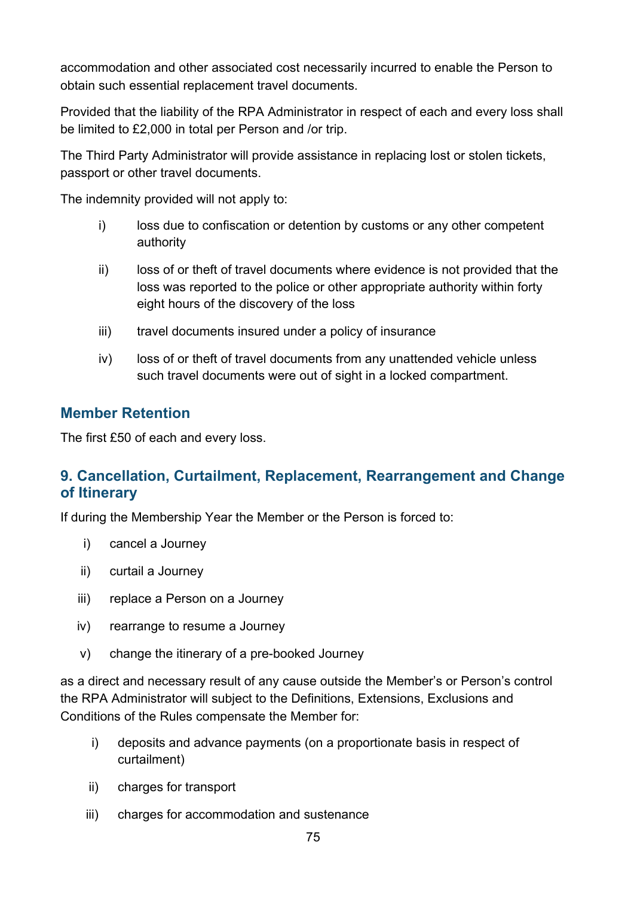accommodation and other associated cost necessarily incurred to enable the Person to obtain such essential replacement travel documents.

Provided that the liability of the RPA Administrator in respect of each and every loss shall be limited to £2,000 in total per Person and /or trip.

The Third Party Administrator will provide assistance in replacing lost or stolen tickets, passport or other travel documents.

The indemnity provided will not apply to:

i) loss due to confiscation or detention by customs or any other competent authority

ii) loss of or theft of travel documents where evidence is not provided that the loss was reported to the police or other appropriate authority within forty eight hours of the discovery of the loss

iii) travel documents insured under a policy of insurance

iv) loss of or theft of travel documents from any unattended vehicle unless such travel documents were out of sight in a locked compartment.

### Member Retention

The first £50 of each and every loss.

## 9. Cancellation, Curtailment, Replacement, Rearrangement and Change of Itinerary

If during the Membership Year the Member or the Person is forced to:

i) cancel a Journey

ii) curtail a Journey

iii) replace a Person on a Journey

iv) rearrange to resume a Journey

v) change the itinerary of a pre-booked Journey

as a direct and necessary result of any cause outside the Member's or Person's control the RPA Administrator will subject to the Definitions, Extensions, Exclusions and Conditions of the Rules compensate the Member for:

i) deposits and advance payments (on a proportionate basis in respect of curtailment)

ii) charges for transport

iii) charges for accommodation and sustenance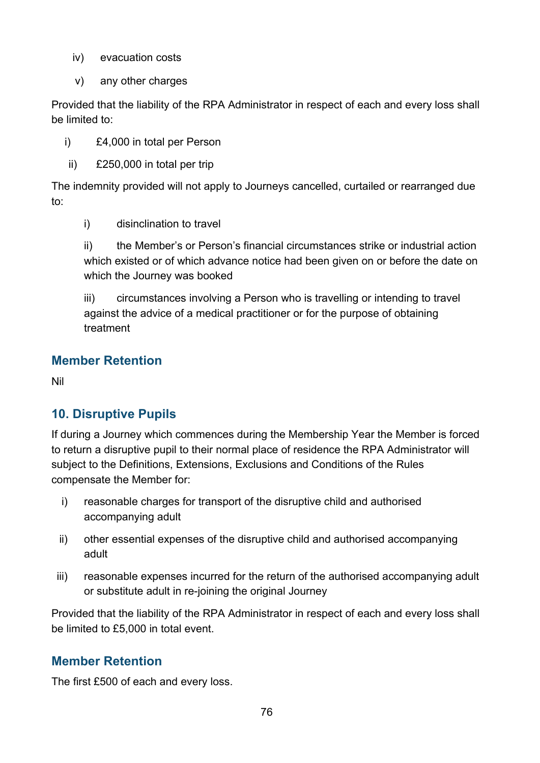iv) evacuation costs

v) any other charges

Provided that the liability of the RPA Administrator in respect of each and every loss shall be limited to:

i) £4,000 in total per Person

ii) £250,000 in total per trip

The indemnity provided will not apply to Journeys cancelled, curtailed or rearranged due to:

i) disinclination to travel

ii) the Member's or Person's financial circumstances strike or industrial action which existed or of which advance notice had been given on or before the date on which the Journey was booked

iii) circumstances involving a Person who is travelling or intending to travel against the advice of a medical practitioner or for the purpose of obtaining treatment

### Member Retention

Nil

## 10. Disruptive Pupils

If during a Journey which commences during the Membership Year the Member is forced to return a disruptive pupil to their normal place of residence the RPA Administrator will subject to the Definitions, Extensions, Exclusions and Conditions of the Rules compensate the Member for:

i) reasonable charges for transport of the disruptive child and authorised accompanying adult

ii) other essential expenses of the disruptive child and authorised accompanying adult

iii) reasonable expenses incurred for the return of the authorised accompanying adult or substitute adult in re-joining the original Journey

Provided that the liability of the RPA Administrator in respect of each and every loss shall be limited to £5,000 in total event.

### Member Retention

The first £500 of each and every loss.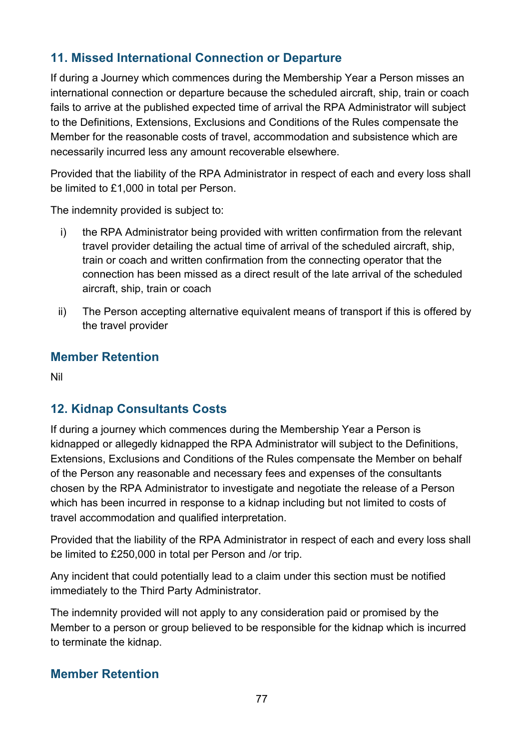## 11. Missed International Connection or Departure

If during a Journey which commences during the Membership Year a Person misses an international connection or departure because the scheduled aircraft, ship, train or coach fails to arrive at the published expected time of arrival the RPA Administrator will subject to the Definitions, Extensions, Exclusions and Conditions of the Rules compensate the Member for the reasonable costs of travel, accommodation and subsistence which are necessarily incurred less any amount recoverable elsewhere.

Provided that the liability of the RPA Administrator in respect of each and every loss shall be limited to £1,000 in total per Person.

The indemnity provided is subject to:

i) the RPA Administrator being provided with written confirmation from the relevant travel provider detailing the actual time of arrival of the scheduled aircraft, ship, train or coach and written confirmation from the connecting operator that the connection has been missed as a direct result of the late arrival of the scheduled aircraft, ship, train or coach

ii) The Person accepting alternative equivalent means of transport if this is offered by the travel provider

## Member Retention

Nil

## 12. Kidnap Consultants Costs

If during a journey which commences during the Membership Year a Person is kidnapped or allegedly kidnapped the RPA Administrator will subject to the Definitions, Extensions, Exclusions and Conditions of the Rules compensate the Member on behalf of the Person any reasonable and necessary fees and expenses of the consultants chosen by the RPA Administrator to investigate and negotiate the release of a Person which has been incurred in response to a kidnap including but not limited to costs of travel accommodation and qualified interpretation.

Provided that the liability of the RPA Administrator in respect of each and every loss shall be limited to £250,000 in total per Person and /or trip.

Any incident that could potentially lead to a claim under this section must be notified immediately to the Third Party Administrator.

The indemnity provided will not apply to any consideration paid or promised by the Member to a person or group believed to be responsible for the kidnap which is incurred to terminate the kidnap.

## Member Retention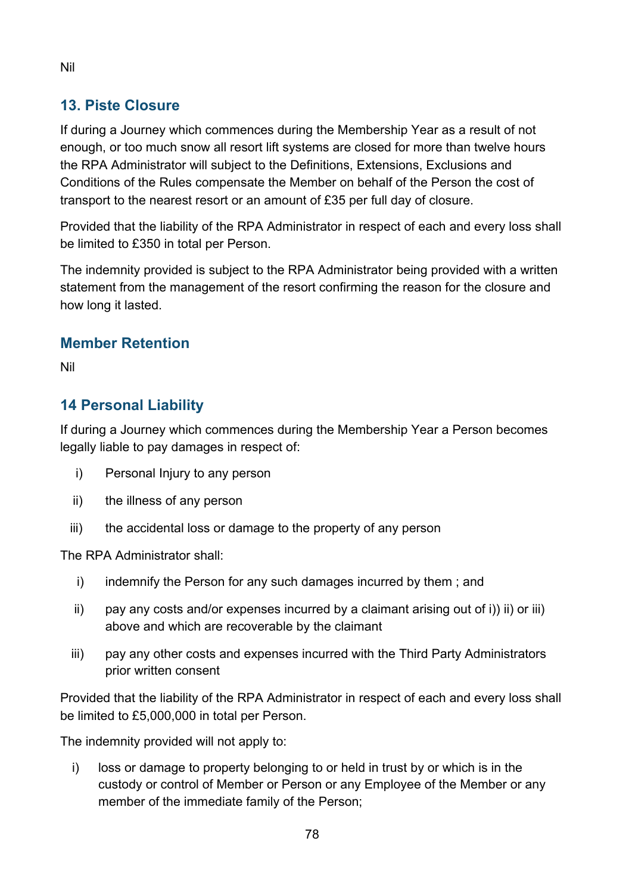Nil

## 13. Piste Closure

If during a Journey which commences during the Membership Year as a result of not enough, or too much snow all resort lift systems are closed for more than twelve hours the RPA Administrator will subject to the Definitions, Extensions, Exclusions and Conditions of the Rules compensate the Member on behalf of the Person the cost of transport to the nearest resort or an amount of £35 per full day of closure.

Provided that the liability of the RPA Administrator in respect of each and every loss shall be limited to £350 in total per Person.

The indemnity provided is subject to the RPA Administrator being provided with a written statement from the management of the resort confirming the reason for the closure and how long it lasted.

## Member Retention

Nil

## 14 Personal Liability

If during a Journey which commences during the Membership Year a Person becomes legally liable to pay damages in respect of:

i) Personal Injury to any person

ii) the illness of any person

iii) the accidental loss or damage to the property of any person

The RPA Administrator shall:

i) indemnify the Person for any such damages incurred by them ; and

ii) pay any costs and/or expenses incurred by a claimant arising out of i)) ii) or iii) above and which are recoverable by the claimant

iii) pay any other costs and expenses incurred with the Third Party Administrators prior written consent

Provided that the liability of the RPA Administrator in respect of each and every loss shall be limited to £5,000,000 in total per Person.

The indemnity provided will not apply to:

i) loss or damage to property belonging to or held in trust by or which is in the custody or control of Member or Person or any Employee of the Member or any member of the immediate family of the Person;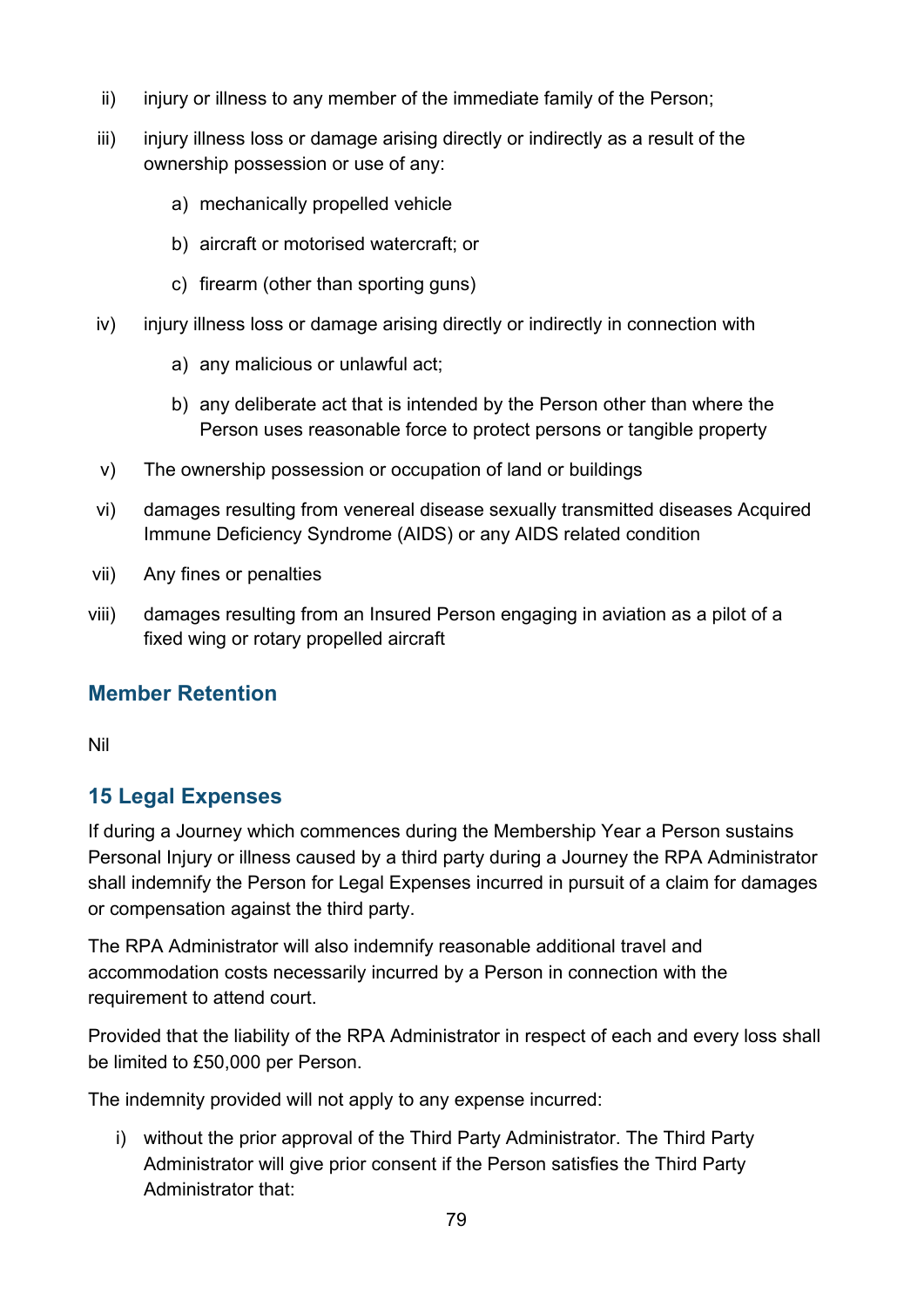ii) injury or illness to any member of the immediate family of the Person;

iii) injury illness loss or damage arising directly or indirectly as a result of the ownership possession or use of any:

   a) mechanically propelled vehicle

   b) aircraft or motorised watercraft; or

   c) firearm (other than sporting guns)

iv) injury illness loss or damage arising directly or indirectly in connection with

   a) any malicious or unlawful act;

   b) any deliberate act that is intended by the Person other than where the Person uses reasonable force to protect persons or tangible property

v) The ownership possession or occupation of land or buildings

vi) damages resulting from venereal disease sexually transmitted diseases Acquired Immune Deficiency Syndrome (AIDS) or any AIDS related condition

vii) Any fines or penalties

viii) damages resulting from an Insured Person engaging in aviation as a pilot of a fixed wing or rotary propelled aircraft

### Member Retention

Nil

## 15 Legal Expenses

If during a Journey which commences during the Membership Year a Person sustains Personal Injury or illness caused by a third party during a Journey the RPA Administrator shall indemnify the Person for Legal Expenses incurred in pursuit of a claim for damages or compensation against the third party.

The RPA Administrator will also indemnify reasonable additional travel and accommodation costs necessarily incurred by a Person in connection with the requirement to attend court.

Provided that the liability of the RPA Administrator in respect of each and every loss shall be limited to £50,000 per Person.

The indemnity provided will not apply to any expense incurred:

i) without the prior approval of the Third Party Administrator. The Third Party Administrator will give prior consent if the Person satisfies the Third Party Administrator that: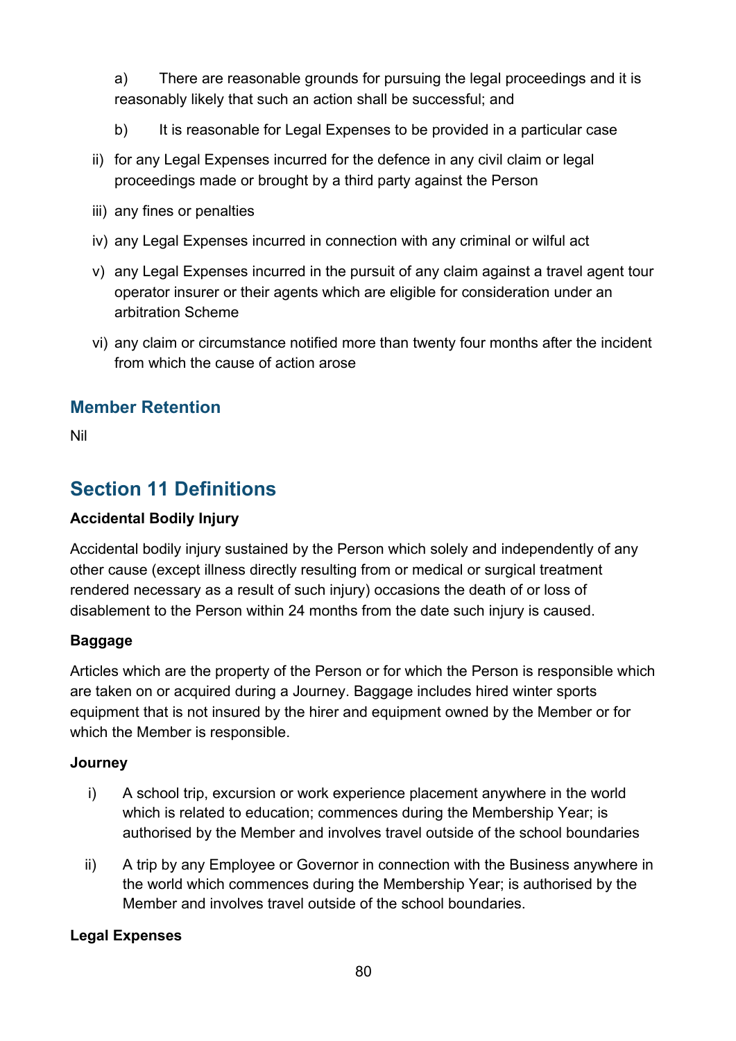a) There are reasonable grounds for pursuing the legal proceedings and it is reasonably likely that such an action shall be successful; and

b) It is reasonable for Legal Expenses to be provided in a particular case

ii) for any Legal Expenses incurred for the defence in any civil claim or legal proceedings made or brought by a third party against the Person

iii) any fines or penalties

iv) any Legal Expenses incurred in connection with any criminal or wilful act

v) any Legal Expenses incurred in the pursuit of any claim against a travel agent tour operator insurer or their agents which are eligible for consideration under an arbitration Scheme

vi) any claim or circumstance notified more than twenty four months after the incident from which the cause of action arose

### Member Retention

Nil

## Section 11 Definitions

**Accidental Bodily Injury**

Accidental bodily injury sustained by the Person which solely and independently of any other cause (except illness directly resulting from or medical or surgical treatment rendered necessary as a result of such injury) occasions the death of or loss of disablement to the Person within 24 months from the date such injury is caused.

**Baggage**

Articles which are the property of the Person or for which the Person is responsible which are taken on or acquired during a Journey. Baggage includes hired winter sports equipment that is not insured by the hirer and equipment owned by the Member or for which the Member is responsible.

**Journey**

i) A school trip, excursion or work experience placement anywhere in the world which is related to education; commences during the Membership Year; is authorised by the Member and involves travel outside of the school boundaries

ii) A trip by any Employee or Governor in connection with the Business anywhere in the world which commences during the Membership Year; is authorised by the Member and involves travel outside of the school boundaries.

**Legal Expenses**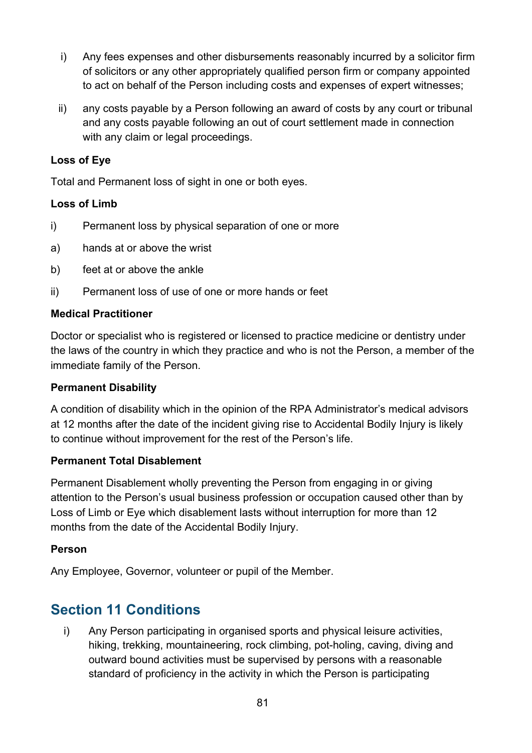i) Any fees expenses and other disbursements reasonably incurred by a solicitor firm of solicitors or any other appropriately qualified person firm or company appointed to act on behalf of the Person including costs and expenses of expert witnesses;

ii) any costs payable by a Person following an award of costs by any court or tribunal and any costs payable following an out of court settlement made in connection with any claim or legal proceedings.

**Loss of Eye**

Total and Permanent loss of sight in one or both eyes.

**Loss of Limb**

i) Permanent loss by physical separation of one or more

a) hands at or above the wrist

b) feet at or above the ankle

ii) Permanent loss of use of one or more hands or feet

**Medical Practitioner**

Doctor or specialist who is registered or licensed to practice medicine or dentistry under the laws of the country in which they practice and who is not the Person, a member of the immediate family of the Person.

**Permanent Disability**

A condition of disability which in the opinion of the RPA Administrator's medical advisors at 12 months after the date of the incident giving rise to Accidental Bodily Injury is likely to continue without improvement for the rest of the Person's life.

**Permanent Total Disablement**

Permanent Disablement wholly preventing the Person from engaging in or giving attention to the Person's usual business profession or occupation caused other than by Loss of Limb or Eye which disablement lasts without interruption for more than 12 months from the date of the Accidental Bodily Injury.

**Person**

Any Employee, Governor, volunteer or pupil of the Member.

## Section 11 Conditions

i) Any Person participating in organised sports and physical leisure activities, hiking, trekking, mountaineering, rock climbing, pot-holing, caving, diving and outward bound activities must be supervised by persons with a reasonable standard of proficiency in the activity in which the Person is participating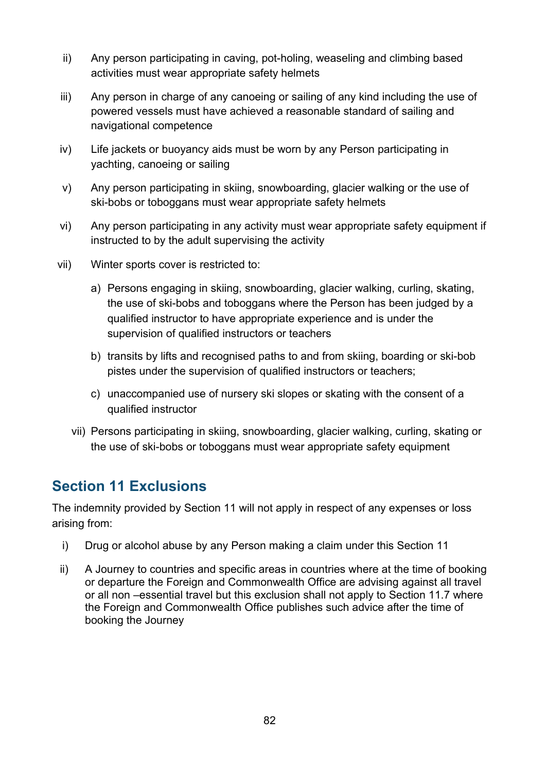ii) Any person participating in caving, pot-holing, weaseling and climbing based activities must wear appropriate safety helmets

iii) Any person in charge of any canoeing or sailing of any kind including the use of powered vessels must have achieved a reasonable standard of sailing and navigational competence

iv) Life jackets or buoyancy aids must be worn by any Person participating in yachting, canoeing or sailing

v) Any person participating in skiing, snowboarding, glacier walking or the use of ski-bobs or toboggans must wear appropriate safety helmets

vi) Any person participating in any activity must wear appropriate safety equipment if instructed to by the adult supervising the activity

vii) Winter sports cover is restricted to:

   a) Persons engaging in skiing, snowboarding, glacier walking, curling, skating, the use of ski-bobs and toboggans where the Person has been judged by a qualified instructor to have appropriate experience and is under the supervision of qualified instructors or teachers

   b) transits by lifts and recognised paths to and from skiing, boarding or ski-bob pistes under the supervision of qualified instructors or teachers;

   c) unaccompanied use of nursery ski slopes or skating with the consent of a qualified instructor

vii) Persons participating in skiing, snowboarding, glacier walking, curling, skating or the use of ski-bobs or toboggans must wear appropriate safety equipment

## Section 11 Exclusions

The indemnity provided by Section 11 will not apply in respect of any expenses or loss arising from:

i) Drug or alcohol abuse by any Person making a claim under this Section 11

ii) A Journey to countries and specific areas in countries where at the time of booking or departure the Foreign and Commonwealth Office are advising against all travel or all non –essential travel but this exclusion shall not apply to Section 11.7 where the Foreign and Commonwealth Office publishes such advice after the time of booking the Journey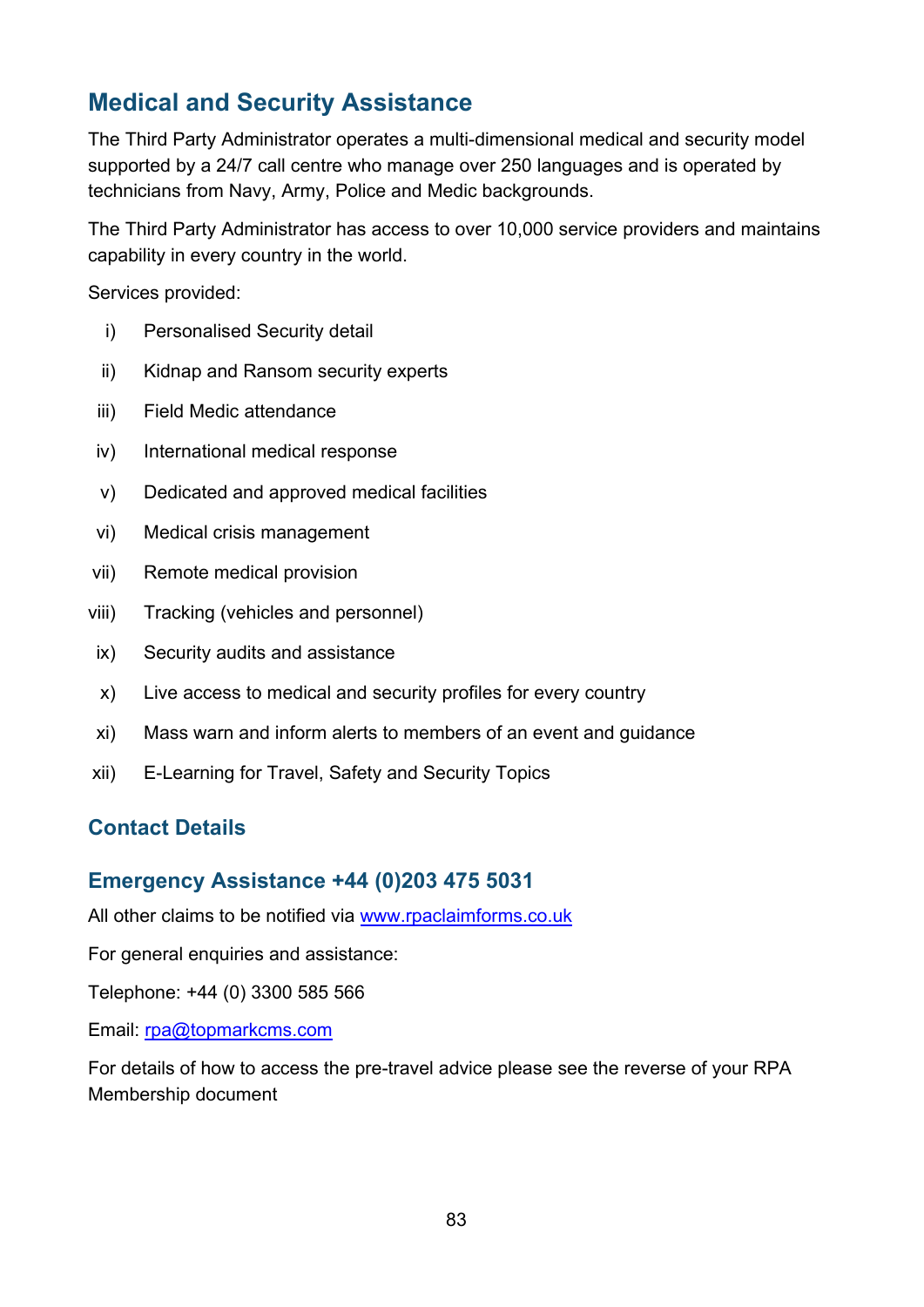## Medical and Security Assistance

The Third Party Administrator operates a multi-dimensional medical and security model supported by a 24/7 call centre who manage over 250 languages and is operated by technicians from Navy, Army, Police and Medic backgrounds.

The Third Party Administrator has access to over 10,000 service providers and maintains capability in every country in the world.

Services provided:

i) Personalised Security detail

ii) Kidnap and Ransom security experts

iii) Field Medic attendance

iv) International medical response

v) Dedicated and approved medical facilities

vi) Medical crisis management

vii) Remote medical provision

viii) Tracking (vehicles and personnel)

ix) Security audits and assistance

x) Live access to medical and security profiles for every country

xi) Mass warn and inform alerts to members of an event and guidance

xii) E-Learning for Travel, Safety and Security Topics

### Contact Details

### Emergency Assistance +44 (0)203 475 5031

All other claims to be notified via www.rpaclaimforms.co.uk

For general enquiries and assistance:

Telephone: +44 (0) 3300 585 566

Email: rpa@topmarkcms.com

For details of how to access the pre-travel advice please see the reverse of your RPA Membership document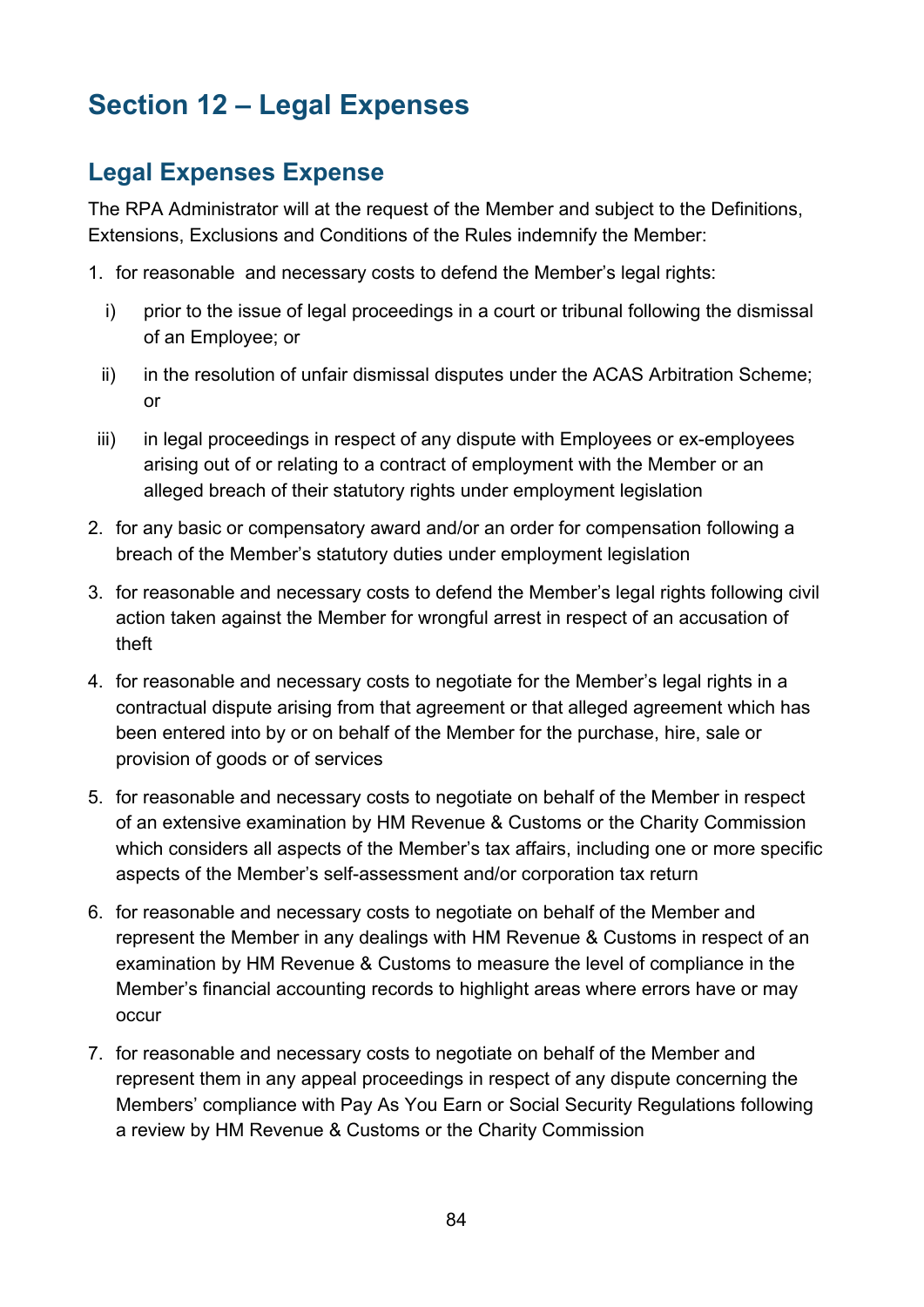# Section 12 – Legal Expenses

## Legal Expenses Expense

The RPA Administrator will at the request of the Member and subject to the Definitions, Extensions, Exclusions and Conditions of the Rules indemnify the Member:

1. for reasonable and necessary costs to defend the Member's legal rights:
   i) prior to the issue of legal proceedings in a court or tribunal following the dismissal of an Employee; or
   ii) in the resolution of unfair dismissal disputes under the ACAS Arbitration Scheme; or
   iii) in legal proceedings in respect of any dispute with Employees or ex-employees arising out of or relating to a contract of employment with the Member or an alleged breach of their statutory rights under employment legislation
2. for any basic or compensatory award and/or an order for compensation following a breach of the Member's statutory duties under employment legislation
3. for reasonable and necessary costs to defend the Member's legal rights following civil action taken against the Member for wrongful arrest in respect of an accusation of theft
4. for reasonable and necessary costs to negotiate for the Member's legal rights in a contractual dispute arising from that agreement or that alleged agreement which has been entered into by or on behalf of the Member for the purchase, hire, sale or provision of goods or of services
5. for reasonable and necessary costs to negotiate on behalf of the Member in respect of an extensive examination by HM Revenue & Customs or the Charity Commission which considers all aspects of the Member's tax affairs, including one or more specific aspects of the Member's self-assessment and/or corporation tax return
6. for reasonable and necessary costs to negotiate on behalf of the Member and represent the Member in any dealings with HM Revenue & Customs in respect of an examination by HM Revenue & Customs to measure the level of compliance in the Member's financial accounting records to highlight areas where errors have or may occur
7. for reasonable and necessary costs to negotiate on behalf of the Member and represent them in any appeal proceedings in respect of any dispute concerning the Members' compliance with Pay As You Earn or Social Security Regulations following a review by HM Revenue & Customs or the Charity Commission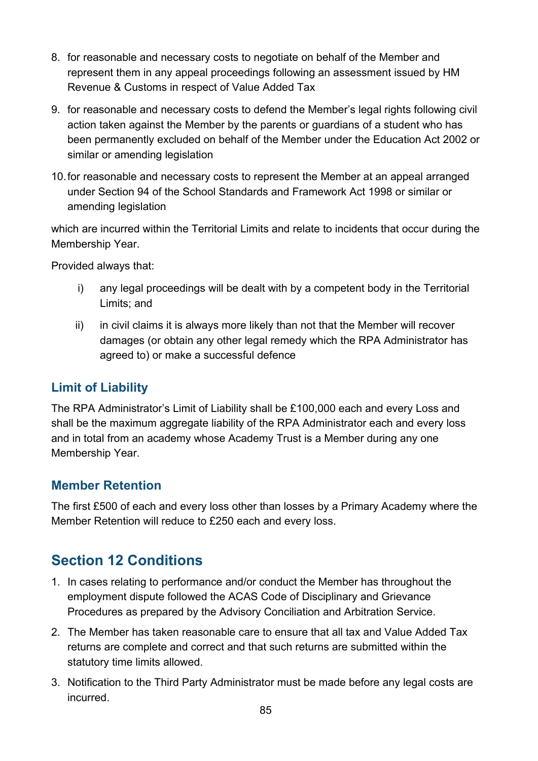8. for reasonable and necessary costs to negotiate on behalf of the Member and represent them in any appeal proceedings following an assessment issued by HM Revenue & Customs in respect of Value Added Tax
9. for reasonable and necessary costs to defend the Member's legal rights following civil action taken against the Member by the parents or guardians of a student who has been permanently excluded on behalf of the Member under the Education Act 2002 or similar or amending legislation
10. for reasonable and necessary costs to represent the Member at an appeal arranged under Section 94 of the School Standards and Framework Act 1998 or similar or amending legislation

which are incurred within the Territorial Limits and relate to incidents that occur during the Membership Year.

Provided always that:

i) any legal proceedings will be dealt with by a competent body in the Territorial Limits; and

ii) in civil claims it is always more likely than not that the Member will recover damages (or obtain any other legal remedy which the RPA Administrator has agreed to) or make a successful defence

### Limit of Liability

The RPA Administrator's Limit of Liability shall be £100,000 each and every Loss and shall be the maximum aggregate liability of the RPA Administrator each and every loss and in total from an academy whose Academy Trust is a Member during any one Membership Year.

### Member Retention

The first £500 of each and every loss other than losses by a Primary Academy where the Member Retention will reduce to £250 each and every loss.

## Section 12 Conditions

1. In cases relating to performance and/or conduct the Member has throughout the employment dispute followed the ACAS Code of Disciplinary and Grievance Procedures as prepared by the Advisory Conciliation and Arbitration Service.
2. The Member has taken reasonable care to ensure that all tax and Value Added Tax returns are complete and correct and that such returns are submitted within the statutory time limits allowed.
3. Notification to the Third Party Administrator must be made before any legal costs are incurred.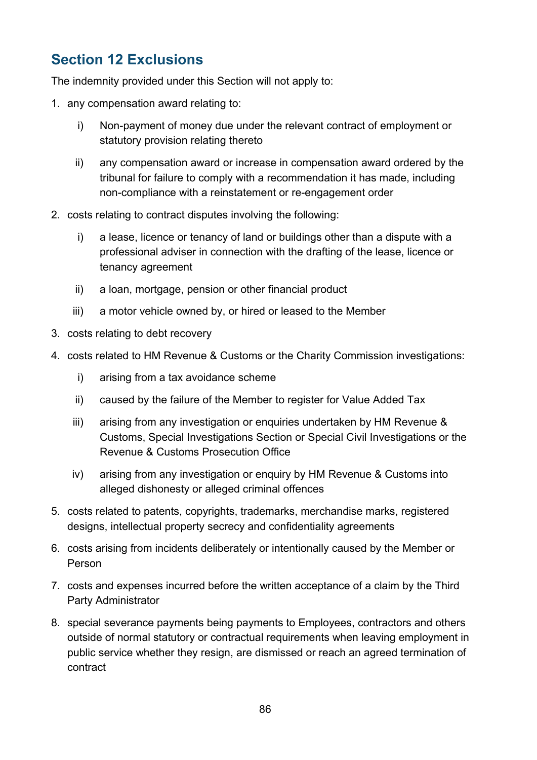## Section 12 Exclusions

The indemnity provided under this Section will not apply to:

1. any compensation award relating to:
   i) Non-payment of money due under the relevant contract of employment or statutory provision relating thereto
   ii) any compensation award or increase in compensation award ordered by the tribunal for failure to comply with a recommendation it has made, including non-compliance with a reinstatement or re-engagement order
2. costs relating to contract disputes involving the following:
   i) a lease, licence or tenancy of land or buildings other than a dispute with a professional adviser in connection with the drafting of the lease, licence or tenancy agreement
   ii) a loan, mortgage, pension or other financial product
   iii) a motor vehicle owned by, or hired or leased to the Member
3. costs relating to debt recovery
4. costs related to HM Revenue & Customs or the Charity Commission investigations:
   i) arising from a tax avoidance scheme
   ii) caused by the failure of the Member to register for Value Added Tax
   iii) arising from any investigation or enquiries undertaken by HM Revenue & Customs, Special Investigations Section or Special Civil Investigations or the Revenue & Customs Prosecution Office
   iv) arising from any investigation or enquiry by HM Revenue & Customs into alleged dishonesty or alleged criminal offences
5. costs related to patents, copyrights, trademarks, merchandise marks, registered designs, intellectual property secrecy and confidentiality agreements
6. costs arising from incidents deliberately or intentionally caused by the Member or Person
7. costs and expenses incurred before the written acceptance of a claim by the Third Party Administrator
8. special severance payments being payments to Employees, contractors and others outside of normal statutory or contractual requirements when leaving employment in public service whether they resign, are dismissed or reach an agreed termination of contract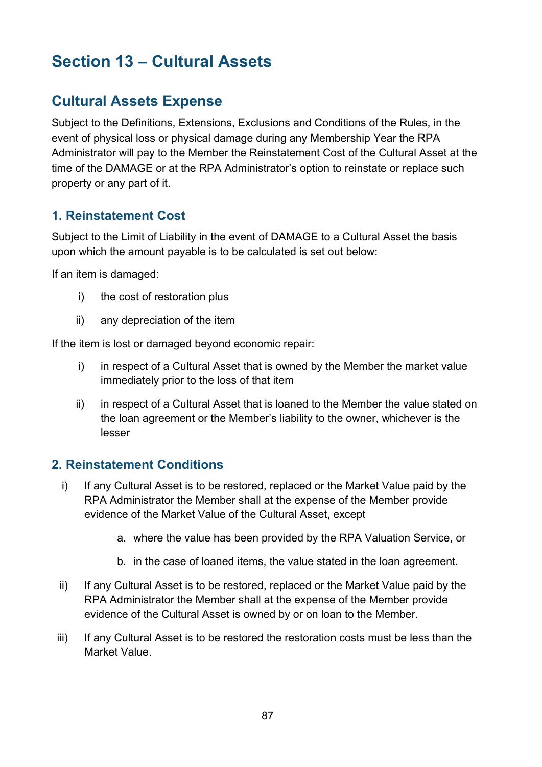# Section 13 – Cultural Assets

## Cultural Assets Expense

Subject to the Definitions, Extensions, Exclusions and Conditions of the Rules, in the event of physical loss or physical damage during any Membership Year the RPA Administrator will pay to the Member the Reinstatement Cost of the Cultural Asset at the time of the DAMAGE or at the RPA Administrator's option to reinstate or replace such property or any part of it.

### 1. Reinstatement Cost

Subject to the Limit of Liability in the event of DAMAGE to a Cultural Asset the basis upon which the amount payable is to be calculated is set out below:

If an item is damaged:

i) the cost of restoration plus

ii) any depreciation of the item

If the item is lost or damaged beyond economic repair:

i) in respect of a Cultural Asset that is owned by the Member the market value immediately prior to the loss of that item

ii) in respect of a Cultural Asset that is loaned to the Member the value stated on the loan agreement or the Member's liability to the owner, whichever is the lesser

### 2. Reinstatement Conditions

i) If any Cultural Asset is to be restored, replaced or the Market Value paid by the RPA Administrator the Member shall at the expense of the Member provide evidence of the Market Value of the Cultural Asset, except

   a. where the value has been provided by the RPA Valuation Service, or

   b. in the case of loaned items, the value stated in the loan agreement.

ii) If any Cultural Asset is to be restored, replaced or the Market Value paid by the RPA Administrator the Member shall at the expense of the Member provide evidence of the Cultural Asset is owned by or on loan to the Member.

iii) If any Cultural Asset is to be restored the restoration costs must be less than the Market Value.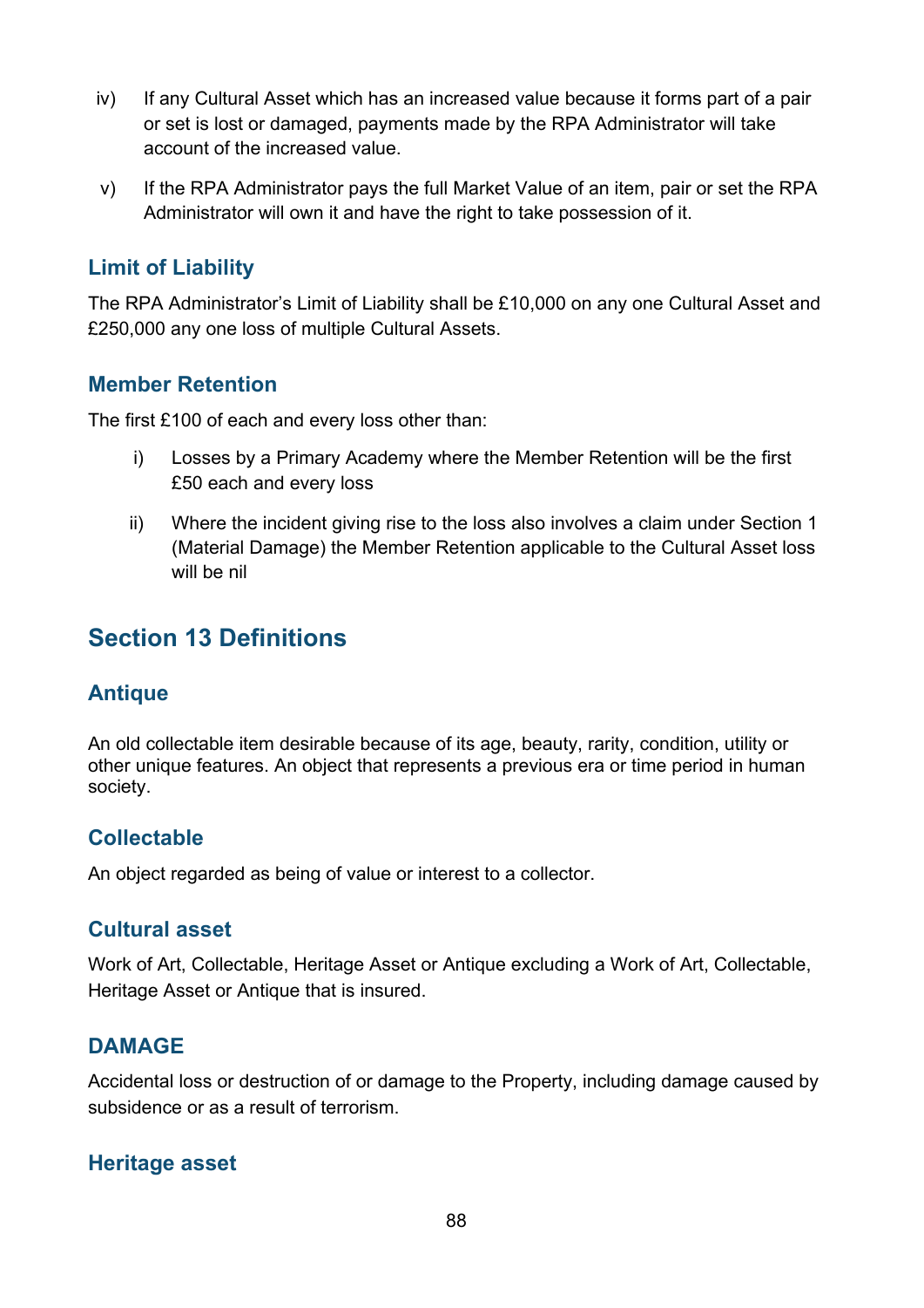iv) If any Cultural Asset which has an increased value because it forms part of a pair or set is lost or damaged, payments made by the RPA Administrator will take account of the increased value.

v) If the RPA Administrator pays the full Market Value of an item, pair or set the RPA Administrator will own it and have the right to take possession of it.

### Limit of Liability

The RPA Administrator's Limit of Liability shall be £10,000 on any one Cultural Asset and £250,000 any one loss of multiple Cultural Assets.

### Member Retention

The first £100 of each and every loss other than:

i) Losses by a Primary Academy where the Member Retention will be the first £50 each and every loss

ii) Where the incident giving rise to the loss also involves a claim under Section 1 (Material Damage) the Member Retention applicable to the Cultural Asset loss will be nil

## Section 13 Definitions

### Antique

An old collectable item desirable because of its age, beauty, rarity, condition, utility or other unique features. An object that represents a previous era or time period in human society.

### Collectable

An object regarded as being of value or interest to a collector.

### Cultural asset

Work of Art, Collectable, Heritage Asset or Antique excluding a Work of Art, Collectable, Heritage Asset or Antique that is insured.

### DAMAGE

Accidental loss or destruction of or damage to the Property, including damage caused by subsidence or as a result of terrorism.

### Heritage asset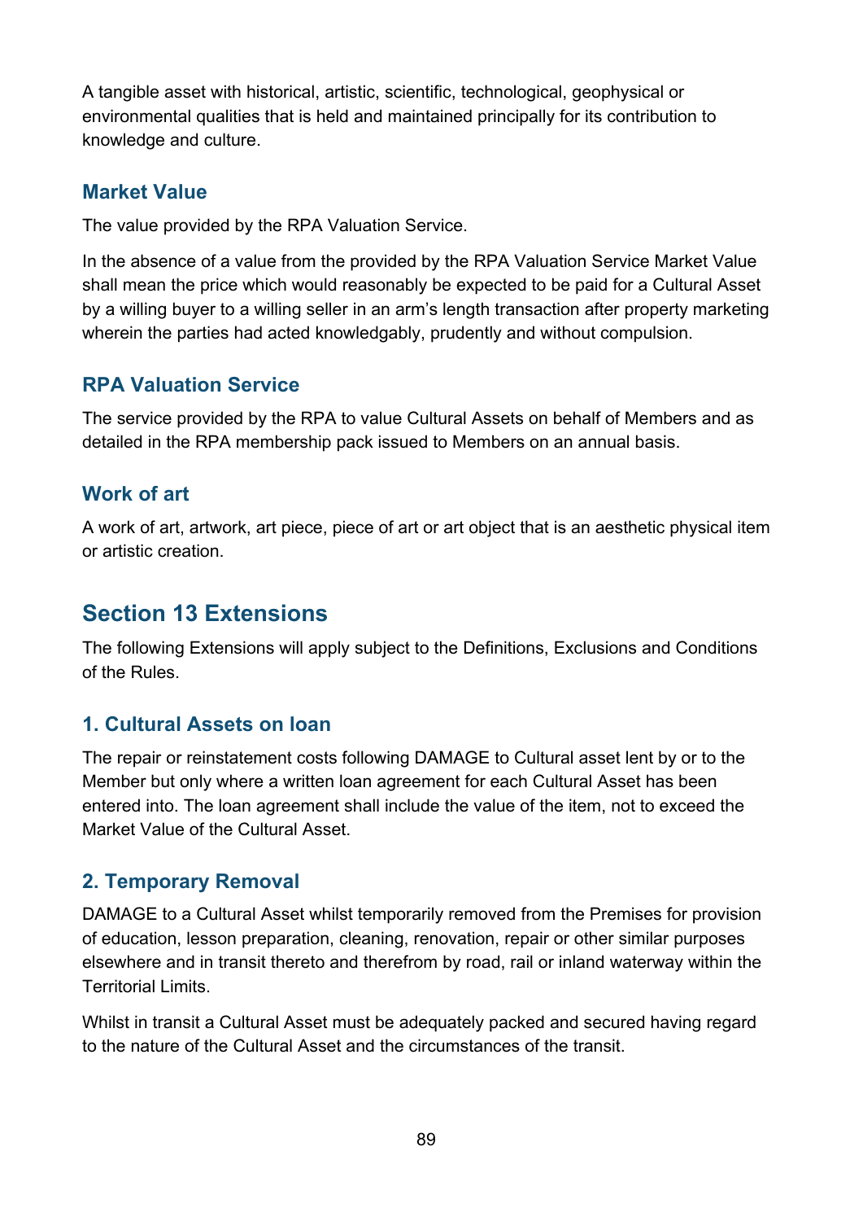A tangible asset with historical, artistic, scientific, technological, geophysical or environmental qualities that is held and maintained principally for its contribution to knowledge and culture.

### Market Value

The value provided by the RPA Valuation Service.

In the absence of a value from the provided by the RPA Valuation Service Market Value shall mean the price which would reasonably be expected to be paid for a Cultural Asset by a willing buyer to a willing seller in an arm's length transaction after property marketing wherein the parties had acted knowledgably, prudently and without compulsion.

### RPA Valuation Service

The service provided by the RPA to value Cultural Assets on behalf of Members and as detailed in the RPA membership pack issued to Members on an annual basis.

### Work of art

A work of art, artwork, art piece, piece of art or art object that is an aesthetic physical item or artistic creation.

## Section 13 Extensions

The following Extensions will apply subject to the Definitions, Exclusions and Conditions of the Rules.

### 1. Cultural Assets on loan

The repair or reinstatement costs following DAMAGE to Cultural asset lent by or to the Member but only where a written loan agreement for each Cultural Asset has been entered into. The loan agreement shall include the value of the item, not to exceed the Market Value of the Cultural Asset.

### 2. Temporary Removal

DAMAGE to a Cultural Asset whilst temporarily removed from the Premises for provision of education, lesson preparation, cleaning, renovation, repair or other similar purposes elsewhere and in transit thereto and therefrom by road, rail or inland waterway within the Territorial Limits.

Whilst in transit a Cultural Asset must be adequately packed and secured having regard to the nature of the Cultural Asset and the circumstances of the transit.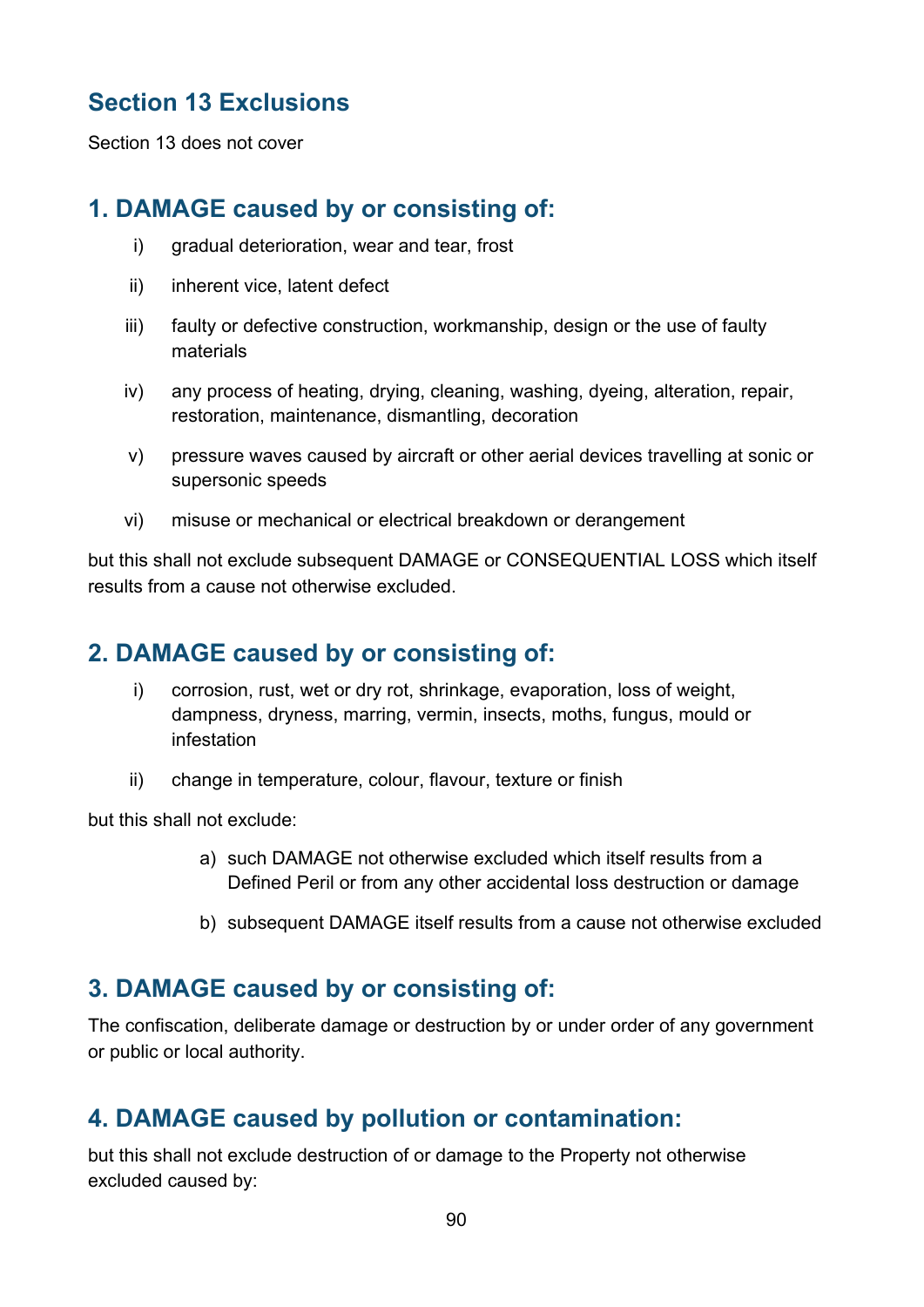## Section 13 Exclusions

Section 13 does not cover

## 1. DAMAGE caused by or consisting of:

i) gradual deterioration, wear and tear, frost

ii) inherent vice, latent defect

iii) faulty or defective construction, workmanship, design or the use of faulty materials

iv) any process of heating, drying, cleaning, washing, dyeing, alteration, repair, restoration, maintenance, dismantling, decoration

v) pressure waves caused by aircraft or other aerial devices travelling at sonic or supersonic speeds

vi) misuse or mechanical or electrical breakdown or derangement

but this shall not exclude subsequent DAMAGE or CONSEQUENTIAL LOSS which itself results from a cause not otherwise excluded.

## 2. DAMAGE caused by or consisting of:

i) corrosion, rust, wet or dry rot, shrinkage, evaporation, loss of weight, dampness, dryness, marring, vermin, insects, moths, fungus, mould or infestation

ii) change in temperature, colour, flavour, texture or finish

but this shall not exclude:

a) such DAMAGE not otherwise excluded which itself results from a Defined Peril or from any other accidental loss destruction or damage

b) subsequent DAMAGE itself results from a cause not otherwise excluded

## 3. DAMAGE caused by or consisting of:

The confiscation, deliberate damage or destruction by or under order of any government or public or local authority.

## 4. DAMAGE caused by pollution or contamination:

but this shall not exclude destruction of or damage to the Property not otherwise excluded caused by: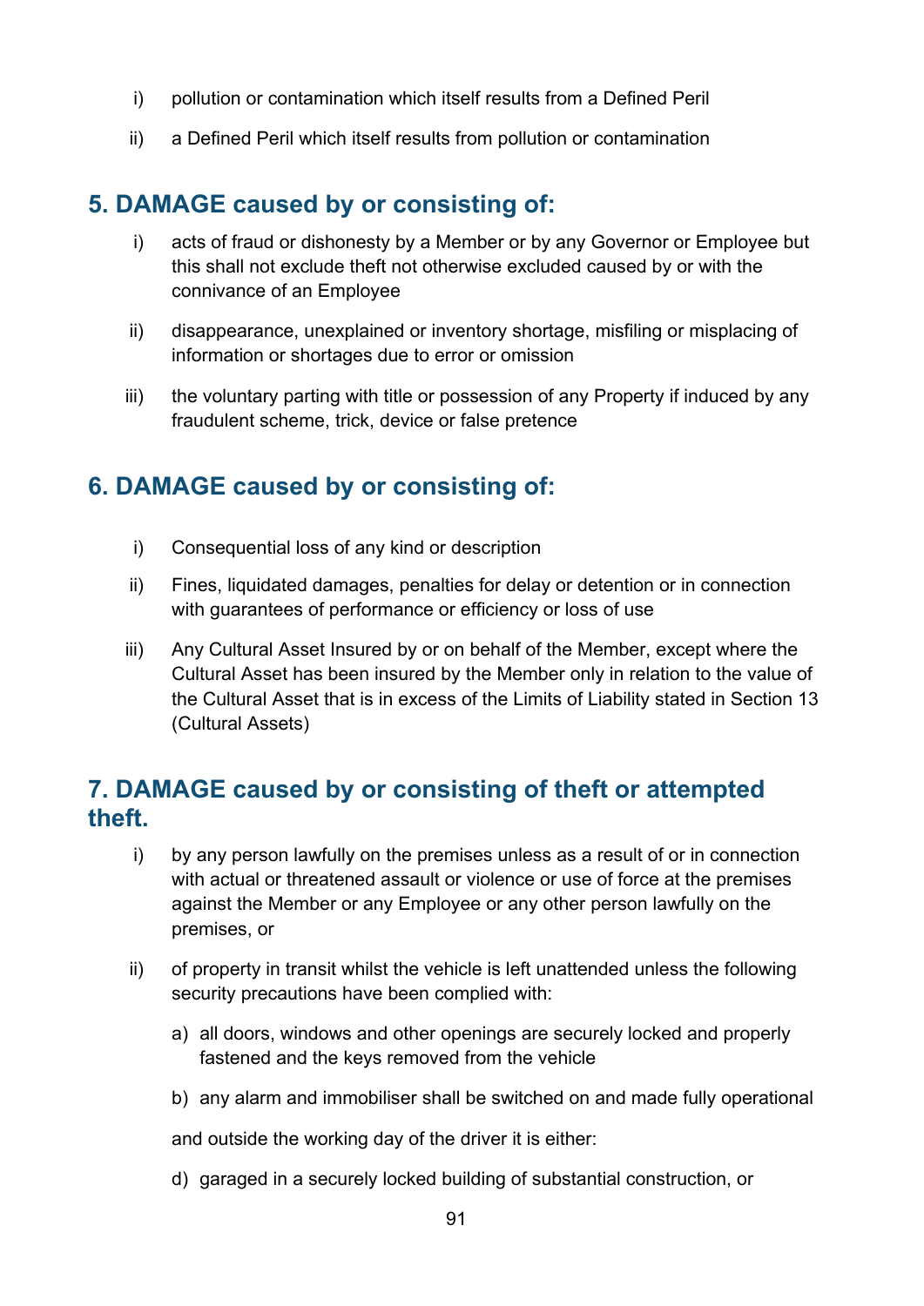i) pollution or contamination which itself results from a Defined Peril

ii) a Defined Peril which itself results from pollution or contamination

## 5. DAMAGE caused by or consisting of:

i) acts of fraud or dishonesty by a Member or by any Governor or Employee but this shall not exclude theft not otherwise excluded caused by or with the connivance of an Employee

ii) disappearance, unexplained or inventory shortage, misfiling or misplacing of information or shortages due to error or omission

iii) the voluntary parting with title or possession of any Property if induced by any fraudulent scheme, trick, device or false pretence

## 6. DAMAGE caused by or consisting of:

i) Consequential loss of any kind or description

ii) Fines, liquidated damages, penalties for delay or detention or in connection with guarantees of performance or efficiency or loss of use

iii) Any Cultural Asset Insured by or on behalf of the Member, except where the Cultural Asset has been insured by the Member only in relation to the value of the Cultural Asset that is in excess of the Limits of Liability stated in Section 13 (Cultural Assets)

## 7. DAMAGE caused by or consisting of theft or attempted theft.

i) by any person lawfully on the premises unless as a result of or in connection with actual or threatened assault or violence or use of force at the premises against the Member or any Employee or any other person lawfully on the premises, or

ii) of property in transit whilst the vehicle is left unattended unless the following security precautions have been complied with:

a) all doors, windows and other openings are securely locked and properly fastened and the keys removed from the vehicle

b) any alarm and immobiliser shall be switched on and made fully operational

and outside the working day of the driver it is either:

d) garaged in a securely locked building of substantial construction, or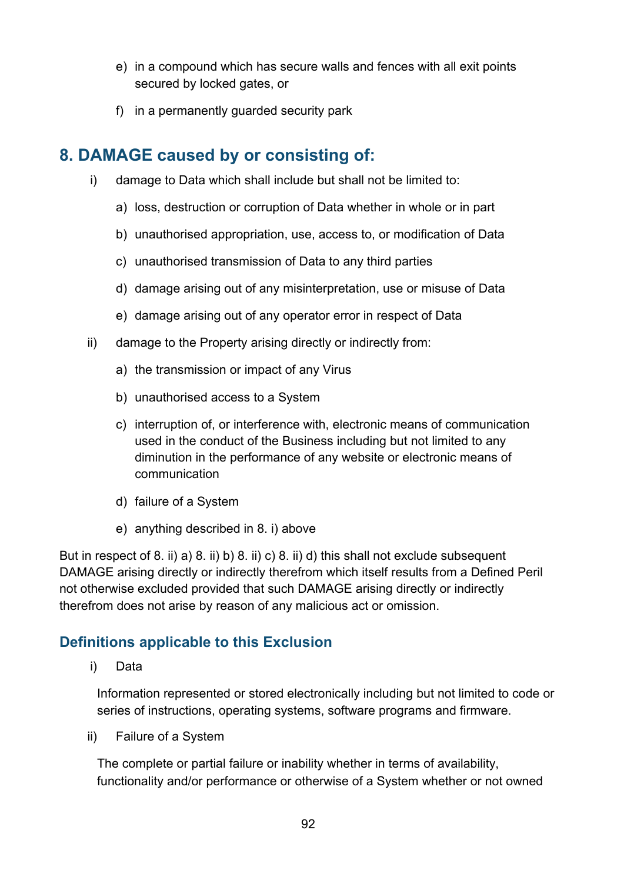e) in a compound which has secure walls and fences with all exit points secured by locked gates, or

f) in a permanently guarded security park

## 8. DAMAGE caused by or consisting of:

i) damage to Data which shall include but shall not be limited to:

a) loss, destruction or corruption of Data whether in whole or in part

b) unauthorised appropriation, use, access to, or modification of Data

c) unauthorised transmission of Data to any third parties

d) damage arising out of any misinterpretation, use or misuse of Data

e) damage arising out of any operator error in respect of Data

ii) damage to the Property arising directly or indirectly from:

a) the transmission or impact of any Virus

b) unauthorised access to a System

c) interruption of, or interference with, electronic means of communication used in the conduct of the Business including but not limited to any diminution in the performance of any website or electronic means of communication

d) failure of a System

e) anything described in 8. i) above

But in respect of 8. ii) a) 8. ii) b) 8. ii) c) 8. ii) d) this shall not exclude subsequent DAMAGE arising directly or indirectly therefrom which itself results from a Defined Peril not otherwise excluded provided that such DAMAGE arising directly or indirectly therefrom does not arise by reason of any malicious act or omission.

### Definitions applicable to this Exclusion

i) Data

Information represented or stored electronically including but not limited to code or series of instructions, operating systems, software programs and firmware.

ii) Failure of a System

The complete or partial failure or inability whether in terms of availability, functionality and/or performance or otherwise of a System whether or not owned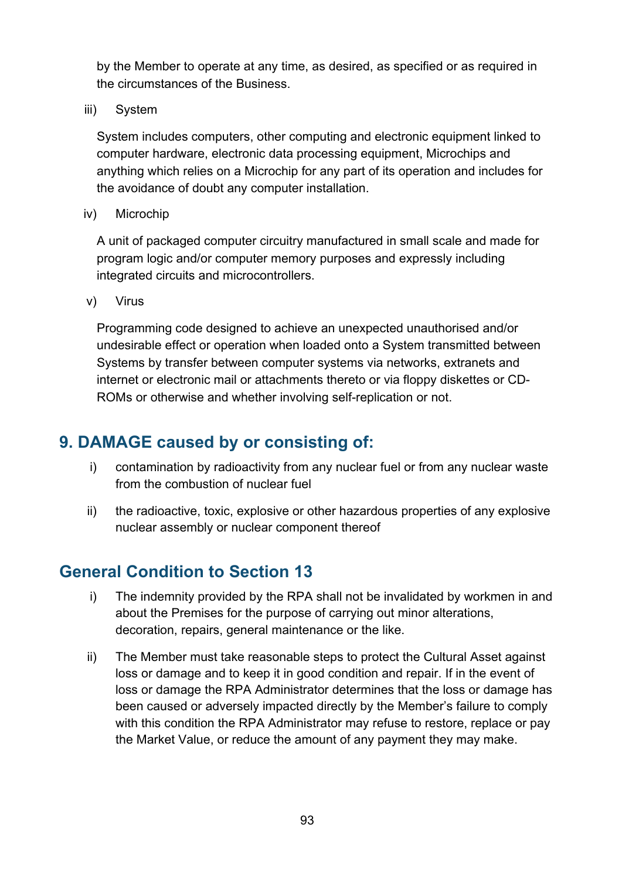by the Member to operate at any time, as desired, as specified or as required in the circumstances of the Business.

iii) System

System includes computers, other computing and electronic equipment linked to computer hardware, electronic data processing equipment, Microchips and anything which relies on a Microchip for any part of its operation and includes for the avoidance of doubt any computer installation.

iv) Microchip

A unit of packaged computer circuitry manufactured in small scale and made for program logic and/or computer memory purposes and expressly including integrated circuits and microcontrollers.

v) Virus

Programming code designed to achieve an unexpected unauthorised and/or undesirable effect or operation when loaded onto a System transmitted between Systems by transfer between computer systems via networks, extranets and internet or electronic mail or attachments thereto or via floppy diskettes or CD-ROMs or otherwise and whether involving self-replication or not.

## 9. DAMAGE caused by or consisting of:

i) contamination by radioactivity from any nuclear fuel or from any nuclear waste from the combustion of nuclear fuel

ii) the radioactive, toxic, explosive or other hazardous properties of any explosive nuclear assembly or nuclear component thereof

## General Condition to Section 13

i) The indemnity provided by the RPA shall not be invalidated by workmen in and about the Premises for the purpose of carrying out minor alterations, decoration, repairs, general maintenance or the like.

ii) The Member must take reasonable steps to protect the Cultural Asset against loss or damage and to keep it in good condition and repair. If in the event of loss or damage the RPA Administrator determines that the loss or damage has been caused or adversely impacted directly by the Member's failure to comply with this condition the RPA Administrator may refuse to restore, replace or pay the Market Value, or reduce the amount of any payment they may make.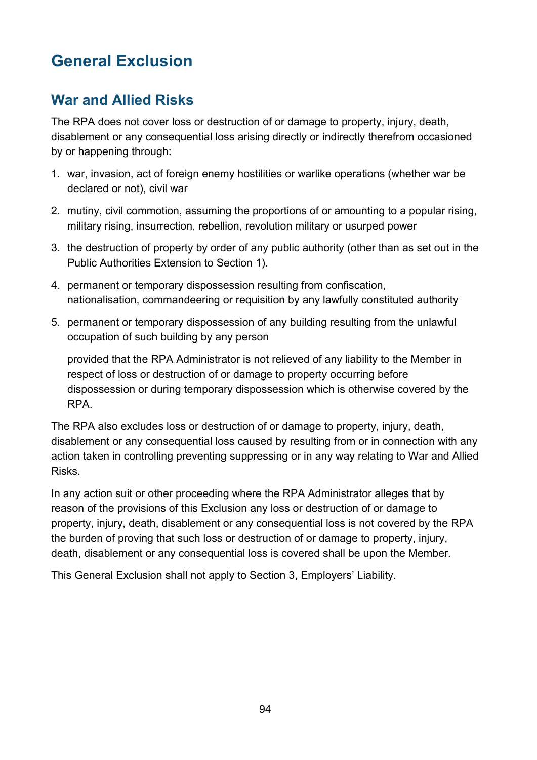# General Exclusion

## War and Allied Risks

The RPA does not cover loss or destruction of or damage to property, injury, death, disablement or any consequential loss arising directly or indirectly therefrom occasioned by or happening through:

1. war, invasion, act of foreign enemy hostilities or warlike operations (whether war be declared or not), civil war
2. mutiny, civil commotion, assuming the proportions of or amounting to a popular rising, military rising, insurrection, rebellion, revolution military or usurped power
3. the destruction of property by order of any public authority (other than as set out in the Public Authorities Extension to Section 1).
4. permanent or temporary dispossession resulting from confiscation, nationalisation, commandeering or requisition by any lawfully constituted authority
5. permanent or temporary dispossession of any building resulting from the unlawful occupation of such building by any person

   provided that the RPA Administrator is not relieved of any liability to the Member in respect of loss or destruction of or damage to property occurring before dispossession or during temporary dispossession which is otherwise covered by the RPA.

The RPA also excludes loss or destruction of or damage to property, injury, death, disablement or any consequential loss caused by resulting from or in connection with any action taken in controlling preventing suppressing or in any way relating to War and Allied Risks.

In any action suit or other proceeding where the RPA Administrator alleges that by reason of the provisions of this Exclusion any loss or destruction of or damage to property, injury, death, disablement or any consequential loss is not covered by the RPA the burden of proving that such loss or destruction of or damage to property, injury, death, disablement or any consequential loss is covered shall be upon the Member.

This General Exclusion shall not apply to Section 3, Employers' Liability.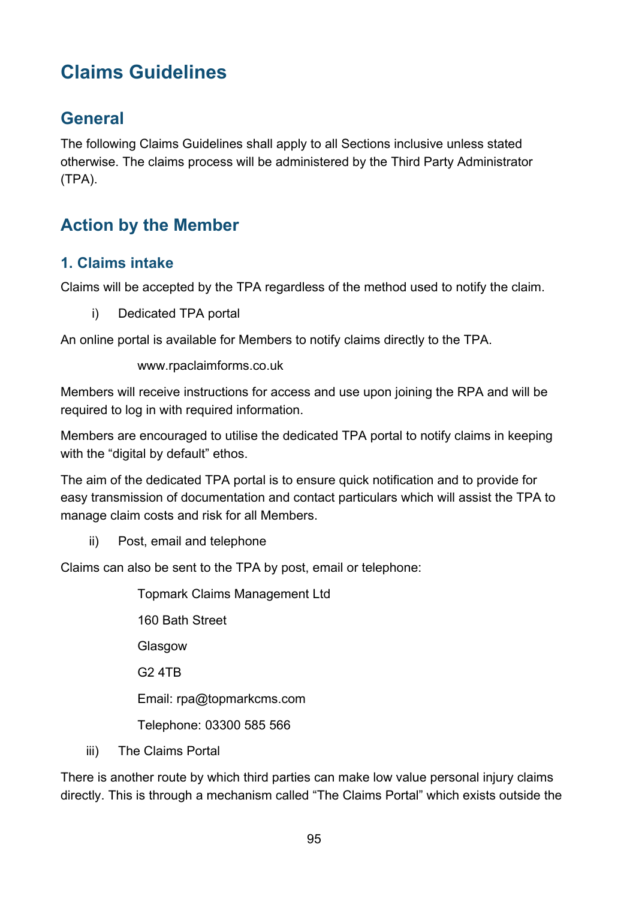# Claims Guidelines

## General

The following Claims Guidelines shall apply to all Sections inclusive unless stated otherwise. The claims process will be administered by the Third Party Administrator (TPA).

## Action by the Member

### 1. Claims intake

Claims will be accepted by the TPA regardless of the method used to notify the claim.

i) Dedicated TPA portal

An online portal is available for Members to notify claims directly to the TPA.

www.rpaclaimforms.co.uk

Members will receive instructions for access and use upon joining the RPA and will be required to log in with required information.

Members are encouraged to utilise the dedicated TPA portal to notify claims in keeping with the “digital by default” ethos.

The aim of the dedicated TPA portal is to ensure quick notification and to provide for easy transmission of documentation and contact particulars which will assist the TPA to manage claim costs and risk for all Members.

ii) Post, email and telephone

Claims can also be sent to the TPA by post, email or telephone:

Topmark Claims Management Ltd

160 Bath Street

Glasgow

G2 4TB

Email: rpa@topmarkcms.com

Telephone: 03300 585 566

iii) The Claims Portal

There is another route by which third parties can make low value personal injury claims directly. This is through a mechanism called “The Claims Portal” which exists outside the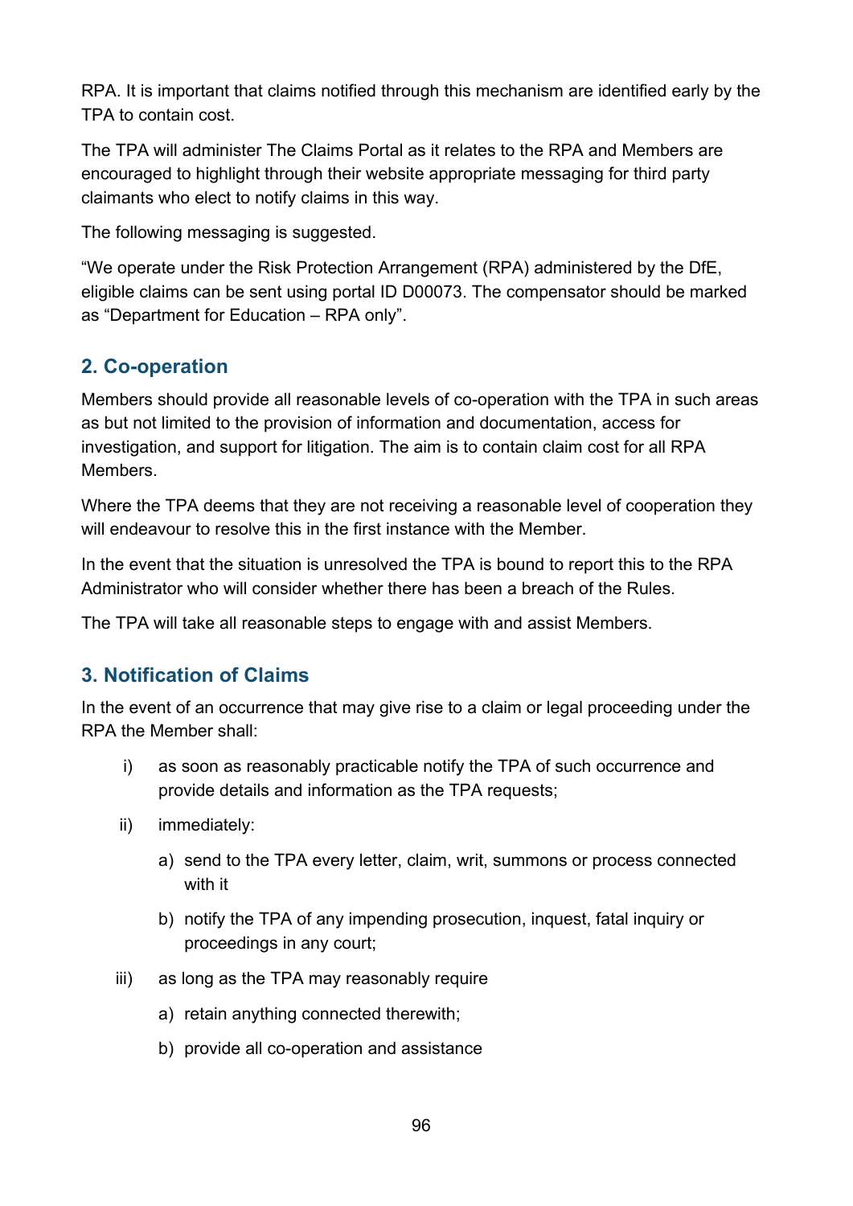RPA. It is important that claims notified through this mechanism are identified early by the TPA to contain cost.

The TPA will administer The Claims Portal as it relates to the RPA and Members are encouraged to highlight through their website appropriate messaging for third party claimants who elect to notify claims in this way.

The following messaging is suggested.

"We operate under the Risk Protection Arrangement (RPA) administered by the DfE, eligible claims can be sent using portal ID D00073. The compensator should be marked as "Department for Education – RPA only".

## 2. Co-operation

Members should provide all reasonable levels of co-operation with the TPA in such areas as but not limited to the provision of information and documentation, access for investigation, and support for litigation. The aim is to contain claim cost for all RPA Members.

Where the TPA deems that they are not receiving a reasonable level of cooperation they will endeavour to resolve this in the first instance with the Member.

In the event that the situation is unresolved the TPA is bound to report this to the RPA Administrator who will consider whether there has been a breach of the Rules.

The TPA will take all reasonable steps to engage with and assist Members.

## 3. Notification of Claims

In the event of an occurrence that may give rise to a claim or legal proceeding under the RPA the Member shall:

i) as soon as reasonably practicable notify the TPA of such occurrence and provide details and information as the TPA requests;

ii) immediately:

   a) send to the TPA every letter, claim, writ, summons or process connected with it

   b) notify the TPA of any impending prosecution, inquest, fatal inquiry or proceedings in any court;

iii) as long as the TPA may reasonably require

   a) retain anything connected therewith;

   b) provide all co-operation and assistance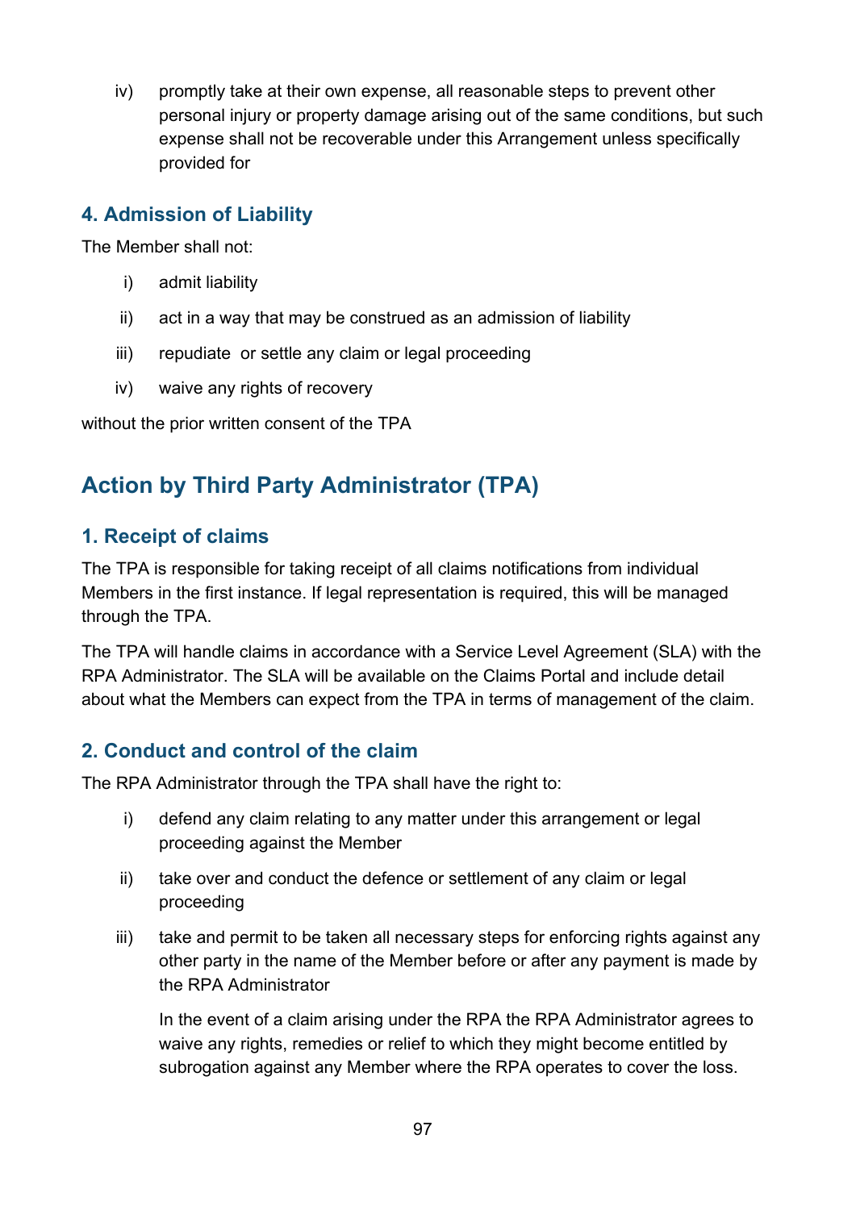iv) promptly take at their own expense, all reasonable steps to prevent other personal injury or property damage arising out of the same conditions, but such expense shall not be recoverable under this Arrangement unless specifically provided for

### 4. Admission of Liability

The Member shall not:

i) admit liability

ii) act in a way that may be construed as an admission of liability

iii) repudiate or settle any claim or legal proceeding

iv) waive any rights of recovery

without the prior written consent of the TPA

## Action by Third Party Administrator (TPA)

### 1. Receipt of claims

The TPA is responsible for taking receipt of all claims notifications from individual Members in the first instance. If legal representation is required, this will be managed through the TPA.

The TPA will handle claims in accordance with a Service Level Agreement (SLA) with the RPA Administrator. The SLA will be available on the Claims Portal and include detail about what the Members can expect from the TPA in terms of management of the claim.

### 2. Conduct and control of the claim

The RPA Administrator through the TPA shall have the right to:

i) defend any claim relating to any matter under this arrangement or legal proceeding against the Member

ii) take over and conduct the defence or settlement of any claim or legal proceeding

iii) take and permit to be taken all necessary steps for enforcing rights against any other party in the name of the Member before or after any payment is made by the RPA Administrator

   In the event of a claim arising under the RPA the RPA Administrator agrees to waive any rights, remedies or relief to which they might become entitled by subrogation against any Member where the RPA operates to cover the loss.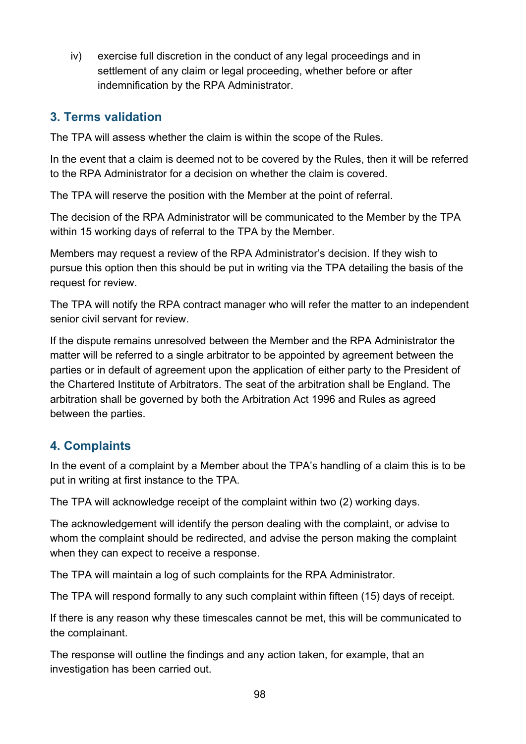iv) exercise full discretion in the conduct of any legal proceedings and in settlement of any claim or legal proceeding, whether before or after indemnification by the RPA Administrator.

## 3. Terms validation

The TPA will assess whether the claim is within the scope of the Rules.

In the event that a claim is deemed not to be covered by the Rules, then it will be referred to the RPA Administrator for a decision on whether the claim is covered.

The TPA will reserve the position with the Member at the point of referral.

The decision of the RPA Administrator will be communicated to the Member by the TPA within 15 working days of referral to the TPA by the Member.

Members may request a review of the RPA Administrator's decision. If they wish to pursue this option then this should be put in writing via the TPA detailing the basis of the request for review.

The TPA will notify the RPA contract manager who will refer the matter to an independent senior civil servant for review.

If the dispute remains unresolved between the Member and the RPA Administrator the matter will be referred to a single arbitrator to be appointed by agreement between the parties or in default of agreement upon the application of either party to the President of the Chartered Institute of Arbitrators. The seat of the arbitration shall be England. The arbitration shall be governed by both the Arbitration Act 1996 and Rules as agreed between the parties.

## 4. Complaints

In the event of a complaint by a Member about the TPA's handling of a claim this is to be put in writing at first instance to the TPA.

The TPA will acknowledge receipt of the complaint within two (2) working days.

The acknowledgement will identify the person dealing with the complaint, or advise to whom the complaint should be redirected, and advise the person making the complaint when they can expect to receive a response.

The TPA will maintain a log of such complaints for the RPA Administrator.

The TPA will respond formally to any such complaint within fifteen (15) days of receipt.

If there is any reason why these timescales cannot be met, this will be communicated to the complainant.

The response will outline the findings and any action taken, for example, that an investigation has been carried out.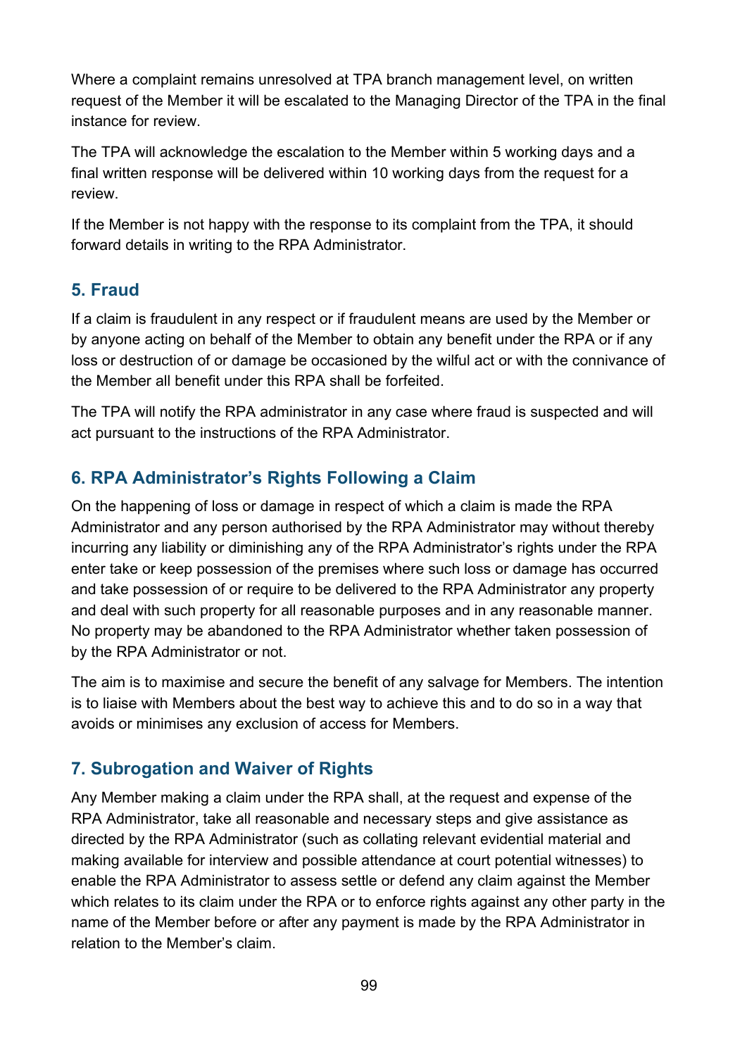Where a complaint remains unresolved at TPA branch management level, on written request of the Member it will be escalated to the Managing Director of the TPA in the final instance for review.

The TPA will acknowledge the escalation to the Member within 5 working days and a final written response will be delivered within 10 working days from the request for a review.

If the Member is not happy with the response to its complaint from the TPA, it should forward details in writing to the RPA Administrator.

## 5. Fraud

If a claim is fraudulent in any respect or if fraudulent means are used by the Member or by anyone acting on behalf of the Member to obtain any benefit under the RPA or if any loss or destruction of or damage be occasioned by the wilful act or with the connivance of the Member all benefit under this RPA shall be forfeited.

The TPA will notify the RPA administrator in any case where fraud is suspected and will act pursuant to the instructions of the RPA Administrator.

## 6. RPA Administrator's Rights Following a Claim

On the happening of loss or damage in respect of which a claim is made the RPA Administrator and any person authorised by the RPA Administrator may without thereby incurring any liability or diminishing any of the RPA Administrator's rights under the RPA enter take or keep possession of the premises where such loss or damage has occurred and take possession of or require to be delivered to the RPA Administrator any property and deal with such property for all reasonable purposes and in any reasonable manner. No property may be abandoned to the RPA Administrator whether taken possession of by the RPA Administrator or not.

The aim is to maximise and secure the benefit of any salvage for Members. The intention is to liaise with Members about the best way to achieve this and to do so in a way that avoids or minimises any exclusion of access for Members.

## 7. Subrogation and Waiver of Rights

Any Member making a claim under the RPA shall, at the request and expense of the RPA Administrator, take all reasonable and necessary steps and give assistance as directed by the RPA Administrator (such as collating relevant evidential material and making available for interview and possible attendance at court potential witnesses) to enable the RPA Administrator to assess settle or defend any claim against the Member which relates to its claim under the RPA or to enforce rights against any other party in the name of the Member before or after any payment is made by the RPA Administrator in relation to the Member's claim.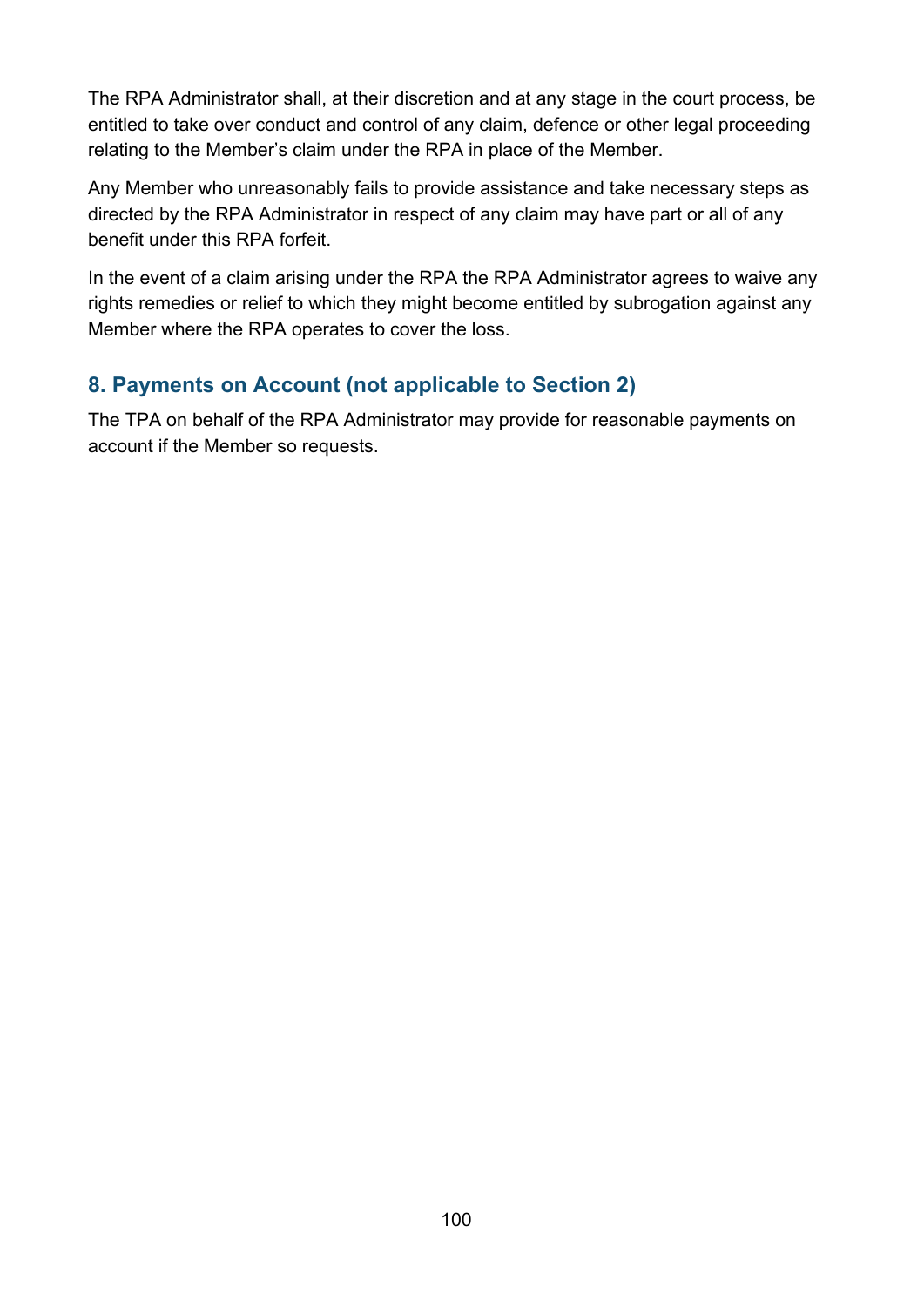The RPA Administrator shall, at their discretion and at any stage in the court process, be entitled to take over conduct and control of any claim, defence or other legal proceeding relating to the Member's claim under the RPA in place of the Member.

Any Member who unreasonably fails to provide assistance and take necessary steps as directed by the RPA Administrator in respect of any claim may have part or all of any benefit under this RPA forfeit.

In the event of a claim arising under the RPA the RPA Administrator agrees to waive any rights remedies or relief to which they might become entitled by subrogation against any Member where the RPA operates to cover the loss.

## 8. Payments on Account (not applicable to Section 2)

The TPA on behalf of the RPA Administrator may provide for reasonable payments on account if the Member so requests.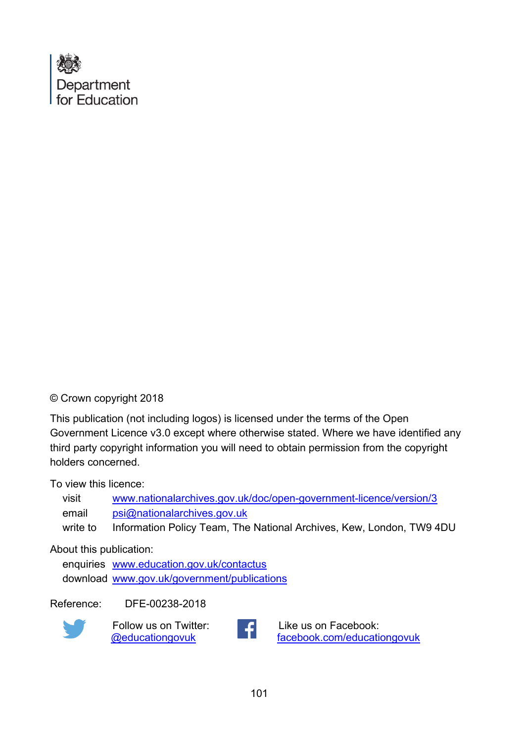Department
for Education

© Crown copyright 2018

This publication (not including logos) is licensed under the terms of the Open Government Licence v3.0 except where otherwise stated. Where we have identified any third party copyright information you will need to obtain permission from the copyright holders concerned.

To view this licence:

| | |
|---|---|
| visit | www.nationalarchives.gov.uk/doc/open-government-licence/version/3 |
| email | psi@nationalarchives.gov.uk |
| write to | Information Policy Team, The National Archives, Kew, London, TW9 4DU |

About this publication:

| | |
|---|---|
| enquiries | www.education.gov.uk/contactus |
| download | www.gov.uk/government/publications |

Reference: DFE-00238-2018

Follow us on Twitter: @educationgovuk

Like us on Facebook: facebook.com/educationgovuk